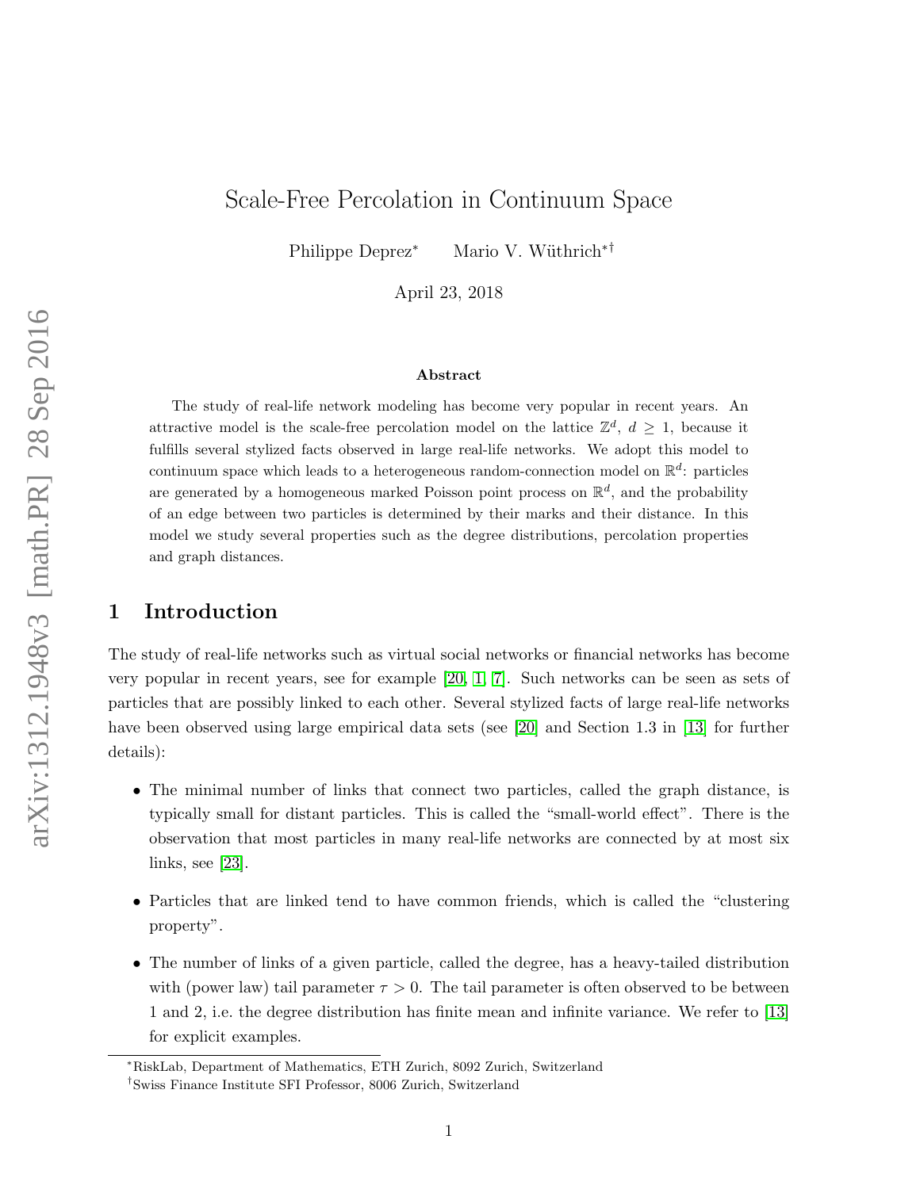# Scale-Free Percolation in Continuum Space

Philippe Deprez[*] Mario V. Wüthrich[*†]

April 23, 2018

### Abstract

The study of real-life network modeling has become very popular in recent years. An attractive model is the scale-free percolation model on the lattice $\mathbb{Z}^d$, $d \geq 1$, because it fulfills several stylized facts observed in large real-life networks. We adopt this model to continuum space which leads to a heterogeneous random-connection model on $\mathbb{R}^d$: particles are generated by a homogeneous marked Poisson point process on $\mathbb{R}^d$, and the probability of an edge between two particles is determined by their marks and their distance. In this model we study several properties such as the degree distributions, percolation properties and graph distances.

## 1 Introduction

The study of real-life networks such as virtual social networks or financial networks has become very popular in recent years, see for example [20, 1, 7]. Such networks can be seen as sets of particles that are possibly linked to each other. Several stylized facts of large real-life networks have been observed using large empirical data sets (see [20] and Section 1.3 in [13] for further details):

- The minimal number of links that connect two particles, called the graph distance, is typically small for distant particles. This is called the "small-world effect". There is the observation that most particles in many real-life networks are connected by at most six links, see [23].
- Particles that are linked tend to have common friends, which is called the "clustering property".
- The number of links of a given particle, called the degree, has a heavy-tailed distribution with (power law) tail parameter $\tau > 0$. The tail parameter is often observed to be between 1 and 2, i.e. the degree distribution has finite mean and infinite variance. We refer to [13] for explicit examples.

---

[*]RiskLab, Department of Mathematics, ETH Zurich, 8092 Zurich, Switzerland

[†]Swiss Finance Institute SFI Professor, 8006 Zurich, Switzerland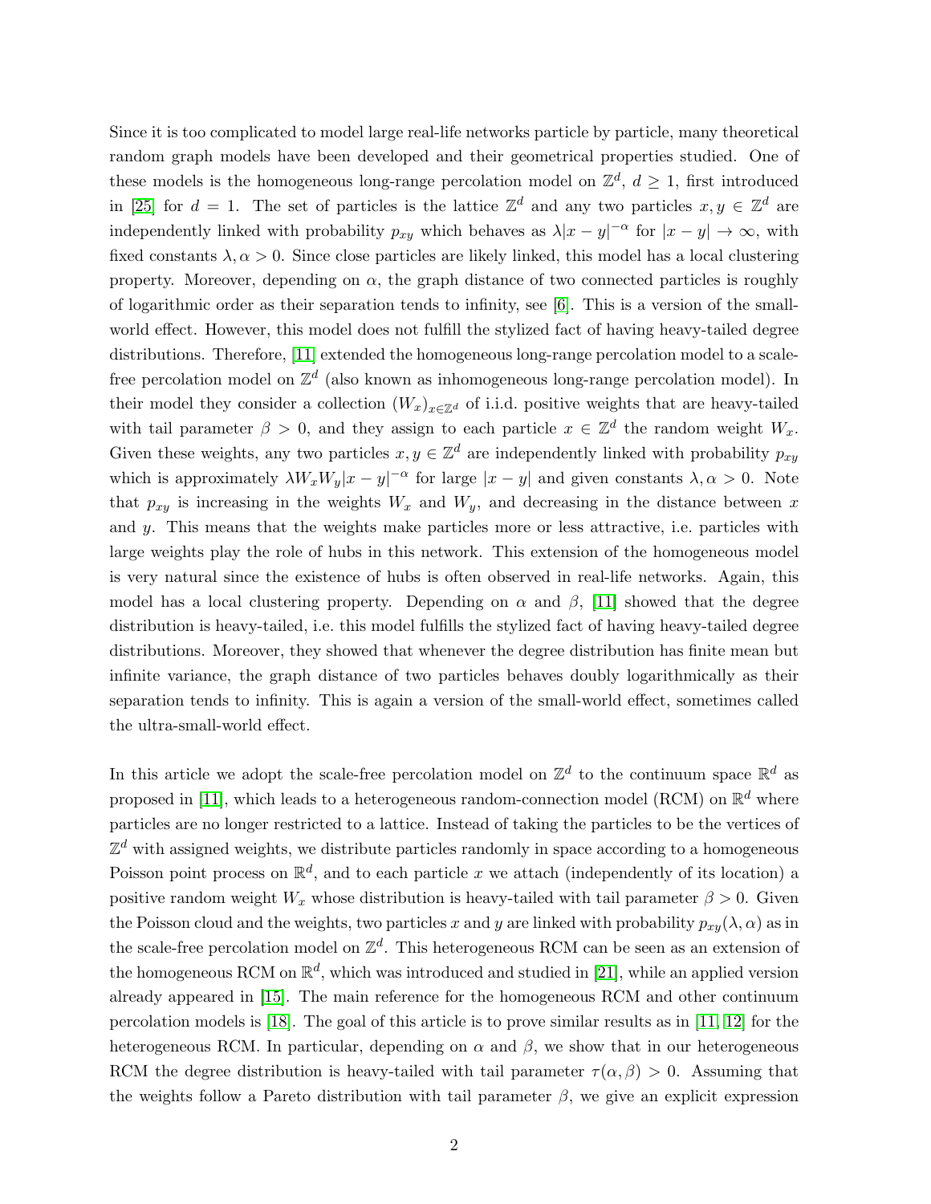Since it is too complicated to model large real-life networks particle by particle, many theoretical random graph models have been developed and their geometrical properties studied. One of these models is the homogeneous long-range percolation model on $\mathbb{Z}^d$, $d \geq 1$, first introduced in [25] for $d = 1$. The set of particles is the lattice $\mathbb{Z}^d$ and any two particles $x, y \in \mathbb{Z}^d$ are independently linked with probability $p_{xy}$ which behaves as $\lambda |x-y|^{-\alpha}$ for $|x-y| \to \infty$, with fixed constants $\lambda, \alpha > 0$. Since close particles are likely linked, this model has a local clustering property. Moreover, depending on $\alpha$, the graph distance of two connected particles is roughly of logarithmic order as their separation tends to infinity, see [6]. This is a version of the small-world effect. However, this model does not fulfill the stylized fact of having heavy-tailed degree distributions. Therefore, [11] extended the homogeneous long-range percolation model to a scale-free percolation model on $\mathbb{Z}^d$ (also known as inhomogeneous long-range percolation model). In their model they consider a collection $(W_x)_{x \in \mathbb{Z}^d}$ of i.i.d. positive weights that are heavy-tailed with tail parameter $\beta > 0$, and they assign to each particle $x \in \mathbb{Z}^d$ the random weight $W_x$. Given these weights, any two particles $x, y \in \mathbb{Z}^d$ are independently linked with probability $p_{xy}$ which is approximately $\lambda W_x W_y |x-y|^{-\alpha}$ for large $|x-y|$ and given constants $\lambda, \alpha > 0$. Note that $p_{xy}$ is increasing in the weights $W_x$ and $W_y$, and decreasing in the distance between $x$ and $y$. This means that the weights make particles more or less attractive, i.e. particles with large weights play the role of hubs in this network. This extension of the homogeneous model is very natural since the existence of hubs is often observed in real-life networks. Again, this model has a local clustering property. Depending on $\alpha$ and $\beta$, [11] showed that the degree distribution is heavy-tailed, i.e. this model fulfills the stylized fact of having heavy-tailed degree distributions. Moreover, they showed that whenever the degree distribution has finite mean but infinite variance, the graph distance of two particles behaves doubly logarithmically as their separation tends to infinity. This is again a version of the small-world effect, sometimes called the ultra-small-world effect.

In this article we adopt the scale-free percolation model on $\mathbb{Z}^d$ to the continuum space $\mathbb{R}^d$ as proposed in [11], which leads to a heterogeneous random-connection model (RCM) on $\mathbb{R}^d$ where particles are no longer restricted to a lattice. Instead of taking the particles to be the vertices of $\mathbb{Z}^d$ with assigned weights, we distribute particles randomly in space according to a homogeneous Poisson point process on $\mathbb{R}^d$, and to each particle $x$ we attach (independently of its location) a positive random weight $W_x$ whose distribution is heavy-tailed with tail parameter $\beta > 0$. Given the Poisson cloud and the weights, two particles $x$ and $y$ are linked with probability $p_{xy}(\lambda, \alpha)$ as in the scale-free percolation model on $\mathbb{Z}^d$. This heterogeneous RCM can be seen as an extension of the homogeneous RCM on $\mathbb{R}^d$, which was introduced and studied in [21], while an applied version already appeared in [15]. The main reference for the homogeneous RCM and other continuum percolation models is [18]. The goal of this article is to prove similar results as in [11, 12] for the heterogeneous RCM. In particular, depending on $\alpha$ and $\beta$, we show that in our heterogeneous RCM the degree distribution is heavy-tailed with tail parameter $\tau(\alpha, \beta) > 0$. Assuming that the weights follow a Pareto distribution with tail parameter $\beta$, we give an explicit expression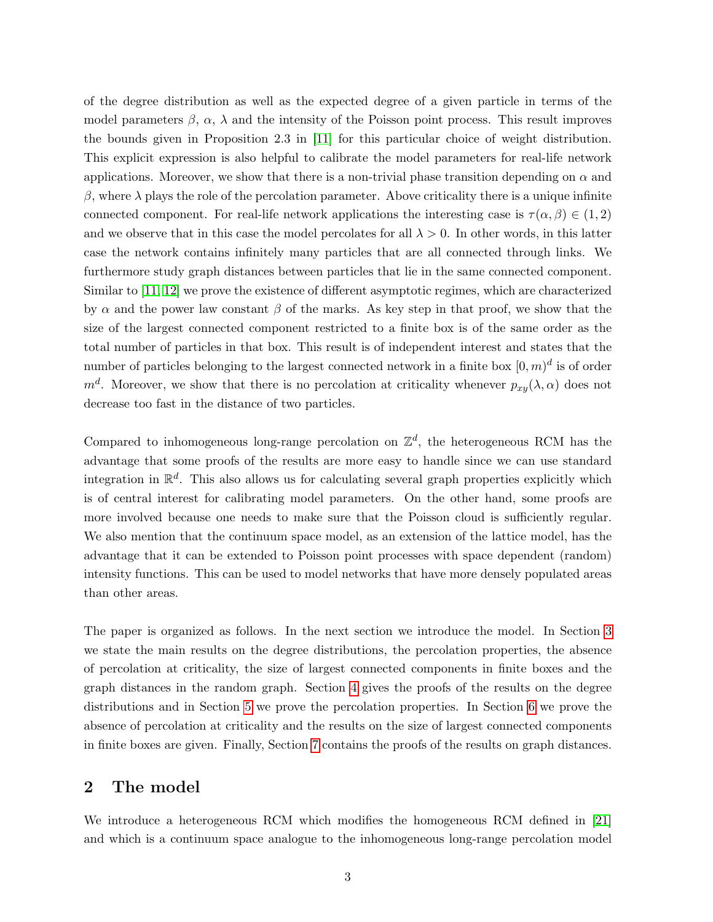of the degree distribution as well as the expected degree of a given particle in terms of the model parameters $\beta$, $\alpha$, $\lambda$ and the intensity of the Poisson point process. This result improves the bounds given in Proposition 2.3 in [11] for this particular choice of weight distribution. This explicit expression is also helpful to calibrate the model parameters for real-life network applications. Moreover, we show that there is a non-trivial phase transition depending on $\alpha$ and $\beta$, where $\lambda$ plays the role of the percolation parameter. Above criticality there is a unique infinite connected component. For real-life network applications the interesting case is $\tau(\alpha, \beta) \in (1, 2)$ and we observe that in this case the model percolates for all $\lambda > 0$. In other words, in this latter case the network contains infinitely many particles that are all connected through links. We furthermore study graph distances between particles that lie in the same connected component. Similar to [11, 12] we prove the existence of different asymptotic regimes, which are characterized by $\alpha$ and the power law constant $\beta$ of the marks. As key step in that proof, we show that the size of the largest connected component restricted to a finite box is of the same order as the total number of particles in that box. This result is of independent interest and states that the number of particles belonging to the largest connected network in a finite box $[0, m)^d$ is of order $m^d$. Moreover, we show that there is no percolation at criticality whenever $p_{xy}(\lambda, \alpha)$ does not decrease too fast in the distance of two particles.

Compared to inhomogeneous long-range percolation on $\mathbb{Z}^d$, the heterogeneous RCM has the advantage that some proofs of the results are more easy to handle since we can use standard integration in $\mathbb{R}^d$. This also allows us for calculating several graph properties explicitly which is of central interest for calibrating model parameters. On the other hand, some proofs are more involved because one needs to make sure that the Poisson cloud is sufficiently regular. We also mention that the continuum space model, as an extension of the lattice model, has the advantage that it can be extended to Poisson point processes with space dependent (random) intensity functions. This can be used to model networks that have more densely populated areas than other areas.

The paper is organized as follows. In the next section we introduce the model. In Section 3 we state the main results on the degree distributions, the percolation properties, the absence of percolation at criticality, the size of largest connected components in finite boxes and the graph distances in the random graph. Section 4 gives the proofs of the results on the degree distributions and in Section 5 we prove the percolation properties. In Section 6 we prove the absence of percolation at criticality and the results on the size of largest connected components in finite boxes are given. Finally, Section 7 contains the proofs of the results on graph distances.

## 2 The model

We introduce a heterogeneous RCM which modifies the homogeneous RCM defined in [21] and which is a continuum space analogue to the inhomogeneous long-range percolation model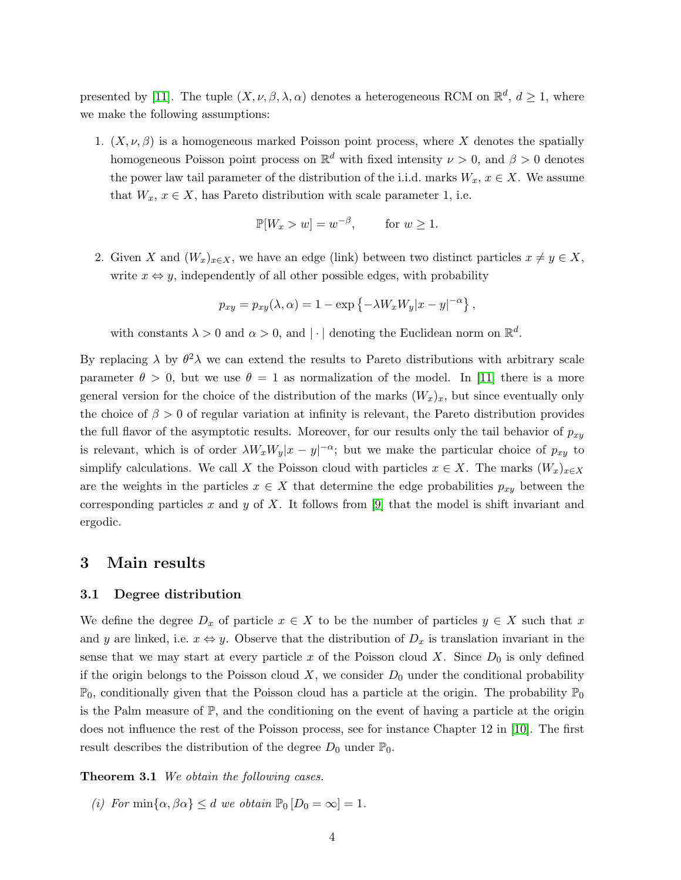presented by [11]. The tuple $(X, \nu, \beta, \lambda, \alpha)$ denotes a heterogeneous RCM on $\mathbb{R}^d$, $d \geq 1$, where we make the following assumptions:

1. $(X, \nu, \beta)$ is a homogeneous marked Poisson point process, where $X$ denotes the spatially homogeneous Poisson point process on $\mathbb{R}^d$ with fixed intensity $\nu > 0$, and $\beta > 0$ denotes the power law tail parameter of the distribution of the i.i.d. marks $W_x$, $x \in X$. We assume that $W_x$, $x \in X$, has Pareto distribution with scale parameter 1, i.e.

$$\mathbb{P}[W_x > w] = w^{-\beta}, \qquad \text{for } w \geq 1.$$

2. Given $X$ and $(W_x)_{x \in X}$, we have an edge (link) between two distinct particles $x \neq y \in X$, write $x \Leftrightarrow y$, independently of all other possible edges, with probability

$$p_{xy} = p_{xy}(\lambda, \alpha) = 1 - \exp\left\{-\lambda W_x W_y |x - y|^{-\alpha}\right\},$$

with constants $\lambda > 0$ and $\alpha > 0$, and $|\cdot|$ denoting the Euclidean norm on $\mathbb{R}^d$.

By replacing $\lambda$ by $\theta^2 \lambda$ we can extend the results to Pareto distributions with arbitrary scale parameter $\theta > 0$, but we use $\theta = 1$ as normalization of the model. In [11] there is a more general version for the choice of the distribution of the marks $(W_x)_x$, but since eventually only the choice of $\beta > 0$ of regular variation at infinity is relevant, the Pareto distribution provides the full flavor of the asymptotic results. Moreover, for our results only the tail behavior of $p_{xy}$ is relevant, which is of order $\lambda W_x W_y |x - y|^{-\alpha}$; but we make the particular choice of $p_{xy}$ to simplify calculations. We call $X$ the Poisson cloud with particles $x \in X$. The marks $(W_x)_{x \in X}$ are the weights in the particles $x \in X$ that determine the edge probabilities $p_{xy}$ between the corresponding particles $x$ and $y$ of $X$. It follows from [9] that the model is shift invariant and ergodic.

# 3 Main results

## 3.1 Degree distribution

We define the degree $D_x$ of particle $x \in X$ to be the number of particles $y \in X$ such that $x$ and $y$ are linked, i.e. $x \Leftrightarrow y$. Observe that the distribution of $D_x$ is translation invariant in the sense that we may start at every particle $x$ of the Poisson cloud $X$. Since $D_0$ is only defined if the origin belongs to the Poisson cloud $X$, we consider $D_0$ under the conditional probability $\mathbb{P}_0$, conditionally given that the Poisson cloud has a particle at the origin. The probability $\mathbb{P}_0$ is the Palm measure of $\mathbb{P}$, and the conditioning on the event of having a particle at the origin does not influence the rest of the Poisson process, see for instance Chapter 12 in [10]. The first result describes the distribution of the degree $D_0$ under $\mathbb{P}_0$.

**Theorem 3.1** *We obtain the following cases.*

*(i) For $\min\{\alpha, \beta\alpha\} \leq d$ we obtain $\mathbb{P}_0 [D_0 = \infty] = 1$.*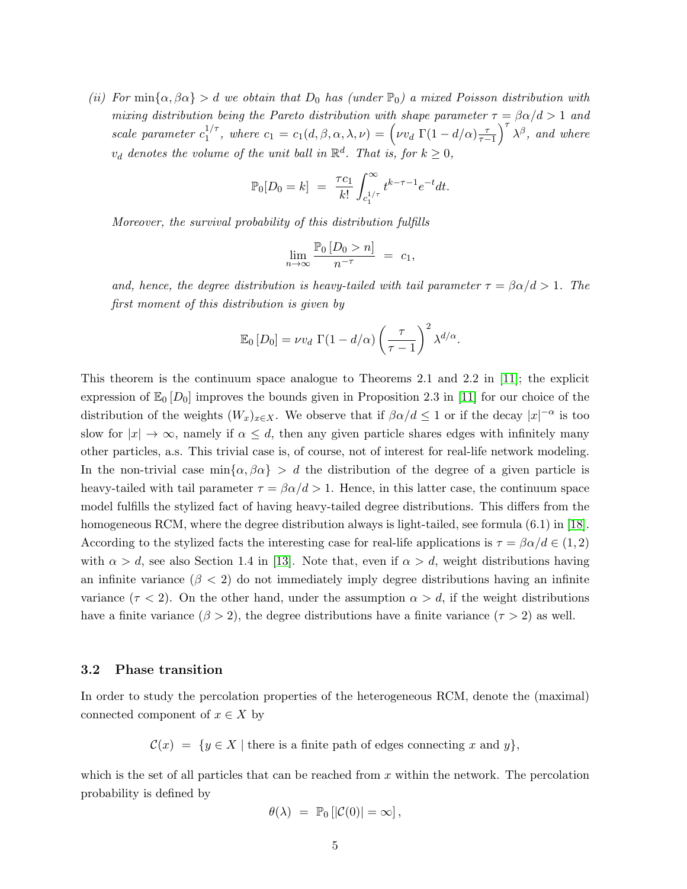*(ii) For $\min\{\alpha, \beta\alpha\} > d$ we obtain that $D_0$ has (under $\mathbb{P}_0$) a mixed Poisson distribution with mixing distribution being the Pareto distribution with shape parameter $\tau = \beta\alpha/d > 1$ and scale parameter $c_1^{1/\tau}$, where $c_1 = c_1(d, \beta, \alpha, \lambda, \nu) = \left(\nu v_d \, \Gamma(1 - d/\alpha)\frac{\tau}{\tau - 1}\right)^\tau \lambda^\beta$, and where $v_d$ denotes the volume of the unit ball in $\mathbb{R}^d$. That is, for $k \geq 0$,*

$$\mathbb{P}_0[D_0 = k] \;=\; \frac{\tau c_1}{k!} \int_{c_1^{1/\tau}}^\infty t^{k-\tau-1} e^{-t} dt.$$

*Moreover, the survival probability of this distribution fulfills*

$$\lim_{n\to\infty} \frac{\mathbb{P}_0\left[D_0 > n\right]}{n^{-\tau}} \;=\; c_1,$$

*and, hence, the degree distribution is heavy-tailed with tail parameter $\tau = \beta\alpha/d > 1$. The first moment of this distribution is given by*

$$\mathbb{E}_0\left[D_0\right] = \nu v_d \; \Gamma(1 - d/\alpha) \left(\frac{\tau}{\tau - 1}\right)^2 \lambda^{d/\alpha}.$$

This theorem is the continuum space analogue to Theorems 2.1 and 2.2 in [11]; the explicit expression of $\mathbb{E}_0\left[D_0\right]$ improves the bounds given in Proposition 2.3 in [11] for our choice of the distribution of the weights $(W_x)_{x\in X}$. We observe that if $\beta\alpha/d \leq 1$ or if the decay $|x|^{-\alpha}$ is too slow for $|x| \to \infty$, namely if $\alpha \leq d$, then any given particle shares edges with infinitely many other particles, a.s. This trivial case is, of course, not of interest for real-life network modeling. In the non-trivial case $\min\{\alpha, \beta\alpha\} > d$ the distribution of the degree of a given particle is heavy-tailed with tail parameter $\tau = \beta\alpha/d > 1$. Hence, in this latter case, the continuum space model fulfills the stylized fact of having heavy-tailed degree distributions. This differs from the homogeneous RCM, where the degree distribution always is light-tailed, see formula (6.1) in [18]. According to the stylized facts the interesting case for real-life applications is $\tau = \beta\alpha/d \in (1, 2)$ with $\alpha > d$, see also Section 1.4 in [13]. Note that, even if $\alpha > d$, weight distributions having an infinite variance ($\beta < 2$) do not immediately imply degree distributions having an infinite variance ($\tau < 2$). On the other hand, under the assumption $\alpha > d$, if the weight distributions have a finite variance ($\beta > 2$), the degree distributions have a finite variance ($\tau > 2$) as well.

### 3.2 Phase transition

In order to study the percolation properties of the heterogeneous RCM, denote the (maximal) connected component of $x \in X$ by

$$\mathcal{C}(x) \;=\; \{y \in X \mid \text{there is a finite path of edges connecting } x \text{ and } y\},$$

which is the set of all particles that can be reached from $x$ within the network. The percolation probability is defined by

$$\theta(\lambda) \;=\; \mathbb{P}_0\left[|\mathcal{C}(0)| = \infty\right],$$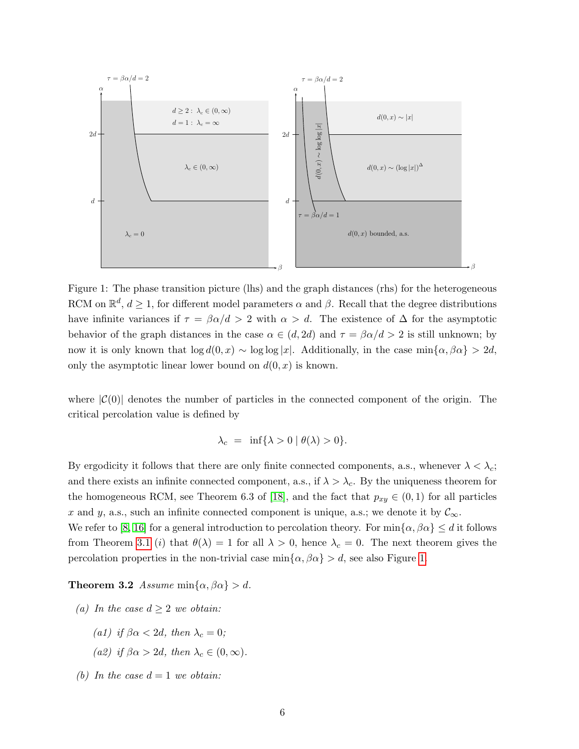Figure 1: The phase transition picture (lhs) and the graph distances (rhs) for the heterogeneous RCM on $\mathbb{R}^d$, $d \geq 1$, for different model parameters $\alpha$ and $\beta$. Recall that the degree distributions have infinite variances if $\tau = \beta\alpha/d > 2$ with $\alpha > d$. The existence of $\Delta$ for the asymptotic behavior of the graph distances in the case $\alpha \in (d, 2d)$ and $\tau = \beta\alpha/d > 2$ is still unknown; by now it is only known that $\log d(0, x) \sim \log \log |x|$. Additionally, in the case $\min\{\alpha, \beta\alpha\} > 2d$, only the asymptotic linear lower bound on $d(0, x)$ is known.

where $|\mathcal{C}(0)|$ denotes the number of particles in the connected component of the origin. The critical percolation value is defined by

$$\lambda_c = \inf\{\lambda > 0 \mid \theta(\lambda) > 0\}.$$

By ergodicity it follows that there are only finite connected components, a.s., whenever $\lambda < \lambda_c$; and there exists an infinite connected component, a.s., if $\lambda > \lambda_c$. By the uniqueness theorem for the homogeneous RCM, see Theorem 6.3 of [18], and the fact that $p_{xy} \in (0, 1)$ for all particles $x$ and $y$, a.s., such an infinite connected component is unique, a.s.; we denote it by $\mathcal{C}_\infty$.

We refer to [8, 16] for a general introduction to percolation theory. For $\min\{\alpha, \beta\alpha\} \leq d$ it follows from Theorem 3.1 $(i)$ that $\theta(\lambda) = 1$ for all $\lambda > 0$, hence $\lambda_c = 0$. The next theorem gives the percolation properties in the non-trivial case $\min\{\alpha, \beta\alpha\} > d$, see also Figure 1.

**Theorem 3.2** *Assume* $\min\{\alpha, \beta\alpha\} > d$.

- *(a) In the case $d \geq 2$ we obtain:*
  - *(a1) if $\beta\alpha < 2d$, then $\lambda_c = 0$;*
  - *(a2) if $\beta\alpha > 2d$, then $\lambda_c \in (0, \infty)$.*
- *(b) In the case $d = 1$ we obtain:*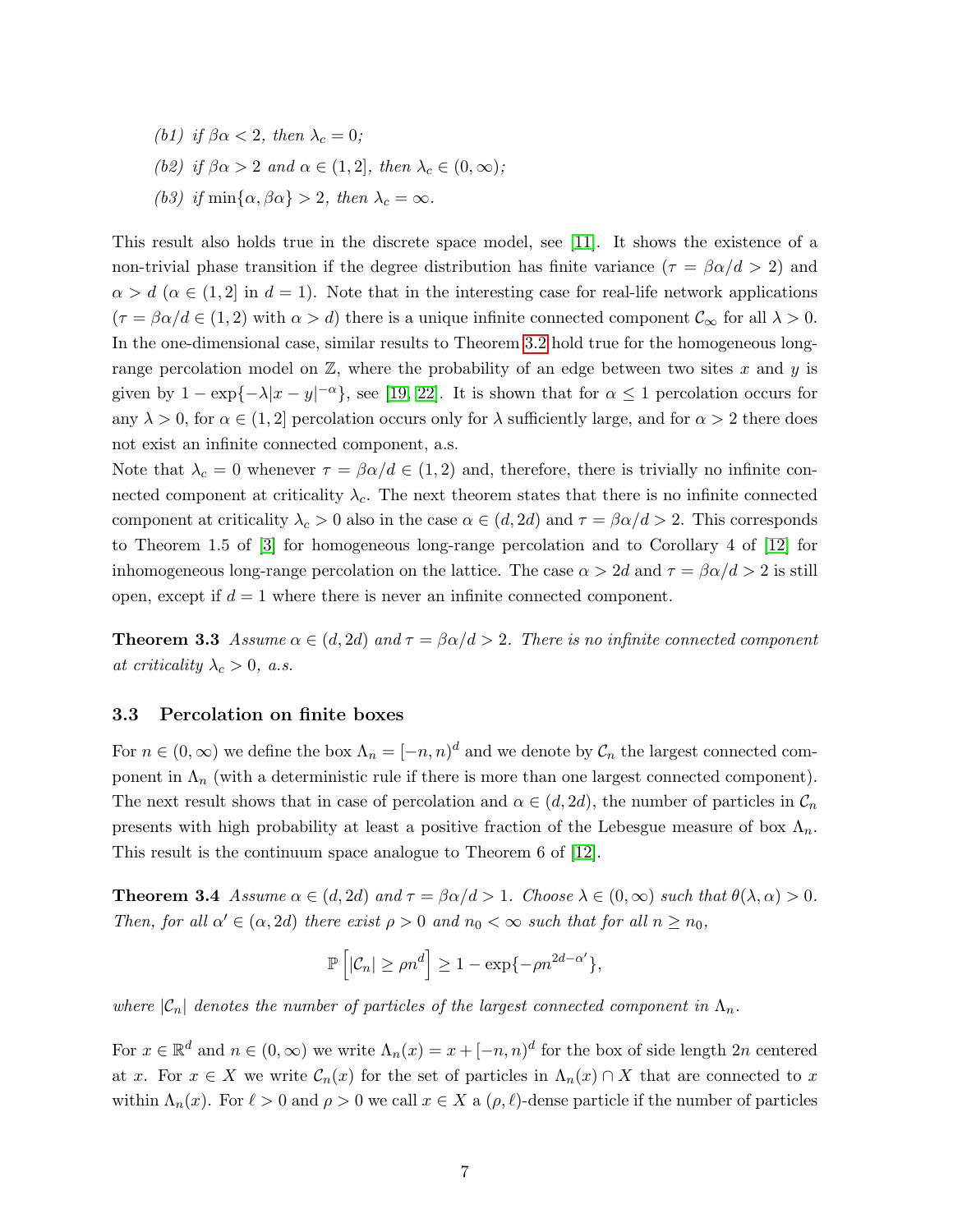*(b1) if $\beta\alpha < 2$, then $\lambda_c = 0$;*

*(b2) if $\beta\alpha > 2$ and $\alpha \in (1, 2]$, then $\lambda_c \in (0, \infty)$;*

*(b3) if $\min\{\alpha, \beta\alpha\} > 2$, then $\lambda_c = \infty$.*

This result also holds true in the discrete space model, see [11]. It shows the existence of a non-trivial phase transition if the degree distribution has finite variance ($\tau = \beta\alpha/d > 2$) and $\alpha > d$ ($\alpha \in (1, 2]$ in $d = 1$). Note that in the interesting case for real-life network applications ($\tau = \beta\alpha/d \in (1, 2)$ with $\alpha > d$) there is a unique infinite connected component $\mathcal{C}_\infty$ for all $\lambda > 0$. In the one-dimensional case, similar results to Theorem 3.2 hold true for the homogeneous long-range percolation model on $\mathbb{Z}$, where the probability of an edge between two sites $x$ and $y$ is given by $1 - \exp\{-\lambda|x - y|^{-\alpha}\}$, see [19, 22]. It is shown that for $\alpha \leq 1$ percolation occurs for any $\lambda > 0$, for $\alpha \in (1, 2]$ percolation occurs only for $\lambda$ sufficiently large, and for $\alpha > 2$ there does not exist an infinite connected component, a.s.

Note that $\lambda_c = 0$ whenever $\tau = \beta\alpha/d \in (1, 2)$ and, therefore, there is trivially no infinite connected component at criticality $\lambda_c$. The next theorem states that there is no infinite connected component at criticality $\lambda_c > 0$ also in the case $\alpha \in (d, 2d)$ and $\tau = \beta\alpha/d > 2$. This corresponds to Theorem 1.5 of [3] for homogeneous long-range percolation and to Corollary 4 of [12] for inhomogeneous long-range percolation on the lattice. The case $\alpha > 2d$ and $\tau = \beta\alpha/d > 2$ is still open, except if $d = 1$ where there is never an infinite connected component.

**Theorem 3.3** *Assume $\alpha \in (d, 2d)$ and $\tau = \beta\alpha/d > 2$. There is no infinite connected component at criticality $\lambda_c > 0$, a.s.*

### 3.3 Percolation on finite boxes

For $n \in (0, \infty)$ we define the box $\Lambda_n = [-n, n)^d$ and we denote by $\mathcal{C}_n$ the largest connected component in $\Lambda_n$ (with a deterministic rule if there is more than one largest connected component). The next result shows that in case of percolation and $\alpha \in (d, 2d)$, the number of particles in $\mathcal{C}_n$ presents with high probability at least a positive fraction of the Lebesgue measure of box $\Lambda_n$. This result is the continuum space analogue to Theorem 6 of [12].

**Theorem 3.4** *Assume $\alpha \in (d, 2d)$ and $\tau = \beta\alpha/d > 1$. Choose $\lambda \in (0, \infty)$ such that $\theta(\lambda, \alpha) > 0$. Then, for all $\alpha' \in (\alpha, 2d)$ there exist $\rho > 0$ and $n_0 < \infty$ such that for all $n \geq n_0$,*

$$\mathbb{P}\left[|\mathcal{C}_n| \geq \rho n^d\right] \geq 1 - \exp\{-\rho n^{2d-\alpha'}\},$$

*where $|\mathcal{C}_n|$ denotes the number of particles of the largest connected component in $\Lambda_n$.*

For $x \in \mathbb{R}^d$ and $n \in (0, \infty)$ we write $\Lambda_n(x) = x + [-n, n)^d$ for the box of side length $2n$ centered at $x$. For $x \in X$ we write $\mathcal{C}_n(x)$ for the set of particles in $\Lambda_n(x) \cap X$ that are connected to $x$ within $\Lambda_n(x)$. For $\ell > 0$ and $\rho > 0$ we call $x \in X$ a $(\rho, \ell)$-dense particle if the number of particles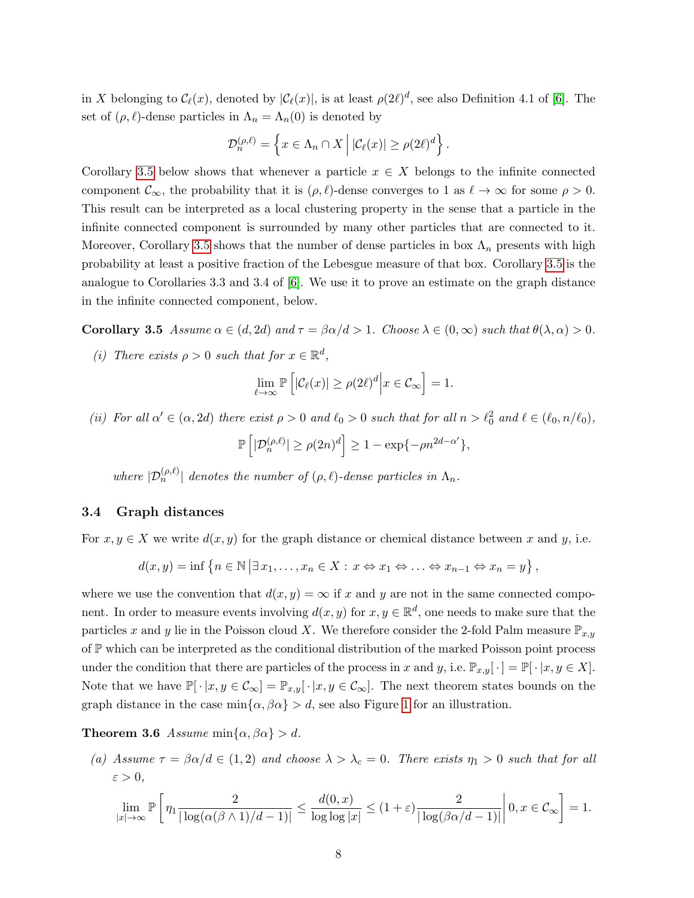in $X$ belonging to $\mathcal{C}_\ell(x)$, denoted by $|\mathcal{C}_\ell(x)|$, is at least $\rho(2\ell)^d$, see also Definition 4.1 of [6]. The set of $(\rho,\ell)$-dense particles in $\Lambda_n = \Lambda_n(0)$ is denoted by

$$\mathcal{D}_n^{(\rho,\ell)} = \left\{ x \in \Lambda_n \cap X \,\middle|\, |\mathcal{C}_\ell(x)| \geq \rho(2\ell)^d \right\}.$$

Corollary 3.5 below shows that whenever a particle $x \in X$ belongs to the infinite connected component $\mathcal{C}_\infty$, the probability that it is $(\rho,\ell)$-dense converges to 1 as $\ell \to \infty$ for some $\rho > 0$. This result can be interpreted as a local clustering property in the sense that a particle in the infinite connected component is surrounded by many other particles that are connected to it. Moreover, Corollary 3.5 shows that the number of dense particles in box $\Lambda_n$ presents with high probability at least a positive fraction of the Lebesgue measure of that box. Corollary 3.5 is the analogue to Corollaries 3.3 and 3.4 of [6]. We use it to prove an estimate on the graph distance in the infinite connected component, below.

**Corollary 3.5** *Assume $\alpha \in (d, 2d)$ and $\tau = \beta\alpha/d > 1$. Choose $\lambda \in (0, \infty)$ such that $\theta(\lambda, \alpha) > 0$.*

*(i) There exists $\rho > 0$ such that for $x \in \mathbb{R}^d$,*

$$\lim_{\ell \to \infty} \mathbb{P}\left[ |\mathcal{C}_\ell(x)| \geq \rho(2\ell)^d \,\middle|\, x \in \mathcal{C}_\infty \right] = 1.$$

*(ii) For all $\alpha' \in (\alpha, 2d)$ there exist $\rho > 0$ and $\ell_0 > 0$ such that for all $n > \ell_0^2$ and $\ell \in (\ell_0, n/\ell_0)$,*

$$\mathbb{P}\left[ |\mathcal{D}_n^{(\rho,\ell)}| \geq \rho(2n)^d \right] \geq 1 - \exp\{-\rho n^{2d-\alpha'}\},$$

*where $|\mathcal{D}_n^{(\rho,\ell)}|$ denotes the number of $(\rho,\ell)$-dense particles in $\Lambda_n$.*

### 3.4 Graph distances

For $x, y \in X$ we write $d(x, y)$ for the graph distance or chemical distance between $x$ and $y$, i.e.

$$d(x,y) = \inf \left\{ n \in \mathbb{N} \,\middle|\, \exists x_1, \ldots, x_n \in X : x \Leftrightarrow x_1 \Leftrightarrow \ldots \Leftrightarrow x_{n-1} \Leftrightarrow x_n = y \right\},$$

where we use the convention that $d(x, y) = \infty$ if $x$ and $y$ are not in the same connected component. In order to measure events involving $d(x, y)$ for $x, y \in \mathbb{R}^d$, one needs to make sure that the particles $x$ and $y$ lie in the Poisson cloud $X$. We therefore consider the 2-fold Palm measure $\mathbb{P}_{x,y}$ of $\mathbb{P}$ which can be interpreted as the conditional distribution of the marked Poisson point process under the condition that there are particles of the process in $x$ and $y$, i.e. $\mathbb{P}_{x,y}[\,\cdot\,] = \mathbb{P}[\,\cdot\,|x, y \in X]$. Note that we have $\mathbb{P}[\,\cdot\,|x, y \in \mathcal{C}_\infty] = \mathbb{P}_{x,y}[\,\cdot\,|x, y \in \mathcal{C}_\infty]$. The next theorem states bounds on the graph distance in the case $\min\{\alpha, \beta\alpha\} > d$, see also Figure 1 for an illustration.

**Theorem 3.6** *Assume $\min\{\alpha, \beta\alpha\} > d$.*

*(a) Assume $\tau = \beta\alpha/d \in (1, 2)$ and choose $\lambda > \lambda_c = 0$. There exists $\eta_1 > 0$ such that for all $\varepsilon > 0$,*

$$\lim_{|x| \to \infty} \mathbb{P}\left[ \eta_1 \frac{2}{|\log(\alpha(\beta \wedge 1)/d - 1)|} \leq \frac{d(0,x)}{\log\log|x|} \leq (1+\varepsilon)\frac{2}{|\log(\beta\alpha/d - 1)|} \,\middle|\, 0, x \in \mathcal{C}_\infty \right] = 1.$$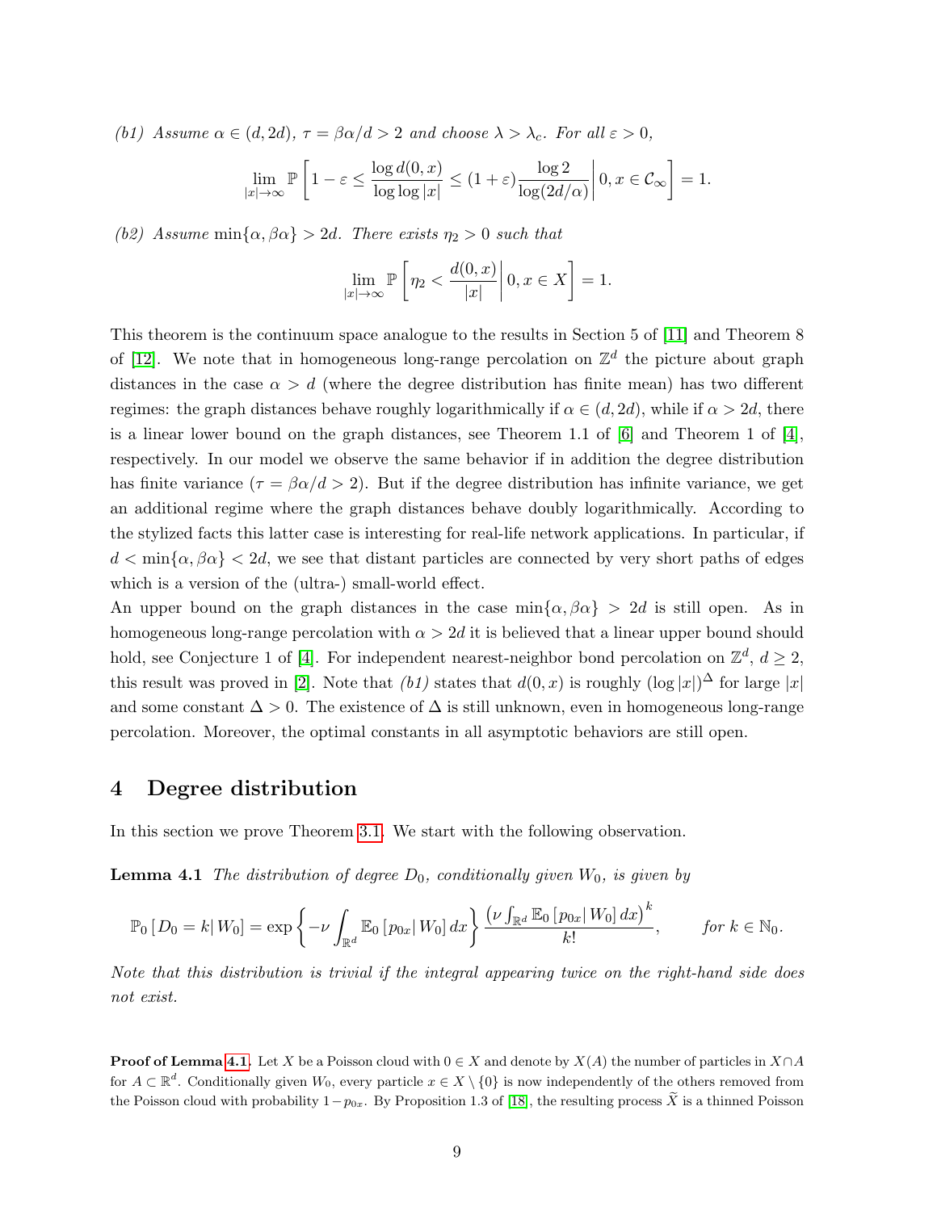*(b1) Assume $\alpha \in (d, 2d)$, $\tau = \beta\alpha/d > 2$ and choose $\lambda > \lambda_c$. For all $\varepsilon > 0$,*

$$\lim_{|x|\to\infty} \mathbb{P}\left[ 1 - \varepsilon \leq \frac{\log d(0,x)}{\log\log|x|} \leq (1+\varepsilon)\frac{\log 2}{\log(2d/\alpha)} \,\middle|\, 0, x \in \mathcal{C}_\infty \right] = 1.$$

*(b2) Assume $\min\{\alpha, \beta\alpha\} > 2d$. There exists $\eta_2 > 0$ such that*

$$\lim_{|x|\to\infty} \mathbb{P}\left[ \eta_2 < \frac{d(0,x)}{|x|} \,\middle|\, 0, x \in X \right] = 1.$$

This theorem is the continuum space analogue to the results in Section 5 of [11] and Theorem 8 of [12]. We note that in homogeneous long-range percolation on $\mathbb{Z}^d$ the picture about graph distances in the case $\alpha > d$ (where the degree distribution has finite mean) has two different regimes: the graph distances behave roughly logarithmically if $\alpha \in (d, 2d)$, while if $\alpha > 2d$, there is a linear lower bound on the graph distances, see Theorem 1.1 of [6] and Theorem 1 of [4], respectively. In our model we observe the same behavior if in addition the degree distribution has finite variance ($\tau = \beta\alpha/d > 2$). But if the degree distribution has infinite variance, we get an additional regime where the graph distances behave doubly logarithmically. According to the stylized facts this latter case is interesting for real-life network applications. In particular, if $d < \min\{\alpha, \beta\alpha\} < 2d$, we see that distant particles are connected by very short paths of edges which is a version of the (ultra-) small-world effect.

An upper bound on the graph distances in the case $\min\{\alpha, \beta\alpha\} > 2d$ is still open. As in homogeneous long-range percolation with $\alpha > 2d$ it is believed that a linear upper bound should hold, see Conjecture 1 of [4]. For independent nearest-neighbor bond percolation on $\mathbb{Z}^d$, $d \geq 2$, this result was proved in [2]. Note that *(b1)* states that $d(0,x)$ is roughly $(\log|x|)^\Delta$ for large $|x|$ and some constant $\Delta > 0$. The existence of $\Delta$ is still unknown, even in homogeneous long-range percolation. Moreover, the optimal constants in all asymptotic behaviors are still open.

# 4 Degree distribution

In this section we prove Theorem 3.1. We start with the following observation.

**Lemma 4.1** *The distribution of degree $D_0$, conditionally given $W_0$, is given by*

$$\mathbb{P}_0\left[D_0 = k \middle| W_0\right] = \exp\left\{-\nu \int_{\mathbb{R}^d} \mathbb{E}_0\left[p_{0x}\middle| W_0\right] dx\right\} \frac{\left(\nu \int_{\mathbb{R}^d} \mathbb{E}_0\left[p_{0x}\middle| W_0\right] dx\right)^k}{k!}, \qquad \text{for } k \in \mathbb{N}_0.$$

*Note that this distribution is trivial if the integral appearing twice on the right-hand side does not exist.*

**Proof of Lemma 4.1.** Let $X$ be a Poisson cloud with $0 \in X$ and denote by $X(A)$ the number of particles in $X \cap A$ for $A \subset \mathbb{R}^d$. Conditionally given $W_0$, every particle $x \in X \setminus \{0\}$ is now independently of the others removed from the Poisson cloud with probability $1 - p_{0x}$. By Proposition 1.3 of [18], the resulting process $\widetilde{X}$ is a thinned Poisson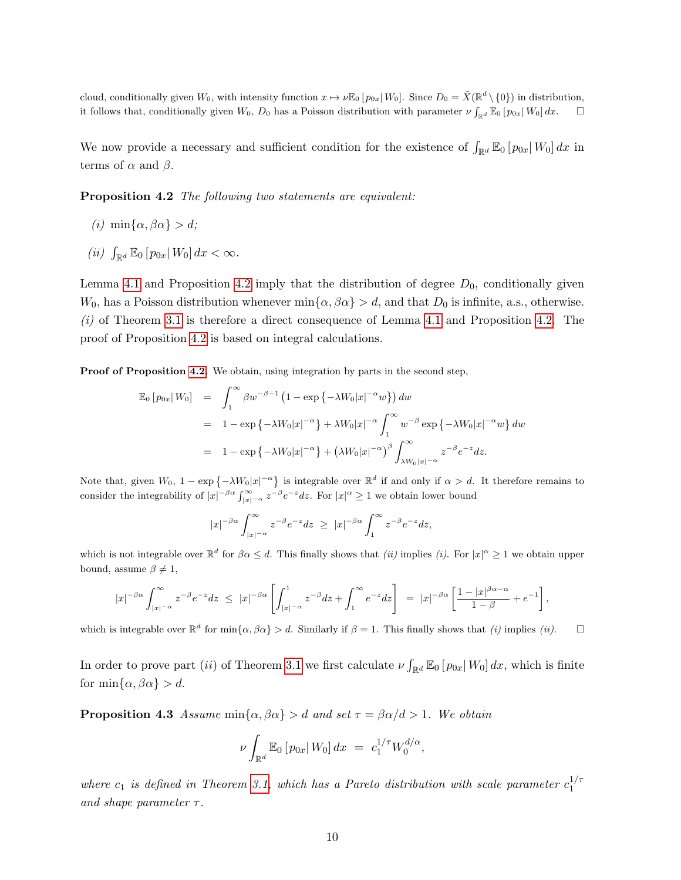cloud, conditionally given $W_0$, with intensity function $x \mapsto \nu \mathbb{E}_0 [p_{0x}| W_0]$. Since $D_0 = \tilde{X}(\mathbb{R}^d \setminus \{0\})$ in distribution, it follows that, conditionally given $W_0$, $D_0$ has a Poisson distribution with parameter $\nu \int_{\mathbb{R}^d} \mathbb{E}_0 [p_{0x}| W_0] \, dx$. □

We now provide a necessary and sufficient condition for the existence of $\int_{\mathbb{R}^d} \mathbb{E}_0 [p_{0x}| W_0] \, dx$ in terms of $\alpha$ and $\beta$.

**Proposition 4.2** *The following two statements are equivalent:*

*(i)* $\min\{\alpha, \beta\alpha\} > d$;

*(ii)* $\int_{\mathbb{R}^d} \mathbb{E}_0 [p_{0x}| W_0] \, dx < \infty$.

Lemma 4.1 and Proposition 4.2 imply that the distribution of degree $D_0$, conditionally given $W_0$, has a Poisson distribution whenever $\min\{\alpha, \beta\alpha\} > d$, and that $D_0$ is infinite, a.s., otherwise. *(i)* of Theorem 3.1 is therefore a direct consequence of Lemma 4.1 and Proposition 4.2. The proof of Proposition 4.2 is based on integral calculations.

**Proof of Proposition 4.2.** We obtain, using integration by parts in the second step,

$$
\begin{aligned}
\mathbb{E}_0 [p_{0x}| W_0] &= \int_1^\infty \beta w^{-\beta-1} \left(1 - \exp\left\{-\lambda W_0 |x|^{-\alpha} w\right\}\right) dw \\
&= 1 - \exp\left\{-\lambda W_0 |x|^{-\alpha}\right\} + \lambda W_0 |x|^{-\alpha} \int_1^\infty w^{-\beta} \exp\left\{-\lambda W_0 |x|^{-\alpha} w\right\} dw \\
&= 1 - \exp\left\{-\lambda W_0 |x|^{-\alpha}\right\} + \left(\lambda W_0 |x|^{-\alpha}\right)^\beta \int_{\lambda W_0 |x|^{-\alpha}}^\infty z^{-\beta} e^{-z} dz.
\end{aligned}
$$

Note that, given $W_0$, $1 - \exp\left\{-\lambda W_0 |x|^{-\alpha}\right\}$ is integrable over $\mathbb{R}^d$ if and only if $\alpha > d$. It therefore remains to consider the integrability of $|x|^{-\beta\alpha} \int_{|x|^{-\alpha}}^\infty z^{-\beta} e^{-z} dz$. For $|x|^\alpha \geq 1$ we obtain lower bound

$$
|x|^{-\beta\alpha} \int_{|x|^{-\alpha}}^\infty z^{-\beta} e^{-z} dz \;\geq\; |x|^{-\beta\alpha} \int_1^\infty z^{-\beta} e^{-z} dz,
$$

which is not integrable over $\mathbb{R}^d$ for $\beta\alpha \leq d$. This finally shows that *(ii)* implies *(i)*. For $|x|^\alpha \geq 1$ we obtain upper bound, assume $\beta \neq 1$,

$$
|x|^{-\beta\alpha} \int_{|x|^{-\alpha}}^\infty z^{-\beta} e^{-z} dz \;\leq\; |x|^{-\beta\alpha} \left[\int_{|x|^{-\alpha}}^1 z^{-\beta} dz + \int_1^\infty e^{-z} dz\right] \;=\; |x|^{-\beta\alpha} \left[\frac{1 - |x|^{\beta\alpha - \alpha}}{1 - \beta} + e^{-1}\right],
$$

which is integrable over $\mathbb{R}^d$ for $\min\{\alpha, \beta\alpha\} > d$. Similarly if $\beta = 1$. This finally shows that *(i)* implies *(ii)*. □

In order to prove part *(ii)* of Theorem 3.1 we first calculate $\nu \int_{\mathbb{R}^d} \mathbb{E}_0 [p_{0x}| W_0] \, dx$, which is finite for $\min\{\alpha, \beta\alpha\} > d$.

**Proposition 4.3** *Assume* $\min\{\alpha, \beta\alpha\} > d$ *and set* $\tau = \beta\alpha/d > 1$. *We obtain*

$$
\nu \int_{\mathbb{R}^d} \mathbb{E}_0 [p_{0x}| W_0] \, dx \;=\; c_1^{1/\tau} W_0^{d/\alpha},
$$

*where* $c_1$ *is defined in Theorem 3.1, which has a Pareto distribution with scale parameter* $c_1^{1/\tau}$ *and shape parameter* $\tau$.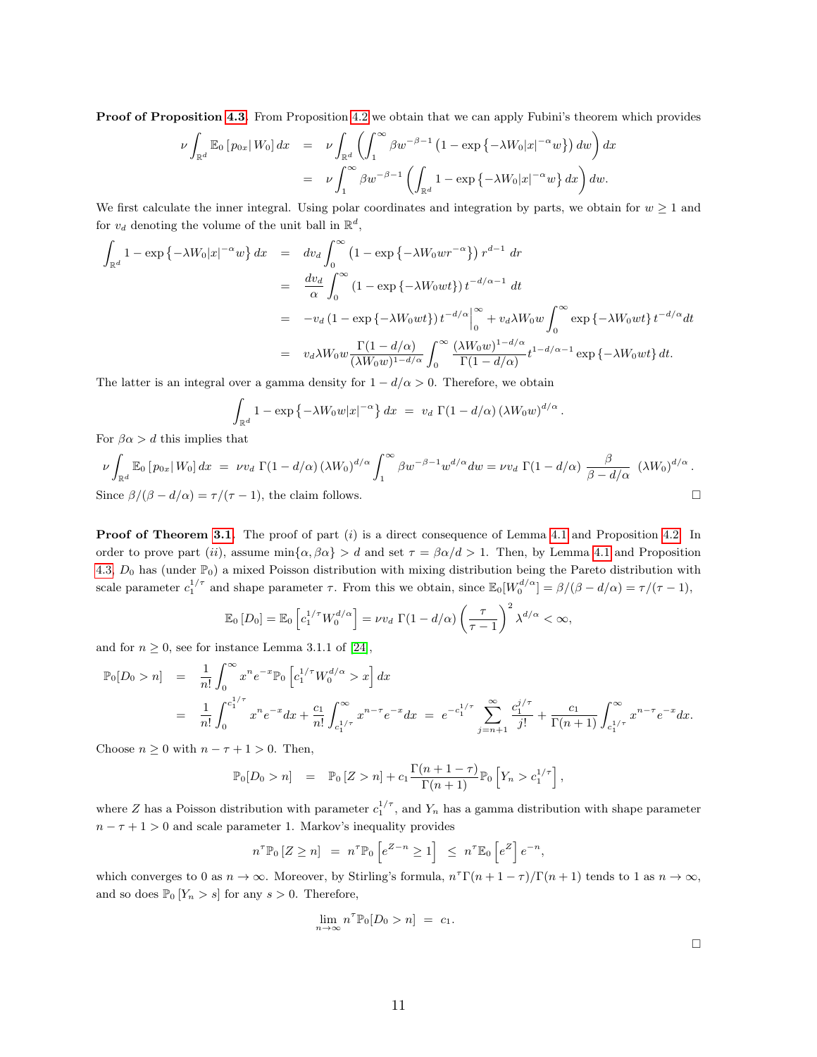**Proof of Proposition 4.3.** From Proposition 4.2 we obtain that we can apply Fubini's theorem which provides

$$
\begin{aligned}
\nu \int_{\mathbb{R}^d} \mathbb{E}_0\left[p_{0x} \middle| W_0\right] dx &= \nu \int_{\mathbb{R}^d} \left( \int_1^\infty \beta w^{-\beta-1} \left(1 - \exp\left\{-\lambda W_0 |x|^{-\alpha} w\right\}\right) dw \right) dx \\
&= \nu \int_1^\infty \beta w^{-\beta-1} \left( \int_{\mathbb{R}^d} 1 - \exp\left\{-\lambda W_0 |x|^{-\alpha} w\right\} dx \right) dw.
\end{aligned}
$$

We first calculate the inner integral. Using polar coordinates and integration by parts, we obtain for $w \geq 1$ and for $v_d$ denoting the volume of the unit ball in $\mathbb{R}^d$,

$$
\begin{aligned}
\int_{\mathbb{R}^d} 1 - \exp\left\{-\lambda W_0 |x|^{-\alpha} w\right\} dx &= d v_d \int_0^\infty \left(1 - \exp\left\{-\lambda W_0 w r^{-\alpha}\right\}\right) r^{d-1}\, dr \\
&= \frac{d v_d}{\alpha} \int_0^\infty \left(1 - \exp\left\{-\lambda W_0 w t\right\}\right) t^{-d/\alpha - 1}\, dt \\
&= -v_d \left(1 - \exp\left\{-\lambda W_0 w t\right\}\right) t^{-d/\alpha} \Big|_0^\infty + v_d \lambda W_0 w \int_0^\infty \exp\left\{-\lambda W_0 w t\right\} t^{-d/\alpha} dt \\
&= v_d \lambda W_0 w \frac{\Gamma(1-d/\alpha)}{(\lambda W_0 w)^{1-d/\alpha}} \int_0^\infty \frac{(\lambda W_0 w)^{1-d/\alpha}}{\Gamma(1-d/\alpha)} t^{1-d/\alpha-1} \exp\left\{-\lambda W_0 w t\right\} dt.
\end{aligned}
$$

The latter is an integral over a gamma density for $1 - d/\alpha > 0$. Therefore, we obtain

$$
\int_{\mathbb{R}^d} 1 - \exp\left\{-\lambda W_0 w |x|^{-\alpha}\right\} dx \;=\; v_d\, \Gamma(1-d/\alpha)\, (\lambda W_0 w)^{d/\alpha}.
$$

For $\beta\alpha > d$ this implies that

$$
\nu \int_{\mathbb{R}^d} \mathbb{E}_0\left[p_{0x} \middle| W_0\right] dx \;=\; \nu v_d\, \Gamma(1-d/\alpha)\, (\lambda W_0)^{d/\alpha} \int_1^\infty \beta w^{-\beta-1} w^{d/\alpha} dw = \nu v_d\, \Gamma(1-d/\alpha)\, \frac{\beta}{\beta - d/\alpha}\, (\lambda W_0)^{d/\alpha}.
$$

Since $\beta/(\beta - d/\alpha) = \tau/(\tau-1)$, the claim follows. □

**Proof of Theorem 3.1.** The proof of part $(i)$ is a direct consequence of Lemma 4.1 and Proposition 4.2. In order to prove part $(ii)$, assume $\min\{\alpha, \beta\alpha\} > d$ and set $\tau = \beta\alpha/d > 1$. Then, by Lemma 4.1 and Proposition 4.3, $D_0$ has (under $\mathbb{P}_0$) a mixed Poisson distribution with mixing distribution being the Pareto distribution with scale parameter $c_1^{1/\tau}$ and shape parameter $\tau$. From this we obtain, since $\mathbb{E}_0[W_0^{d/\alpha}] = \beta/(\beta - d/\alpha) = \tau/(\tau-1)$,

$$
\mathbb{E}_0\left[D_0\right] = \mathbb{E}_0\left[c_1^{1/\tau} W_0^{d/\alpha}\right] = \nu v_d\, \Gamma(1-d/\alpha) \left(\frac{\tau}{\tau-1}\right)^2 \lambda^{d/\alpha} < \infty,
$$

and for $n \geq 0$, see for instance Lemma 3.1.1 of [24],

$$
\begin{aligned}
\mathbb{P}_0[D_0 > n] &= \frac{1}{n!} \int_0^\infty x^n e^{-x} \mathbb{P}_0\left[c_1^{1/\tau} W_0^{d/\alpha} > x\right] dx \\
&= \frac{1}{n!} \int_0^{c_1^{1/\tau}} x^n e^{-x} dx + \frac{c_1}{n!} \int_{c_1^{1/\tau}}^\infty x^{n-\tau} e^{-x} dx \;=\; e^{-c_1^{1/\tau}} \sum_{j=n+1}^\infty \frac{c_1^{j/\tau}}{j!} + \frac{c_1}{\Gamma(n+1)} \int_{c_1^{1/\tau}}^\infty x^{n-\tau} e^{-x} dx.
\end{aligned}
$$

Choose $n \geq 0$ with $n - \tau + 1 > 0$. Then,

$$
\mathbb{P}_0[D_0 > n] \;=\; \mathbb{P}_0\left[Z > n\right] + c_1 \frac{\Gamma(n+1-\tau)}{\Gamma(n+1)} \mathbb{P}_0\left[Y_n > c_1^{1/\tau}\right],
$$

where $Z$ has a Poisson distribution with parameter $c_1^{1/\tau}$, and $Y_n$ has a gamma distribution with shape parameter $n - \tau + 1 > 0$ and scale parameter 1. Markov's inequality provides

$$
n^\tau \mathbb{P}_0\left[Z \geq n\right] \;=\; n^\tau \mathbb{P}_0\left[e^{Z-n} \geq 1\right] \;\leq\; n^\tau \mathbb{E}_0\left[e^Z\right] e^{-n},
$$

which converges to 0 as $n \to \infty$. Moreover, by Stirling's formula, $n^\tau \Gamma(n+1-\tau)/\Gamma(n+1)$ tends to 1 as $n \to \infty$, and so does $\mathbb{P}_0\left[Y_n > s\right]$ for any $s > 0$. Therefore,

$$
\lim_{n\to\infty} n^\tau \mathbb{P}_0[D_0 > n] \;=\; c_1.
$$

□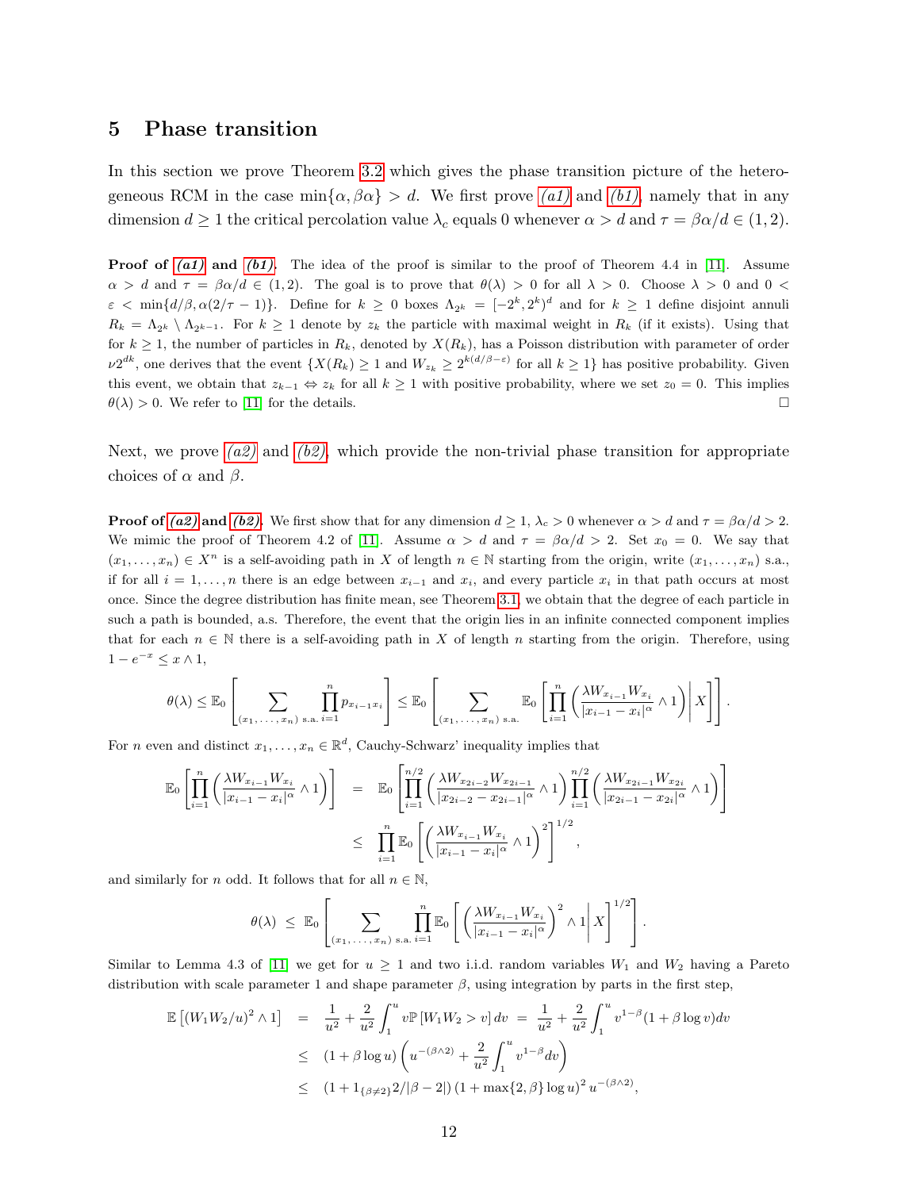# 5 Phase transition

In this section we prove Theorem 3.2 which gives the phase transition picture of the heterogeneous RCM in the case $\min\{\alpha, \beta\alpha\} > d$. We first prove *(a1)* and *(b1)*, namely that in any dimension $d \geq 1$ the critical percolation value $\lambda_c$ equals 0 whenever $\alpha > d$ and $\tau = \beta\alpha/d \in (1, 2)$.

**Proof of *(a1)* and *(b1)*.** The idea of the proof is similar to the proof of Theorem 4.4 in [11]. Assume $\alpha > d$ and $\tau = \beta\alpha/d \in (1, 2)$. The goal is to prove that $\theta(\lambda) > 0$ for all $\lambda > 0$. Choose $\lambda > 0$ and $0 < \varepsilon < \min\{d/\beta, \alpha(2/\tau - 1)\}$. Define for $k \geq 0$ boxes $\Lambda_{2^k} = [-2^k, 2^k)^d$ and for $k \geq 1$ define disjoint annuli $R_k = \Lambda_{2^k} \setminus \Lambda_{2^{k-1}}$. For $k \geq 1$ denote by $z_k$ the particle with maximal weight in $R_k$ (if it exists). Using that for $k \geq 1$, the number of particles in $R_k$, denoted by $X(R_k)$, has a Poisson distribution with parameter of order $\nu 2^{dk}$, one derives that the event $\{X(R_k) \geq 1 \text{ and } W_{z_k} \geq 2^{k(d/\beta - \varepsilon)} \text{ for all } k \geq 1\}$ has positive probability. Given this event, we obtain that $z_{k-1} \Leftrightarrow z_k$ for all $k \geq 1$ with positive probability, where we set $z_0 = 0$. This implies $\theta(\lambda) > 0$. We refer to [11] for the details. $\square$

Next, we prove *(a2)* and *(b2)*, which provide the non-trivial phase transition for appropriate choices of $\alpha$ and $\beta$.

**Proof of *(a2)* and *(b2)*.** We first show that for any dimension $d \geq 1$, $\lambda_c > 0$ whenever $\alpha > d$ and $\tau = \beta\alpha/d > 2$. We mimic the proof of Theorem 4.2 of [11]. Assume $\alpha > d$ and $\tau = \beta\alpha/d > 2$. Set $x_0 = 0$. We say that $(x_1, \ldots, x_n) \in X^n$ is a self-avoiding path in $X$ of length $n \in \mathbb{N}$ starting from the origin, write $(x_1, \ldots, x_n)$ s.a., if for all $i = 1, \ldots, n$ there is an edge between $x_{i-1}$ and $x_i$, and every particle $x_i$ in that path occurs at most once. Since the degree distribution has finite mean, see Theorem 3.1, we obtain that the degree of each particle in such a path is bounded, a.s. Therefore, the event that the origin lies in an infinite connected component implies that for each $n \in \mathbb{N}$ there is a self-avoiding path in $X$ of length $n$ starting from the origin. Therefore, using $1 - e^{-x} \leq x \wedge 1$,

$$\theta(\lambda) \leq \mathbb{E}_0\left[\sum_{(x_1,\ldots,x_n) \text{ s.a.}} \prod_{i=1}^n p_{x_{i-1}x_i}\right] \leq \mathbb{E}_0\left[\sum_{(x_1,\ldots,x_n) \text{ s.a.}} \mathbb{E}_0\left[\prod_{i=1}^n \left(\frac{\lambda W_{x_{i-1}} W_{x_i}}{|x_{i-1} - x_i|^\alpha} \wedge 1\right) \middle| X\right]\right].$$

For $n$ even and distinct $x_1, \ldots, x_n \in \mathbb{R}^d$, Cauchy-Schwarz' inequality implies that

$$\begin{aligned}
\mathbb{E}_0\left[\prod_{i=1}^n \left(\frac{\lambda W_{x_{i-1}} W_{x_i}}{|x_{i-1} - x_i|^\alpha} \wedge 1\right)\right] &= \mathbb{E}_0\left[\prod_{i=1}^{n/2} \left(\frac{\lambda W_{x_{2i-2}} W_{x_{2i-1}}}{|x_{2i-2} - x_{2i-1}|^\alpha} \wedge 1\right) \prod_{i=1}^{n/2} \left(\frac{\lambda W_{x_{2i-1}} W_{x_{2i}}}{|x_{2i-1} - x_{2i}|^\alpha} \wedge 1\right)\right] \\
&\leq \prod_{i=1}^n \mathbb{E}_0\left[\left(\frac{\lambda W_{x_{i-1}} W_{x_i}}{|x_{i-1} - x_i|^\alpha} \wedge 1\right)^2\right]^{1/2},
\end{aligned}$$

and similarly for $n$ odd. It follows that for all $n \in \mathbb{N}$,

$$\theta(\lambda) \leq \mathbb{E}_0\left[\sum_{(x_1,\ldots,x_n) \text{ s.a.}} \prod_{i=1}^n \mathbb{E}_0\left[\left(\frac{\lambda W_{x_{i-1}} W_{x_i}}{|x_{i-1} - x_i|^\alpha}\right)^2 \wedge 1 \middle| X\right]^{1/2}\right].$$

Similar to Lemma 4.3 of [11] we get for $u \geq 1$ and two i.i.d. random variables $W_1$ and $W_2$ having a Pareto distribution with scale parameter 1 and shape parameter $\beta$, using integration by parts in the first step,

$$\begin{aligned}
\mathbb{E}\left[(W_1 W_2/u)^2 \wedge 1\right] &= \frac{1}{u^2} + \frac{2}{u^2}\int_1^u v\mathbb{P}\left[W_1 W_2 > v\right] dv = \frac{1}{u^2} + \frac{2}{u^2}\int_1^u v^{1-\beta}(1 + \beta \log v) dv \\
&\leq (1 + \beta \log u)\left(u^{-(\beta \wedge 2)} + \frac{2}{u^2}\int_1^u v^{1-\beta} dv\right) \\
&\leq \left(1 + 1_{\{\beta \neq 2\}} 2/|\beta - 2|\right)\left(1 + \max\{2, \beta\} \log u\right)^2 u^{-(\beta \wedge 2)},
\end{aligned}$$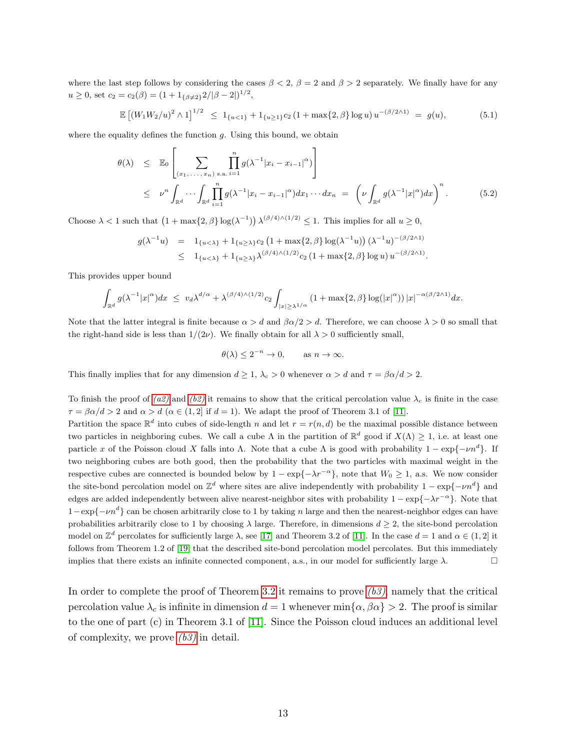where the last step follows by considering the cases $\beta < 2$, $\beta = 2$ and $\beta > 2$ separately. We finally have for any $u \geq 0$, set $c_2 = c_2(\beta) = (1 + 1_{\{\beta \neq 2\}} 2/|\beta - 2|)^{1/2}$,

$$\mathbb{E}\left[(W_1 W_2/u)^2 \wedge 1\right]^{1/2} \;\leq\; 1_{\{u<1\}} + 1_{\{u \geq 1\}} c_2 \left(1 + \max\{2, \beta\} \log u\right) u^{-(\beta/2 \wedge 1)} \;=\; g(u), \tag{5.1}$$

where the equality defines the function $g$. Using this bound, we obtain

$$\begin{aligned}
\theta(\lambda) &\leq \mathbb{E}_0 \left[ \sum_{(x_1, \ldots, x_n) \text{ s.a.}} \prod_{i=1}^n g(\lambda^{-1}|x_i - x_{i-1}|^\alpha) \right] \\
&\leq \nu^n \int_{\mathbb{R}^d} \cdots \int_{\mathbb{R}^d} \prod_{i=1}^n g(\lambda^{-1}|x_i - x_{i-1}|^\alpha) dx_1 \cdots dx_n \;=\; \left( \nu \int_{\mathbb{R}^d} g(\lambda^{-1}|x|^\alpha) dx \right)^n.
\end{aligned} \tag{5.2}$$

Choose $\lambda < 1$ such that $\left(1 + \max\{2, \beta\} \log(\lambda^{-1})\right) \lambda^{(\beta/4) \wedge (1/2)} \leq 1$. This implies for all $u \geq 0$,

$$\begin{aligned}
g(\lambda^{-1} u) &= 1_{\{u<\lambda\}} + 1_{\{u \geq \lambda\}} c_2 \left(1 + \max\{2, \beta\} \log(\lambda^{-1} u)\right) (\lambda^{-1} u)^{-(\beta/2 \wedge 1)} \\
&\leq 1_{\{u<\lambda\}} + 1_{\{u \geq \lambda\}} \lambda^{(\beta/4) \wedge (1/2)} c_2 \left(1 + \max\{2, \beta\} \log u\right) u^{-(\beta/2 \wedge 1)}.
\end{aligned}$$

This provides upper bound

$$\int_{\mathbb{R}^d} g(\lambda^{-1}|x|^\alpha) dx \;\leq\; v_d \lambda^{d/\alpha} + \lambda^{(\beta/4) \wedge (1/2)} c_2 \int_{|x| \geq \lambda^{1/\alpha}} \left(1 + \max\{2, \beta\} \log(|x|^\alpha)\right) |x|^{-\alpha(\beta/2 \wedge 1)} dx.$$

Note that the latter integral is finite because $\alpha > d$ and $\beta\alpha/2 > d$. Therefore, we can choose $\lambda > 0$ so small that the right-hand side is less than $1/(2\nu)$. We finally obtain for all $\lambda > 0$ sufficiently small,

$$\theta(\lambda) \leq 2^{-n} \to 0, \qquad \text{as } n \to \infty.$$

This finally implies that for any dimension $d \geq 1$, $\lambda_c > 0$ whenever $\alpha > d$ and $\tau = \beta\alpha/d > 2$.

To finish the proof of *(a2)* and *(b2)* it remains to show that the critical percolation value $\lambda_c$ is finite in the case $\tau = \beta\alpha/d > 2$ and $\alpha > d$ ($\alpha \in (1, 2]$ if $d = 1$). We adapt the proof of Theorem 3.1 of [11].
Partition the space $\mathbb{R}^d$ into cubes of side-length $n$ and let $r = r(n, d)$ be the maximal possible distance between two particles in neighboring cubes. We call a cube $\Lambda$ in the partition of $\mathbb{R}^d$ good if $X(\Lambda) \geq 1$, i.e. at least one particle $x$ of the Poisson cloud $X$ falls into $\Lambda$. Note that a cube $\Lambda$ is good with probability $1 - \exp\{-\nu n^d\}$. If two neighboring cubes are both good, then the probability that the two particles with maximal weight in the respective cubes are connected is bounded below by $1 - \exp\{-\lambda r^{-\alpha}\}$, note that $W_0 \geq 1$, a.s. We now consider the site-bond percolation model on $\mathbb{Z}^d$ where sites are alive independently with probability $1 - \exp\{-\nu n^d\}$ and edges are added independently between alive nearest-neighbor sites with probability $1 - \exp\{-\lambda r^{-\alpha}\}$. Note that $1 - \exp\{-\nu n^d\}$ can be chosen arbitrarily close to 1 by taking $n$ large and then the nearest-neighbor edges can have probabilities arbitrarily close to 1 by choosing $\lambda$ large. Therefore, in dimensions $d \geq 2$, the site-bond percolation model on $\mathbb{Z}^d$ percolates for sufficiently large $\lambda$, see [17] and Theorem 3.2 of [11]. In the case $d = 1$ and $\alpha \in (1, 2]$ it follows from Theorem 1.2 of [19] that the described site-bond percolation model percolates. But this immediately implies that there exists an infinite connected component, a.s., in our model for sufficiently large $\lambda$. $\square$

In order to complete the proof of Theorem 3.2 it remains to prove *(b3)*, namely that the critical percolation value $\lambda_c$ is infinite in dimension $d = 1$ whenever $\min\{\alpha, \beta\alpha\} > 2$. The proof is similar to the one of part (c) in Theorem 3.1 of [11]. Since the Poisson cloud induces an additional level of complexity, we prove *(b3)* in detail.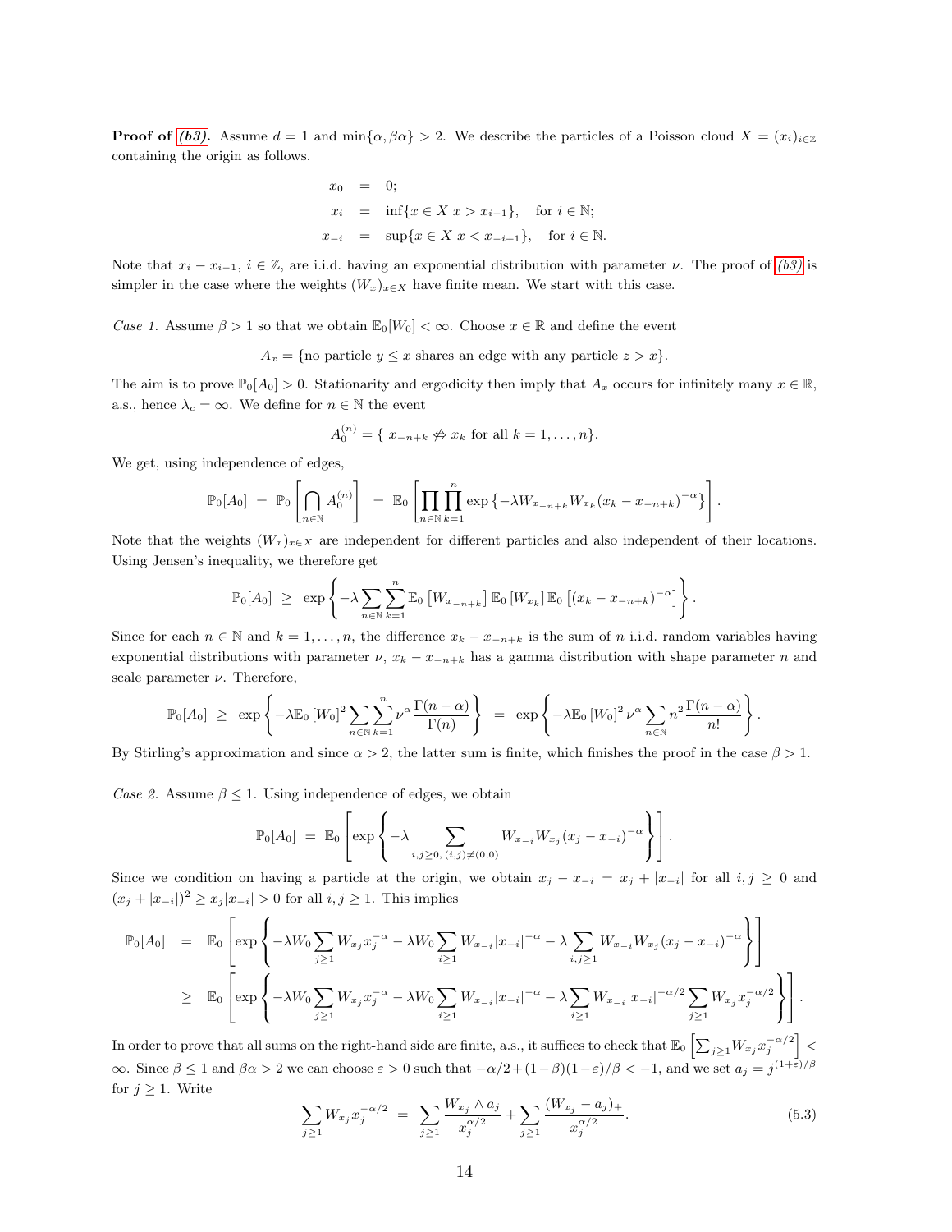**Proof of *(b3)*.** Assume $d = 1$ and $\min\{\alpha, \beta\alpha\} > 2$. We describe the particles of a Poisson cloud $X = (x_i)_{i\in\mathbb{Z}}$ containing the origin as follows.

$$
\begin{aligned}
x_0 &= 0; \\
x_i &= \inf\{x \in X | x > x_{i-1}\}, \quad \text{for } i \in \mathbb{N}; \\
x_{-i} &= \sup\{x \in X | x < x_{-i+1}\}, \quad \text{for } i \in \mathbb{N}.
\end{aligned}
$$

Note that $x_i - x_{i-1}$, $i \in \mathbb{Z}$, are i.i.d. having an exponential distribution with parameter $\nu$. The proof of *(b3)* is simpler in the case where the weights $(W_x)_{x\in X}$ have finite mean. We start with this case.

*Case 1.* Assume $\beta > 1$ so that we obtain $\mathbb{E}_0[W_0] < \infty$. Choose $x \in \mathbb{R}$ and define the event

$$
A_x = \{\text{no particle } y \le x \text{ shares an edge with any particle } z > x\}.
$$

The aim is to prove $\mathbb{P}_0[A_0] > 0$. Stationarity and ergodicity then imply that $A_x$ occurs for infinitely many $x \in \mathbb{R}$, a.s., hence $\lambda_c = \infty$. We define for $n \in \mathbb{N}$ the event

$$
A_0^{(n)} = \{\, x_{-n+k} \not\leftrightarrow x_k \text{ for all } k = 1, \ldots, n\}.
$$

We get, using independence of edges,

$$
\mathbb{P}_0[A_0] \;=\; \mathbb{P}_0\left[\bigcap_{n\in\mathbb{N}} A_0^{(n)}\right] \;=\; \mathbb{E}_0\left[\prod_{n\in\mathbb{N}}\prod_{k=1}^{n} \exp\left\{-\lambda W_{x_{-n+k}} W_{x_k} (x_k - x_{-n+k})^{-\alpha}\right\}\right].
$$

Note that the weights $(W_x)_{x\in X}$ are independent for different particles and also independent of their locations. Using Jensen's inequality, we therefore get

$$
\mathbb{P}_0[A_0] \;\ge\; \exp\left\{-\lambda \sum_{n\in\mathbb{N}}\sum_{k=1}^{n} \mathbb{E}_0\left[W_{x_{-n+k}}\right]\mathbb{E}_0\left[W_{x_k}\right]\mathbb{E}_0\left[(x_k - x_{-n+k})^{-\alpha}\right]\right\}.
$$

Since for each $n \in \mathbb{N}$ and $k = 1, \ldots, n$, the difference $x_k - x_{-n+k}$ is the sum of $n$ i.i.d. random variables having exponential distributions with parameter $\nu$, $x_k - x_{-n+k}$ has a gamma distribution with shape parameter $n$ and scale parameter $\nu$. Therefore,

$$
\mathbb{P}_0[A_0] \;\ge\; \exp\left\{-\lambda \mathbb{E}_0\left[W_0\right]^2 \sum_{n\in\mathbb{N}}\sum_{k=1}^{n} \nu^{\alpha}\frac{\Gamma(n-\alpha)}{\Gamma(n)}\right\} \;=\; \exp\left\{-\lambda \mathbb{E}_0\left[W_0\right]^2 \nu^{\alpha} \sum_{n\in\mathbb{N}} n^2 \frac{\Gamma(n-\alpha)}{n!}\right\}.
$$

By Stirling's approximation and since $\alpha > 2$, the latter sum is finite, which finishes the proof in the case $\beta > 1$.

*Case 2.* Assume $\beta \le 1$. Using independence of edges, we obtain

$$
\mathbb{P}_0[A_0] \;=\; \mathbb{E}_0\left[\exp\left\{-\lambda \sum_{i,j\ge 0,\,(i,j)\neq(0,0)} W_{x_{-i}} W_{x_j} (x_j - x_{-i})^{-\alpha}\right\}\right].
$$

Since we condition on having a particle at the origin, we obtain $x_j - x_{-i} = x_j + |x_{-i}|$ for all $i, j \ge 0$ and $(x_j + |x_{-i}|)^2 \ge x_j |x_{-i}| > 0$ for all $i, j \ge 1$. This implies

$$
\begin{aligned}
\mathbb{P}_0[A_0] &= \mathbb{E}_0\left[\exp\left\{-\lambda W_0 \sum_{j\ge1} W_{x_j} x_j^{-\alpha} - \lambda W_0 \sum_{i\ge1} W_{x_{-i}} |x_{-i}|^{-\alpha} - \lambda \sum_{i,j\ge1} W_{x_{-i}} W_{x_j} (x_j - x_{-i})^{-\alpha}\right\}\right] \\
&\ge \mathbb{E}_0\left[\exp\left\{-\lambda W_0 \sum_{j\ge1} W_{x_j} x_j^{-\alpha} - \lambda W_0 \sum_{i\ge1} W_{x_{-i}} |x_{-i}|^{-\alpha} - \lambda \sum_{i\ge1} W_{x_{-i}} |x_{-i}|^{-\alpha/2} \sum_{j\ge1} W_{x_j} x_j^{-\alpha/2}\right\}\right].
\end{aligned}
$$

In order to prove that all sums on the right-hand side are finite, a.s., it suffices to check that $\mathbb{E}_0\left[\sum_{j\ge1} W_{x_j} x_j^{-\alpha/2}\right] < \infty$. Since $\beta \le 1$ and $\beta\alpha > 2$ we can choose $\varepsilon > 0$ such that $-\alpha/2 + (1-\beta)(1-\varepsilon)/\beta < -1$, and we set $a_j = j^{(1+\varepsilon)/\beta}$ for $j \ge 1$. Write

$$
\sum_{j\ge1} W_{x_j} x_j^{-\alpha/2} \;=\; \sum_{j\ge1} \frac{W_{x_j} \wedge a_j}{x_j^{\alpha/2}} + \sum_{j\ge1} \frac{(W_{x_j} - a_j)_+}{x_j^{\alpha/2}}. \tag{5.3}
$$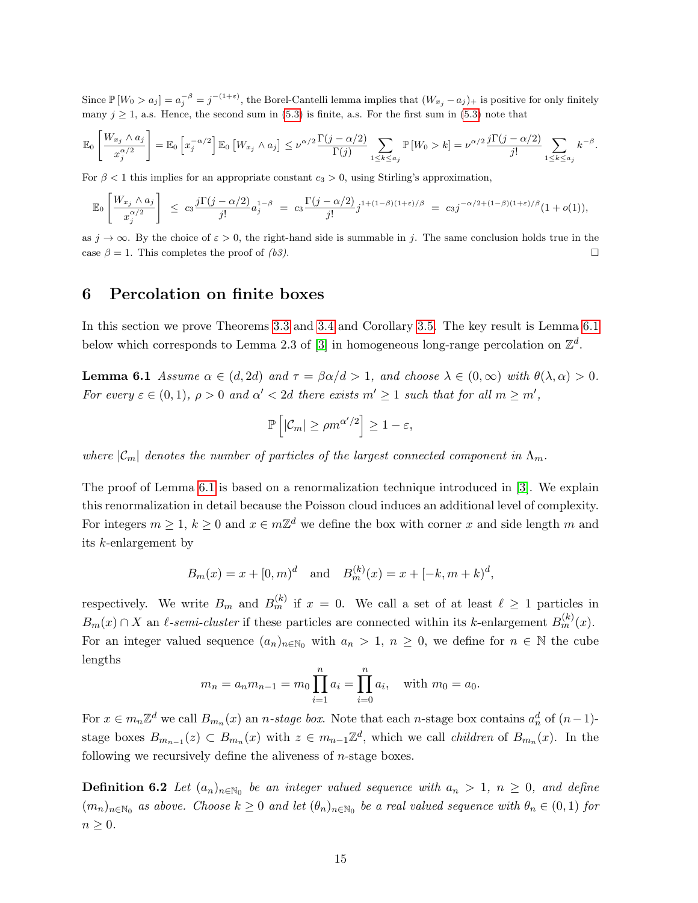Since $\mathbb{P}[W_0 > a_j] = a_j^{-\beta} = j^{-(1+\varepsilon)}$, the Borel-Cantelli lemma implies that $(W_{x_j} - a_j)_+$ is positive for only finitely many $j \geq 1$, a.s. Hence, the second sum in (5.3) is finite, a.s. For the first sum in (5.3) note that

$$\mathbb{E}_0\left[\frac{W_{x_j} \wedge a_j}{x_j^{\alpha/2}}\right] = \mathbb{E}_0\left[x_j^{-\alpha/2}\right]\mathbb{E}_0\left[W_{x_j} \wedge a_j\right] \leq \nu^{\alpha/2}\frac{\Gamma(j-\alpha/2)}{\Gamma(j)}\sum_{1\leq k\leq a_j}\mathbb{P}[W_0 > k] = \nu^{\alpha/2}\frac{j\Gamma(j-\alpha/2)}{j!}\sum_{1\leq k\leq a_j}k^{-\beta}.$$

For $\beta < 1$ this implies for an appropriate constant $c_3 > 0$, using Stirling's approximation,

$$\mathbb{E}_0\left[\frac{W_{x_j} \wedge a_j}{x_j^{\alpha/2}}\right] \leq c_3\frac{j\Gamma(j-\alpha/2)}{j!}a_j^{1-\beta} = c_3\frac{\Gamma(j-\alpha/2)}{j!}j^{1+(1-\beta)(1+\varepsilon)/\beta} = c_3 j^{-\alpha/2+(1-\beta)(1+\varepsilon)/\beta}(1+o(1)),$$

as $j \to \infty$. By the choice of $\varepsilon > 0$, the right-hand side is summable in $j$. The same conclusion holds true in the case $\beta = 1$. This completes the proof of *(b3)*. □

## 6 Percolation on finite boxes

In this section we prove Theorems 3.3 and 3.4 and Corollary 3.5. The key result is Lemma 6.1 below which corresponds to Lemma 2.3 of [3] in homogeneous long-range percolation on $\mathbb{Z}^d$.

**Lemma 6.1** *Assume $\alpha \in (d, 2d)$ and $\tau = \beta\alpha/d > 1$, and choose $\lambda \in (0, \infty)$ with $\theta(\lambda, \alpha) > 0$. For every $\varepsilon \in (0, 1)$, $\rho > 0$ and $\alpha' < 2d$ there exists $m' \geq 1$ such that for all $m \geq m'$,*

$$\mathbb{P}\left[|\mathcal{C}_m| \geq \rho m^{\alpha'/2}\right] \geq 1 - \varepsilon,$$

*where $|\mathcal{C}_m|$ denotes the number of particles of the largest connected component in $\Lambda_m$.*

The proof of Lemma 6.1 is based on a renormalization technique introduced in [3]. We explain this renormalization in detail because the Poisson cloud induces an additional level of complexity. For integers $m \geq 1$, $k \geq 0$ and $x \in m\mathbb{Z}^d$ we define the box with corner $x$ and side length $m$ and its $k$-enlargement by

$$B_m(x) = x + [0, m)^d \quad \text{and} \quad B_m^{(k)}(x) = x + [-k, m+k)^d,$$

respectively. We write $B_m$ and $B_m^{(k)}$ if $x = 0$. We call a set of at least $\ell \geq 1$ particles in $B_m(x) \cap X$ an *$\ell$-semi-cluster* if these particles are connected within its $k$-enlargement $B_m^{(k)}(x)$. For an integer valued sequence $(a_n)_{n\in\mathbb{N}_0}$ with $a_n > 1$, $n \geq 0$, we define for $n \in \mathbb{N}$ the cube lengths

$$m_n = a_n m_{n-1} = m_0\prod_{i=1}^n a_i = \prod_{i=0}^n a_i, \quad \text{with } m_0 = a_0.$$

For $x \in m_n\mathbb{Z}^d$ we call $B_{m_n}(x)$ an *$n$-stage box*. Note that each $n$-stage box contains $a_n^d$ of $(n-1)$-stage boxes $B_{m_{n-1}}(z) \subset B_{m_n}(x)$ with $z \in m_{n-1}\mathbb{Z}^d$, which we call *children* of $B_{m_n}(x)$. In the following we recursively define the aliveness of $n$-stage boxes.

**Definition 6.2** *Let $(a_n)_{n\in\mathbb{N}_0}$ be an integer valued sequence with $a_n > 1$, $n \geq 0$, and define $(m_n)_{n\in\mathbb{N}_0}$ as above. Choose $k \geq 0$ and let $(\theta_n)_{n\in\mathbb{N}_0}$ be a real valued sequence with $\theta_n \in (0, 1)$ for $n \geq 0$.*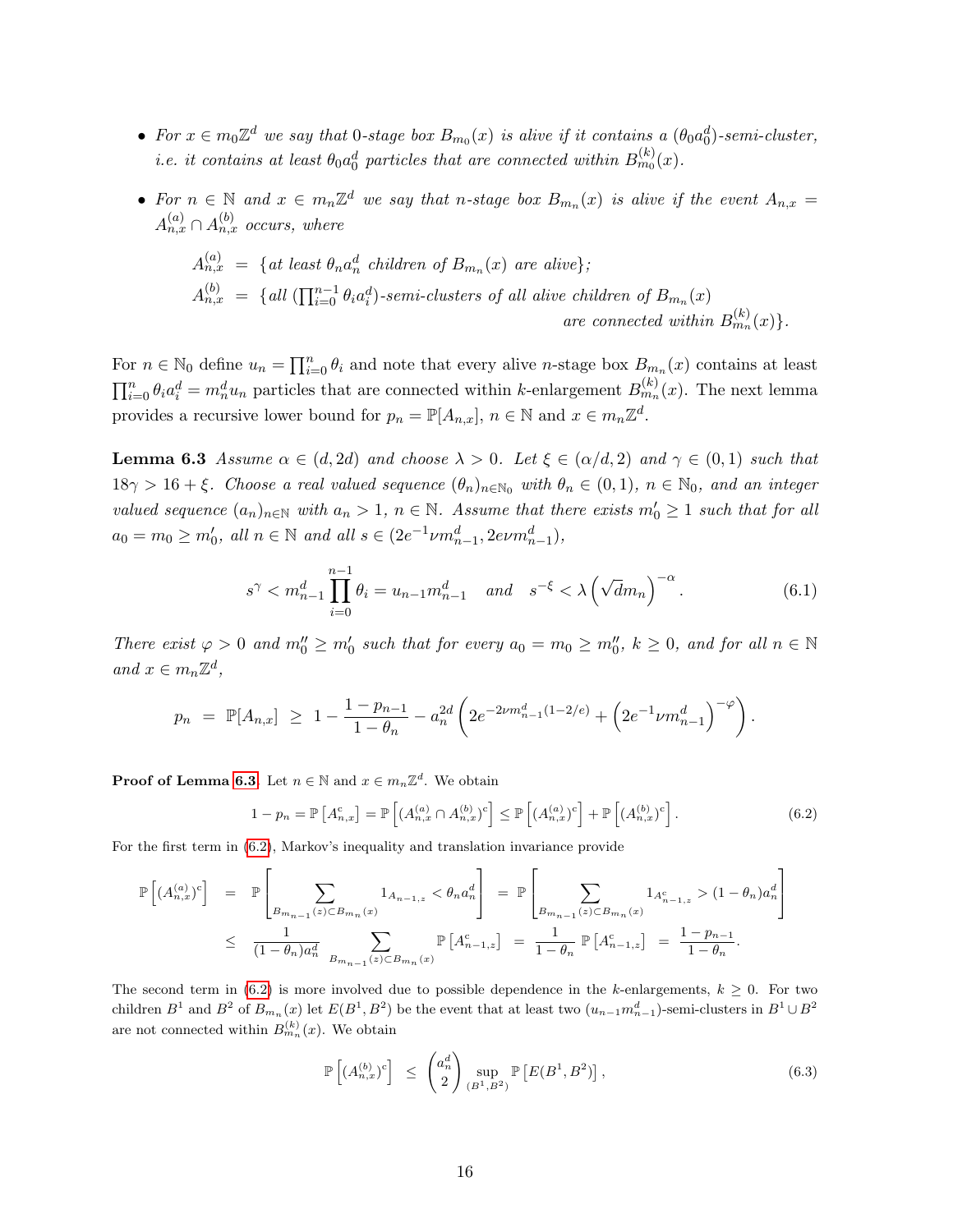- *For $x \in m_0\mathbb{Z}^d$ we say that 0-stage box $B_{m_0}(x)$ is alive if it contains a $(\theta_0 a_0^d)$-semi-cluster, i.e. it contains at least $\theta_0 a_0^d$ particles that are connected within $B_{m_0}^{(k)}(x)$.*

- *For $n \in \mathbb{N}$ and $x \in m_n\mathbb{Z}^d$ we say that $n$-stage box $B_{m_n}(x)$ is alive if the event $A_{n,x} = A_{n,x}^{(a)} \cap A_{n,x}^{(b)}$ occurs, where*

$$
\begin{aligned}
A_{n,x}^{(a)} &= \{\text{at least } \theta_n a_n^d \text{ children of } B_{m_n}(x) \text{ are alive}\};\\
A_{n,x}^{(b)} &= \{\text{all } (\textstyle\prod_{i=0}^{n-1}\theta_i a_i^d)\text{-semi-clusters of all alive children of } B_{m_n}(x)\\
&\qquad\qquad\qquad\qquad\qquad\qquad \text{are connected within } B_{m_n}^{(k)}(x)\}.
\end{aligned}
$$

For $n \in \mathbb{N}_0$ define $u_n = \prod_{i=0}^n \theta_i$ and note that every alive $n$-stage box $B_{m_n}(x)$ contains at least $\prod_{i=0}^n \theta_i a_i^d = m_n^d u_n$ particles that are connected within $k$-enlargement $B_{m_n}^{(k)}(x)$. The next lemma provides a recursive lower bound for $p_n = \mathbb{P}[A_{n,x}]$, $n \in \mathbb{N}$ and $x \in m_n\mathbb{Z}^d$.

**Lemma 6.3** *Assume $\alpha \in (d, 2d)$ and choose $\lambda > 0$. Let $\xi \in (\alpha/d, 2)$ and $\gamma \in (0,1)$ such that $18\gamma > 16 + \xi$. Choose a real valued sequence $(\theta_n)_{n\in\mathbb{N}_0}$ with $\theta_n \in (0,1)$, $n \in \mathbb{N}_0$, and an integer valued sequence $(a_n)_{n\in\mathbb{N}}$ with $a_n > 1$, $n \in \mathbb{N}$. Assume that there exists $m_0' \geq 1$ such that for all $a_0 = m_0 \geq m_0'$, all $n \in \mathbb{N}$ and all $s \in (2e^{-1}\nu m_{n-1}^d, 2e\nu m_{n-1}^d)$,*

$$
s^\gamma < m_{n-1}^d \prod_{i=0}^{n-1}\theta_i = u_{n-1}m_{n-1}^d \quad \text{and} \quad s^{-\xi} < \lambda\left(\sqrt{d}m_n\right)^{-\alpha}. \tag{6.1}
$$

*There exist $\varphi > 0$ and $m_0'' \geq m_0'$ such that for every $a_0 = m_0 \geq m_0''$, $k \geq 0$, and for all $n \in \mathbb{N}$ and $x \in m_n\mathbb{Z}^d$,*

$$
p_n = \mathbb{P}[A_{n,x}] \geq 1 - \frac{1-p_{n-1}}{1-\theta_n} - a_n^{2d}\left(2e^{-2\nu m_{n-1}^d(1-2/e)} + \left(2e^{-1}\nu m_{n-1}^d\right)^{-\varphi}\right).
$$

**Proof of Lemma 6.3.** Let $n \in \mathbb{N}$ and $x \in m_n\mathbb{Z}^d$. We obtain

$$
1 - p_n = \mathbb{P}\left[A_{n,x}^c\right] = \mathbb{P}\left[(A_{n,x}^{(a)} \cap A_{n,x}^{(b)})^c\right] \leq \mathbb{P}\left[(A_{n,x}^{(a)})^c\right] + \mathbb{P}\left[(A_{n,x}^{(b)})^c\right]. \tag{6.2}
$$

For the first term in (6.2), Markov's inequality and translation invariance provide

$$
\begin{aligned}
\mathbb{P}\left[(A_{n,x}^{(a)})^c\right] &= \mathbb{P}\left[\sum_{B_{m_{n-1}}(z)\subset B_{m_n}(x)} 1_{A_{n-1,z}} < \theta_n a_n^d\right] = \mathbb{P}\left[\sum_{B_{m_{n-1}}(z)\subset B_{m_n}(x)} 1_{A_{n-1,z}^c} > (1-\theta_n)a_n^d\right]\\
&\leq \frac{1}{(1-\theta_n)a_n^d}\sum_{B_{m_{n-1}}(z)\subset B_{m_n}(x)} \mathbb{P}\left[A_{n-1,z}^c\right] = \frac{1}{1-\theta_n}\,\mathbb{P}\left[A_{n-1,z}^c\right] = \frac{1-p_{n-1}}{1-\theta_n}.
\end{aligned}
$$

The second term in (6.2) is more involved due to possible dependence in the $k$-enlargements, $k \geq 0$. For two children $B^1$ and $B^2$ of $B_{m_n}(x)$ let $E(B^1, B^2)$ be the event that at least two $(u_{n-1}m_{n-1}^d)$-semi-clusters in $B^1 \cup B^2$ are not connected within $B_{m_n}^{(k)}(x)$. We obtain

$$
\mathbb{P}\left[(A_{n,x}^{(b)})^c\right] \leq \binom{a_n^d}{2}\sup_{(B^1,B^2)} \mathbb{P}\left[E(B^1,B^2)\right], \tag{6.3}
$$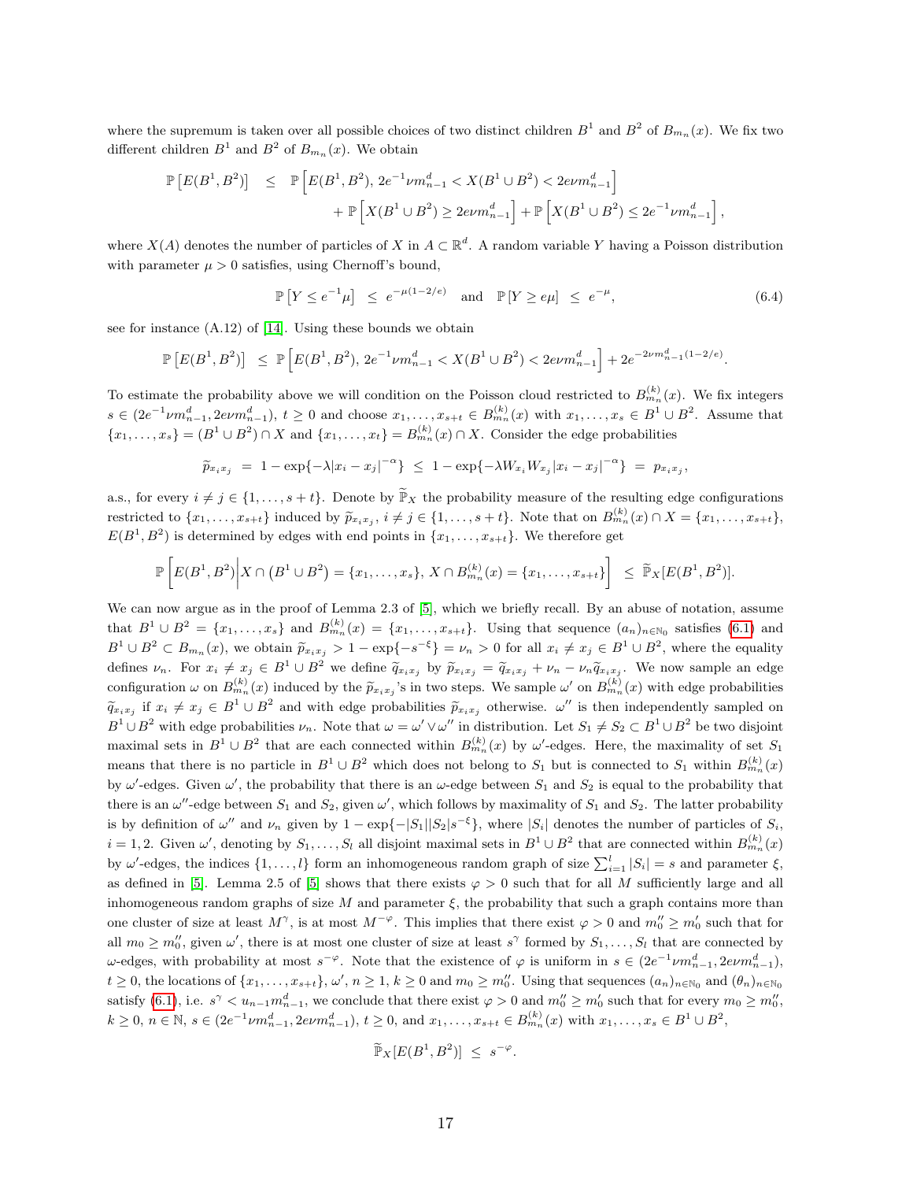where the supremum is taken over all possible choices of two distinct children $B^1$ and $B^2$ of $B_{m_n}(x)$. We fix two different children $B^1$ and $B^2$ of $B_{m_n}(x)$. We obtain

$$
\begin{aligned}
\mathbb{P}\left[E(B^1,B^2)\right] \;\; & \leq \;\; \mathbb{P}\left[E(B^1,B^2),\, 2e^{-1}\nu m_{n-1}^d < X(B^1\cup B^2) < 2e\nu m_{n-1}^d\right] \\
& \qquad + \mathbb{P}\left[X(B^1\cup B^2) \geq 2e\nu m_{n-1}^d\right] + \mathbb{P}\left[X(B^1\cup B^2) \leq 2e^{-1}\nu m_{n-1}^d\right],
\end{aligned}
$$

where $X(A)$ denotes the number of particles of $X$ in $A \subset \mathbb{R}^d$. A random variable $Y$ having a Poisson distribution with parameter $\mu > 0$ satisfies, using Chernoff's bound,

$$
\mathbb{P}\left[Y \leq e^{-1}\mu\right] \;\leq\; e^{-\mu(1-2/e)} \quad \text{and} \quad \mathbb{P}\left[Y \geq e\mu\right] \;\leq\; e^{-\mu}, \tag{6.4}
$$

see for instance (A.12) of [14]. Using these bounds we obtain

$$
\mathbb{P}\left[E(B^1,B^2)\right] \;\leq\; \mathbb{P}\left[E(B^1,B^2),\, 2e^{-1}\nu m_{n-1}^d < X(B^1\cup B^2) < 2e\nu m_{n-1}^d\right] + 2e^{-2\nu m_{n-1}^d(1-2/e)}.
$$

To estimate the probability above we will condition on the Poisson cloud restricted to $B_{m_n}^{(k)}(x)$. We fix integers $s \in (2e^{-1}\nu m_{n-1}^d, 2e\nu m_{n-1}^d)$, $t \geq 0$ and choose $x_1,\ldots,x_{s+t} \in B_{m_n}^{(k)}(x)$ with $x_1,\ldots,x_s \in B^1\cup B^2$. Assume that $\{x_1,\ldots,x_s\} = (B^1\cup B^2)\cap X$ and $\{x_1,\ldots,x_t\} = B_{m_n}^{(k)}(x)\cap X$. Consider the edge probabilities

$$
\widetilde{p}_{x_ix_j} \;=\; 1-\exp\{-\lambda|x_i-x_j|^{-\alpha}\} \;\leq\; 1-\exp\{-\lambda W_{x_i}W_{x_j}|x_i-x_j|^{-\alpha}\} \;=\; p_{x_ix_j},
$$

a.s., for every $i \neq j \in \{1,\ldots,s+t\}$. Denote by $\widetilde{\mathbb{P}}_X$ the probability measure of the resulting edge configurations restricted to $\{x_1,\ldots,x_{s+t}\}$ induced by $\widetilde{p}_{x_ix_j}$, $i\neq j \in \{1,\ldots,s+t\}$. Note that on $B_{m_n}^{(k)}(x)\cap X = \{x_1,\ldots,x_{s+t}\}$, $E(B^1,B^2)$ is determined by edges with end points in $\{x_1,\ldots,x_{s+t}\}$. We therefore get

$$
\mathbb{P}\left[E(B^1,B^2)\middle| X\cap\left(B^1\cup B^2\right) = \{x_1,\ldots,x_s\},\, X\cap B_{m_n}^{(k)}(x) = \{x_1,\ldots,x_{s+t}\}\right] \;\leq\; \widetilde{\mathbb{P}}_X[E(B^1,B^2)].
$$

We can now argue as in the proof of Lemma 2.3 of [5], which we briefly recall. By an abuse of notation, assume that $B^1\cup B^2 = \{x_1,\ldots,x_s\}$ and $B_{m_n}^{(k)}(x) = \{x_1,\ldots,x_{s+t}\}$. Using that sequence $(a_n)_{n\in\mathbb{N}_0}$ satisfies (6.1) and $B^1\cup B^2 \subset B_{m_n}(x)$, we obtain $\widetilde{p}_{x_ix_j} > 1-\exp\{-s^{-\xi}\} = \nu_n > 0$ for all $x_i \neq x_j \in B^1\cup B^2$, where the equality defines $\nu_n$. For $x_i \neq x_j \in B^1\cup B^2$ we define $\widetilde{q}_{x_ix_j}$ by $\widetilde{p}_{x_ix_j} = \widetilde{q}_{x_ix_j} + \nu_n - \nu_n\widetilde{q}_{x_ix_j}$. We now sample an edge configuration $\omega$ on $B_{m_n}^{(k)}(x)$ induced by the $\widetilde{p}_{x_ix_j}$'s in two steps. We sample $\omega'$ on $B_{m_n}^{(k)}(x)$ with edge probabilities $\widetilde{q}_{x_ix_j}$ if $x_i \neq x_j \in B^1\cup B^2$ and with edge probabilities $\widetilde{p}_{x_ix_j}$ otherwise. $\omega''$ is then independently sampled on $B^1\cup B^2$ with edge probabilities $\nu_n$. Note that $\omega = \omega'\vee\omega''$ in distribution. Let $S_1 \neq S_2 \subset B^1\cup B^2$ be two disjoint maximal sets in $B^1\cup B^2$ that are each connected within $B_{m_n}^{(k)}(x)$ by $\omega'$-edges. Here, the maximality of set $S_1$ means that there is no particle in $B^1\cup B^2$ which does not belong to $S_1$ but is connected to $S_1$ within $B_{m_n}^{(k)}(x)$ by $\omega'$-edges. Given $\omega'$, the probability that there is an $\omega$-edge between $S_1$ and $S_2$ is equal to the probability that there is an $\omega''$-edge between $S_1$ and $S_2$, given $\omega'$, which follows by maximality of $S_1$ and $S_2$. The latter probability is by definition of $\omega''$ and $\nu_n$ given by $1-\exp\{-|S_1||S_2|s^{-\xi}\}$, where $|S_i|$ denotes the number of particles of $S_i$, $i=1,2$. Given $\omega'$, denoting by $S_1,\ldots,S_l$ all disjoint maximal sets in $B^1\cup B^2$ that are connected within $B_{m_n}^{(k)}(x)$ by $\omega'$-edges, the indices $\{1,\ldots,l\}$ form an inhomogeneous random graph of size $\sum_{i=1}^{l}|S_i| = s$ and parameter $\xi$, as defined in [5]. Lemma 2.5 of [5] shows that there exists $\varphi > 0$ such that for all $M$ sufficiently large and all inhomogeneous random graphs of size $M$ and parameter $\xi$, the probability that such a graph contains more than one cluster of size at least $M^\gamma$, is at most $M^{-\varphi}$. This implies that there exist $\varphi > 0$ and $m_0'' \geq m_0'$ such that for all $m_0 \geq m_0''$, given $\omega'$, there is at most one cluster of size at least $s^\gamma$ formed by $S_1,\ldots,S_l$ that are connected by $\omega$-edges, with probability at most $s^{-\varphi}$. Note that the existence of $\varphi$ is uniform in $s \in (2e^{-1}\nu m_{n-1}^d, 2e\nu m_{n-1}^d)$, $t \geq 0$, the locations of $\{x_1,\ldots,x_{s+t}\}$, $\omega'$, $n \geq 1$, $k \geq 0$ and $m_0 \geq m_0''$. Using that sequences $(a_n)_{n\in\mathbb{N}_0}$ and $(\theta_n)_{n\in\mathbb{N}_0}$ satisfy (6.1), i.e. $s^\gamma < u_{n-1}m_{n-1}^d$, we conclude that there exist $\varphi > 0$ and $m_0'' \geq m_0'$ such that for every $m_0 \geq m_0''$, $k \geq 0$, $n \in \mathbb{N}$, $s \in (2e^{-1}\nu m_{n-1}^d, 2e\nu m_{n-1}^d)$, $t \geq 0$, and $x_1,\ldots,x_{s+t} \in B_{m_n}^{(k)}(x)$ with $x_1,\ldots,x_s \in B^1\cup B^2$,

$$
\widetilde{\mathbb{P}}_X[E(B^1,B^2)] \;\leq\; s^{-\varphi}.
$$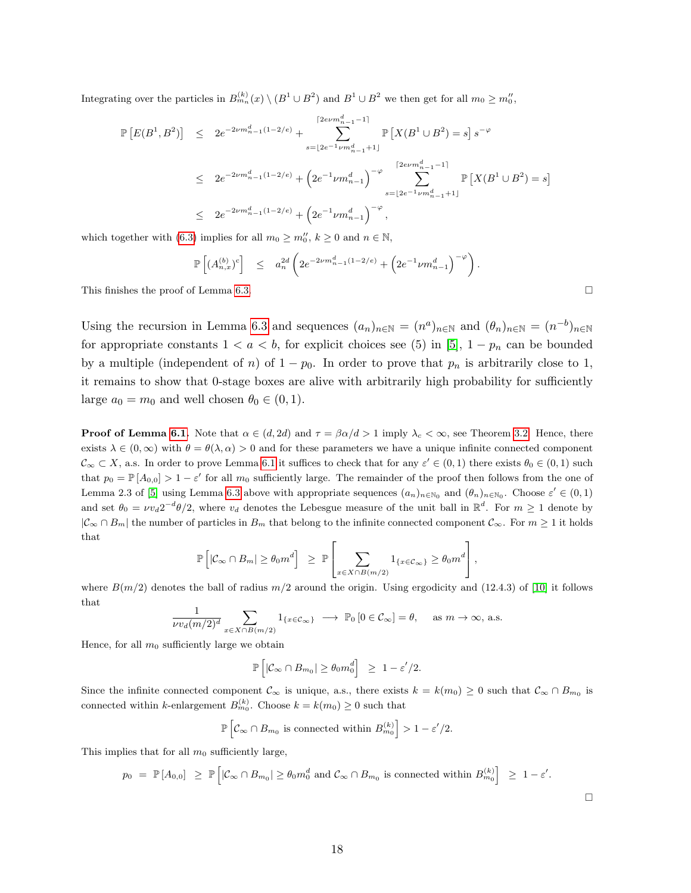Integrating over the particles in $B^{(k)}_{m_n}(x) \setminus (B^1 \cup B^2)$ and $B^1 \cup B^2$ we then get for all $m_0 \geq m_0''$,

$$
\begin{aligned}
\mathbb{P}\left[E(B^1, B^2)\right] &\leq 2e^{-2\nu m_{n-1}^d(1-2/e)} + \sum_{s=\lfloor 2e^{-1}\nu m_{n-1}^d+1\rfloor}^{\lceil 2e\nu m_{n-1}^d-1\rceil} \mathbb{P}\left[X(B^1 \cup B^2) = s\right] s^{-\varphi} \\
&\leq 2e^{-2\nu m_{n-1}^d(1-2/e)} + \left(2e^{-1}\nu m_{n-1}^d\right)^{-\varphi} \sum_{s=\lfloor 2e^{-1}\nu m_{n-1}^d+1\rfloor}^{\lceil 2e\nu m_{n-1}^d-1\rceil} \mathbb{P}\left[X(B^1 \cup B^2) = s\right] \\
&\leq 2e^{-2\nu m_{n-1}^d(1-2/e)} + \left(2e^{-1}\nu m_{n-1}^d\right)^{-\varphi},
\end{aligned}
$$

which together with (6.3) implies for all $m_0 \geq m_0''$, $k \geq 0$ and $n \in \mathbb{N}$,

$$
\mathbb{P}\left[(A^{(b)}_{n,x})^c\right] \leq a_n^{2d}\left(2e^{-2\nu m_{n-1}^d(1-2/e)} + \left(2e^{-1}\nu m_{n-1}^d\right)^{-\varphi}\right).
$$

This finishes the proof of Lemma 6.3. $\square$

Using the recursion in Lemma 6.3 and sequences $(a_n)_{n\in\mathbb{N}} = (n^a)_{n\in\mathbb{N}}$ and $(\theta_n)_{n\in\mathbb{N}} = (n^{-b})_{n\in\mathbb{N}}$ for appropriate constants $1 < a < b$, for explicit choices see (5) in [5], $1 - p_n$ can be bounded by a multiple (independent of $n$) of $1 - p_0$. In order to prove that $p_n$ is arbitrarily close to 1, it remains to show that 0-stage boxes are alive with arbitrarily high probability for sufficiently large $a_0 = m_0$ and well chosen $\theta_0 \in (0,1)$.

**Proof of Lemma 6.1.** Note that $\alpha \in (d, 2d)$ and $\tau = \beta\alpha/d > 1$ imply $\lambda_c < \infty$, see Theorem 3.2. Hence, there exists $\lambda \in (0,\infty)$ with $\theta = \theta(\lambda,\alpha) > 0$ and for these parameters we have a unique infinite connected component $\mathcal{C}_\infty \subset X$, a.s. In order to prove Lemma 6.1 it suffices to check that for any $\varepsilon' \in (0,1)$ there exists $\theta_0 \in (0,1)$ such that $p_0 = \mathbb{P}[A_{0,0}] > 1 - \varepsilon'$ for all $m_0$ sufficiently large. The remainder of the proof then follows from the one of Lemma 2.3 of [5] using Lemma 6.3 above with appropriate sequences $(a_n)_{n\in\mathbb{N}_0}$ and $(\theta_n)_{n\in\mathbb{N}_0}$. Choose $\varepsilon' \in (0,1)$ and set $\theta_0 = \nu v_d 2^{-d}\theta/2$, where $v_d$ denotes the Lebesgue measure of the unit ball in $\mathbb{R}^d$. For $m \geq 1$ denote by $|\mathcal{C}_\infty \cap B_m|$ the number of particles in $B_m$ that belong to the infinite connected component $\mathcal{C}_\infty$. For $m \geq 1$ it holds that

$$
\mathbb{P}\left[|\mathcal{C}_\infty \cap B_m| \geq \theta_0 m^d\right] \geq \mathbb{P}\left[\sum_{x\in X\cap B(m/2)} 1_{\{x\in\mathcal{C}_\infty\}} \geq \theta_0 m^d\right],
$$

where $B(m/2)$ denotes the ball of radius $m/2$ around the origin. Using ergodicity and (12.4.3) of [10] it follows that

$$
\frac{1}{\nu v_d (m/2)^d} \sum_{x\in X\cap B(m/2)} 1_{\{x\in\mathcal{C}_\infty\}} \longrightarrow \mathbb{P}_0\left[0 \in \mathcal{C}_\infty\right] = \theta, \quad \text{as } m \to \infty, \text{ a.s.}
$$

Hence, for all $m_0$ sufficiently large we obtain

$$
\mathbb{P}\left[|\mathcal{C}_\infty \cap B_{m_0}| \geq \theta_0 m_0^d\right] \geq 1 - \varepsilon'/2.
$$

Since the infinite connected component $\mathcal{C}_\infty$ is unique, a.s., there exists $k = k(m_0) \geq 0$ such that $\mathcal{C}_\infty \cap B_{m_0}$ is connected within $k$-enlargement $B^{(k)}_{m_0}$. Choose $k = k(m_0) \geq 0$ such that

$$
\mathbb{P}\left[\mathcal{C}_\infty \cap B_{m_0} \text{ is connected within } B^{(k)}_{m_0}\right] > 1 - \varepsilon'/2.
$$

This implies that for all $m_0$ sufficiently large,

$$
p_0 = \mathbb{P}[A_{0,0}] \geq \mathbb{P}\left[|\mathcal{C}_\infty \cap B_{m_0}| \geq \theta_0 m_0^d \text{ and } \mathcal{C}_\infty \cap B_{m_0} \text{ is connected within } B^{(k)}_{m_0}\right] \geq 1 - \varepsilon'.
$$

$\square$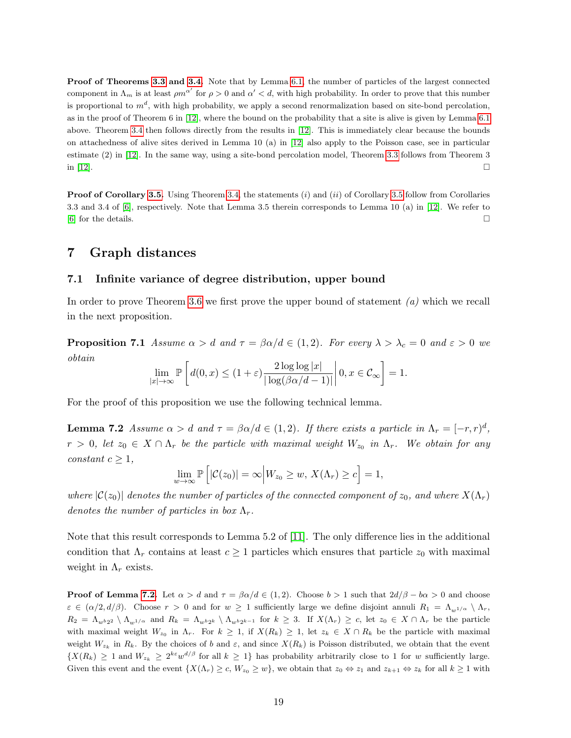**Proof of Theorems 3.3 and 3.4.** Note that by Lemma 6.1, the number of particles of the largest connected component in $\Lambda_m$ is at least $\rho m^{\alpha'}$ for $\rho > 0$ and $\alpha' < d$, with high probability. In order to prove that this number is proportional to $m^d$, with high probability, we apply a second renormalization based on site-bond percolation, as in the proof of Theorem 6 in [12], where the bound on the probability that a site is alive is given by Lemma 6.1 above. Theorem 3.4 then follows directly from the results in [12]. This is immediately clear because the bounds on attachedness of alive sites derived in Lemma 10 (a) in [12] also apply to the Poisson case, see in particular estimate (2) in [12]. In the same way, using a site-bond percolation model, Theorem 3.3 follows from Theorem 3 in [12]. □

**Proof of Corollary 3.5.** Using Theorem 3.4, the statements $(i)$ and $(ii)$ of Corollary 3.5 follow from Corollaries 3.3 and 3.4 of [6], respectively. Note that Lemma 3.5 therein corresponds to Lemma 10 (a) in [12]. We refer to [6] for the details. □

# 7 Graph distances

## 7.1 Infinite variance of degree distribution, upper bound

In order to prove Theorem 3.6 we first prove the upper bound of statement *(a)* which we recall in the next proposition.

**Proposition 7.1** *Assume $\alpha > d$ and $\tau = \beta\alpha/d \in (1, 2)$. For every $\lambda > \lambda_c = 0$ and $\varepsilon > 0$ we obtain*

$$\lim_{|x|\to\infty} \mathbb{P}\left[ d(0,x) \leq (1+\varepsilon)\frac{2\log\log|x|}{|\log(\beta\alpha/d - 1)|} \middle| 0, x \in \mathcal{C}_\infty \right] = 1.$$

For the proof of this proposition we use the following technical lemma.

**Lemma 7.2** *Assume $\alpha > d$ and $\tau = \beta\alpha/d \in (1, 2)$. If there exists a particle in $\Lambda_r = [-r, r)^d$, $r > 0$, let $z_0 \in X \cap \Lambda_r$ be the particle with maximal weight $W_{z_0}$ in $\Lambda_r$. We obtain for any constant $c \geq 1$,*

$$\lim_{w\to\infty} \mathbb{P}\left[ |\mathcal{C}(z_0)| = \infty \middle| W_{z_0} \geq w,\, X(\Lambda_r) \geq c \right] = 1,$$

*where $|\mathcal{C}(z_0)|$ denotes the number of particles of the connected component of $z_0$, and where $X(\Lambda_r)$ denotes the number of particles in box $\Lambda_r$.*

Note that this result corresponds to Lemma 5.2 of [11]. The only difference lies in the additional condition that $\Lambda_r$ contains at least $c \geq 1$ particles which ensures that particle $z_0$ with maximal weight in $\Lambda_r$ exists.

**Proof of Lemma 7.2.** Let $\alpha > d$ and $\tau = \beta\alpha/d \in (1, 2)$. Choose $b > 1$ such that $2d/\beta - b\alpha > 0$ and choose $\varepsilon \in (\alpha/2, d/\beta)$. Choose $r > 0$ and for $w \geq 1$ sufficiently large we define disjoint annuli $R_1 = \Lambda_{w^{1/\alpha}} \setminus \Lambda_r$, $R_2 = \Lambda_{w^{b2^2}} \setminus \Lambda_{w^{1/\alpha}}$ and $R_k = \Lambda_{w^{b2^k}} \setminus \Lambda_{w^{b2^{k-1}}}$ for $k \geq 3$. If $X(\Lambda_r) \geq c$, let $z_0 \in X \cap \Lambda_r$ be the particle with maximal weight $W_{z_0}$ in $\Lambda_r$. For $k \geq 1$, if $X(R_k) \geq 1$, let $z_k \in X \cap R_k$ be the particle with maximal weight $W_{z_k}$ in $R_k$. By the choices of $b$ and $\varepsilon$, and since $X(R_k)$ is Poisson distributed, we obtain that the event $\{X(R_k) \geq 1 \text{ and } W_{z_k} \geq 2^{k\varepsilon} w^{d/\beta} \text{ for all } k \geq 1\}$ has probability arbitrarily close to 1 for $w$ sufficiently large. Given this event and the event $\{X(\Lambda_r) \geq c,\, W_{z_0} \geq w\}$, we obtain that $z_0 \Leftrightarrow z_1$ and $z_{k+1} \Leftrightarrow z_k$ for all $k \geq 1$ with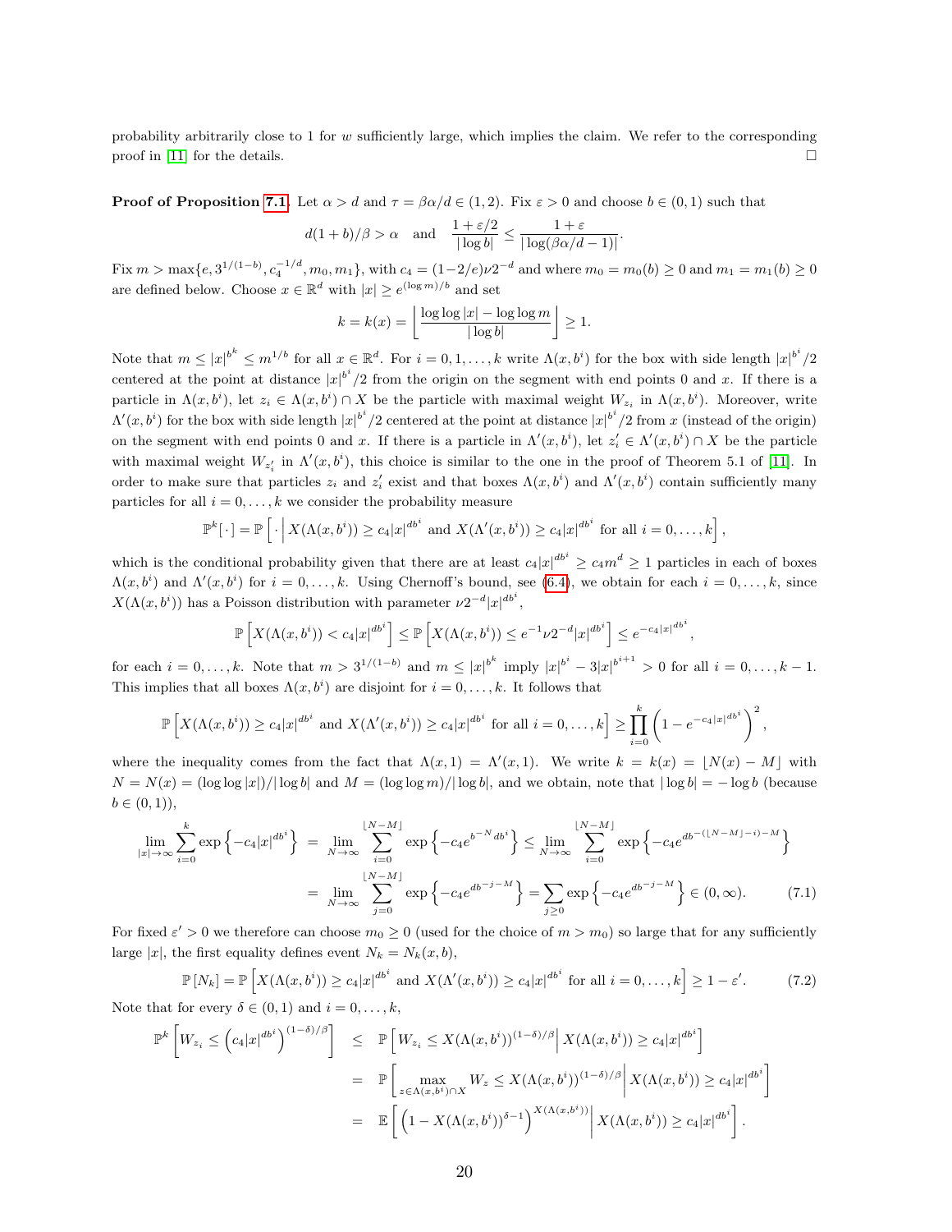probability arbitrarily close to 1 for $w$ sufficiently large, which implies the claim. We refer to the corresponding proof in [11] for the details. □

**Proof of Proposition 7.1.** Let $\alpha > d$ and $\tau = \beta\alpha/d \in (1, 2)$. Fix $\varepsilon > 0$ and choose $b \in (0, 1)$ such that

$$d(1 + b)/\beta > \alpha \quad \text{and} \quad \frac{1 + \varepsilon/2}{|\log b|} \leq \frac{1 + \varepsilon}{|\log(\beta\alpha/d - 1)|}.$$

Fix $m > \max\{e, 3^{1/(1-b)}, c_4^{-1/d}, m_0, m_1\}$, with $c_4 = (1-2/e)\nu 2^{-d}$ and where $m_0 = m_0(b) \geq 0$ and $m_1 = m_1(b) \geq 0$ are defined below. Choose $x \in \mathbb{R}^d$ with $|x| \geq e^{(\log m)/b}$ and set

$$k = k(x) = \left\lfloor \frac{\log \log |x| - \log \log m}{|\log b|} \right\rfloor \geq 1.$$

Note that $m \leq |x|^{b^k} \leq m^{1/b}$ for all $x \in \mathbb{R}^d$. For $i = 0, 1, \ldots, k$ write $\Lambda(x, b^i)$ for the box with side length $|x|^{b^i}/2$ centered at the point at distance $|x|^{b^i}/2$ from the origin on the segment with end points $0$ and $x$. If there is a particle in $\Lambda(x, b^i)$, let $z_i \in \Lambda(x, b^i) \cap X$ be the particle with maximal weight $W_{z_i}$ in $\Lambda(x, b^i)$. Moreover, write $\Lambda'(x, b^i)$ for the box with side length $|x|^{b^i}/2$ centered at the point at distance $|x|^{b^i}/2$ from $x$ (instead of the origin) on the segment with end points $0$ and $x$. If there is a particle in $\Lambda'(x, b^i)$, let $z'_i \in \Lambda'(x, b^i) \cap X$ be the particle with maximal weight $W_{z'_i}$ in $\Lambda'(x, b^i)$, this choice is similar to the one in the proof of Theorem 5.1 of [11]. In order to make sure that particles $z_i$ and $z'_i$ exist and that boxes $\Lambda(x, b^i)$ and $\Lambda'(x, b^i)$ contain sufficiently many particles for all $i = 0, \ldots, k$ we consider the probability measure

$$\mathbb{P}^k[\,\cdot\,] = \mathbb{P}\left[\,\cdot\,\middle|\, X(\Lambda(x, b^i)) \geq c_4|x|^{db^i} \text{ and } X(\Lambda'(x, b^i)) \geq c_4|x|^{db^i} \text{ for all } i = 0, \ldots, k\right],$$

which is the conditional probability given that there are at least $c_4|x|^{db^i} \geq c_4 m^d \geq 1$ particles in each of boxes $\Lambda(x, b^i)$ and $\Lambda'(x, b^i)$ for $i = 0, \ldots, k$. Using Chernoff's bound, see (6.4), we obtain for each $i = 0, \ldots, k$, since $X(\Lambda(x, b^i))$ has a Poisson distribution with parameter $\nu 2^{-d}|x|^{db^i}$,

$$\mathbb{P}\left[X(\Lambda(x, b^i)) < c_4|x|^{db^i}\right] \leq \mathbb{P}\left[X(\Lambda(x, b^i)) \leq e^{-1}\nu 2^{-d}|x|^{db^i}\right] \leq e^{-c_4|x|^{db^i}},$$

for each $i = 0, \ldots, k$. Note that $m > 3^{1/(1-b)}$ and $m \leq |x|^{b^k}$ imply $|x|^{b^i} - 3|x|^{b^{i+1}} > 0$ for all $i = 0, \ldots, k - 1$. This implies that all boxes $\Lambda(x, b^i)$ are disjoint for $i = 0, \ldots, k$. It follows that

$$\mathbb{P}\left[X(\Lambda(x, b^i)) \geq c_4|x|^{db^i} \text{ and } X(\Lambda'(x, b^i)) \geq c_4|x|^{db^i} \text{ for all } i = 0, \ldots, k\right] \geq \prod_{i=0}^{k} \left(1 - e^{-c_4|x|^{db^i}}\right)^2,$$

where the inequality comes from the fact that $\Lambda(x, 1) = \Lambda'(x, 1)$. We write $k = k(x) = \lfloor N(x) - M \rfloor$ with $N = N(x) = (\log \log |x|)/|\log b|$ and $M = (\log \log m)/|\log b|$, and we obtain, note that $|\log b| = -\log b$ (because $b \in (0, 1)$),

$$\begin{aligned}
\lim_{|x|\to\infty} \sum_{i=0}^{k} \exp\left\{-c_4|x|^{db^i}\right\} &= \lim_{N\to\infty} \sum_{i=0}^{\lfloor N-M \rfloor} \exp\left\{-c_4 e^{b^{-N} db^i}\right\} \leq \lim_{N\to\infty} \sum_{i=0}^{\lfloor N-M \rfloor} \exp\left\{-c_4 e^{db^{-(\lfloor N-M \rfloor - i) - M}}\right\} \\
&= \lim_{N\to\infty} \sum_{j=0}^{\lfloor N-M \rfloor} \exp\left\{-c_4 e^{db^{-j-M}}\right\} = \sum_{j\geq 0} \exp\left\{-c_4 e^{db^{-j-M}}\right\} \in (0, \infty).
\end{aligned} \tag{7.1}$$

For fixed $\varepsilon' > 0$ we therefore can choose $m_0 \geq 0$ (used for the choice of $m > m_0$) so large that for any sufficiently large $|x|$, the first equality defines event $N_k = N_k(x, b)$,

$$\mathbb{P}[N_k] = \mathbb{P}\left[X(\Lambda(x, b^i)) \geq c_4|x|^{db^i} \text{ and } X(\Lambda'(x, b^i)) \geq c_4|x|^{db^i} \text{ for all } i = 0, \ldots, k\right] \geq 1 - \varepsilon'. \tag{7.2}$$

Note that for every $\delta \in (0, 1)$ and $i = 0, \ldots, k$,

$$\begin{aligned}
\mathbb{P}^k\left[W_{z_i} \leq \left(c_4|x|^{db^i}\right)^{(1-\delta)/\beta}\right] &\leq \mathbb{P}\left[W_{z_i} \leq X(\Lambda(x, b^i))^{(1-\delta)/\beta} \,\middle|\, X(\Lambda(x, b^i)) \geq c_4|x|^{db^i}\right] \\
&= \mathbb{P}\left[\max_{z \in \Lambda(x, b^i) \cap X} W_z \leq X(\Lambda(x, b^i))^{(1-\delta)/\beta} \,\middle|\, X(\Lambda(x, b^i)) \geq c_4|x|^{db^i}\right] \\
&= \mathbb{E}\left[\left(1 - X(\Lambda(x, b^i))^{\delta-1}\right)^{X(\Lambda(x, b^i))} \,\middle|\, X(\Lambda(x, b^i)) \geq c_4|x|^{db^i}\right].
\end{aligned}$$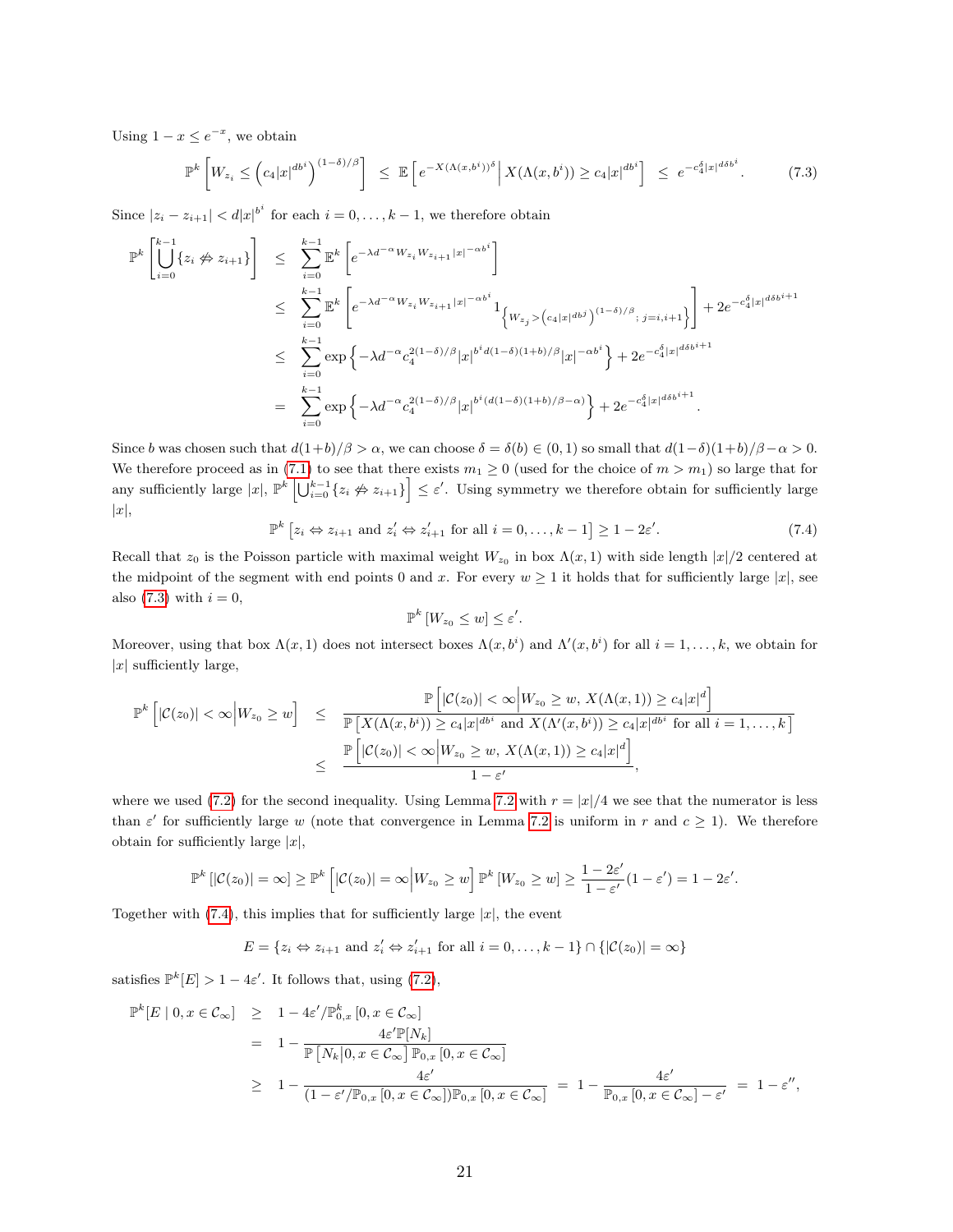Using $1 - x \leq e^{-x}$, we obtain

$$\mathbb{P}^k\left[W_{z_i} \leq \left(c_4|x|^{db^i}\right)^{(1-\delta)/\beta}\right] \;\leq\; \mathbb{E}\left[e^{-X(\Lambda(x,b^i))^{\delta}}\,\middle|\, X(\Lambda(x,b^i)) \geq c_4|x|^{db^i}\right] \;\leq\; e^{-c_4^{\delta}|x|^{d\delta b^i}}. \tag{7.3}$$

Since $|z_i - z_{i+1}| < d|x|^{b^i}$ for each $i = 0, \ldots, k-1$, we therefore obtain

$$\begin{aligned}
\mathbb{P}^k\left[\bigcup_{i=0}^{k-1}\{z_i \not\Leftrightarrow z_{i+1}\}\right] &\leq \sum_{i=0}^{k-1}\mathbb{E}^k\left[e^{-\lambda d^{-\alpha}W_{z_i}W_{z_{i+1}}|x|^{-\alpha b^i}}\right] \\
&\leq \sum_{i=0}^{k-1}\mathbb{E}^k\left[e^{-\lambda d^{-\alpha}W_{z_i}W_{z_{i+1}}|x|^{-\alpha b^i}}1_{\left\{W_{z_j} > \left(c_4|x|^{db^j}\right)^{(1-\delta)/\beta};\, j=i,i+1\right\}}\right] + 2e^{-c_4^{\delta}|x|^{d\delta b^{i+1}}} \\
&\leq \sum_{i=0}^{k-1}\exp\left\{-\lambda d^{-\alpha}c_4^{2(1-\delta)/\beta}|x|^{b^i d(1-\delta)(1+b)/\beta}|x|^{-\alpha b^i}\right\} + 2e^{-c_4^{\delta}|x|^{d\delta b^{i+1}}} \\
&= \sum_{i=0}^{k-1}\exp\left\{-\lambda d^{-\alpha}c_4^{2(1-\delta)/\beta}|x|^{b^i(d(1-\delta)(1+b)/\beta - \alpha)}\right\} + 2e^{-c_4^{\delta}|x|^{d\delta b^{i+1}}}.
\end{aligned}$$

Since $b$ was chosen such that $d(1+b)/\beta > \alpha$, we can choose $\delta = \delta(b) \in (0,1)$ so small that $d(1-\delta)(1+b)/\beta - \alpha > 0$. We therefore proceed as in (7.1) to see that there exists $m_1 \geq 0$ (used for the choice of $m > m_1$) so large that for any sufficiently large $|x|$, $\mathbb{P}^k\left[\bigcup_{i=0}^{k-1}\{z_i \not\Leftrightarrow z_{i+1}\}\right] \leq \varepsilon'$. Using symmetry we therefore obtain for sufficiently large $|x|$,

$$\mathbb{P}^k\left[z_i \Leftrightarrow z_{i+1} \text{ and } z_i' \Leftrightarrow z_{i+1}' \text{ for all } i = 0, \ldots, k-1\right] \geq 1 - 2\varepsilon'. \tag{7.4}$$

Recall that $z_0$ is the Poisson particle with maximal weight $W_{z_0}$ in box $\Lambda(x,1)$ with side length $|x|/2$ centered at the midpoint of the segment with end points $0$ and $x$. For every $w \geq 1$ it holds that for sufficiently large $|x|$, see also (7.3) with $i = 0$,

$$\mathbb{P}^k\left[W_{z_0} \leq w\right] \leq \varepsilon'.$$

Moreover, using that box $\Lambda(x,1)$ does not intersect boxes $\Lambda(x,b^i)$ and $\Lambda'(x,b^i)$ for all $i = 1, \ldots, k$, we obtain for $|x|$ sufficiently large,

$$\begin{aligned}
\mathbb{P}^k\left[|\mathcal{C}(z_0)| < \infty \,\middle|\, W_{z_0} \geq w\right] &\leq \frac{\mathbb{P}\left[|\mathcal{C}(z_0)| < \infty \,\middle|\, W_{z_0} \geq w,\, X(\Lambda(x,1)) \geq c_4|x|^d\right]}{\mathbb{P}\left[X(\Lambda(x,b^i)) \geq c_4|x|^{db^i} \text{ and } X(\Lambda'(x,b^i)) \geq c_4|x|^{db^i} \text{ for all } i = 1, \ldots, k\right]} \\
&\leq \frac{\mathbb{P}\left[|\mathcal{C}(z_0)| < \infty \,\middle|\, W_{z_0} \geq w,\, X(\Lambda(x,1)) \geq c_4|x|^d\right]}{1 - \varepsilon'},
\end{aligned}$$

where we used (7.2) for the second inequality. Using Lemma 7.2 with $r = |x|/4$ we see that the numerator is less than $\varepsilon'$ for sufficiently large $w$ (note that convergence in Lemma 7.2 is uniform in $r$ and $c \geq 1$). We therefore obtain for sufficiently large $|x|$,

$$\mathbb{P}^k\left[|\mathcal{C}(z_0)| = \infty\right] \geq \mathbb{P}^k\left[|\mathcal{C}(z_0)| = \infty \,\middle|\, W_{z_0} \geq w\right]\mathbb{P}^k\left[W_{z_0} \geq w\right] \geq \frac{1 - 2\varepsilon'}{1 - \varepsilon'}(1 - \varepsilon') = 1 - 2\varepsilon'.$$

Together with (7.4), this implies that for sufficiently large $|x|$, the event

$$E = \{z_i \Leftrightarrow z_{i+1} \text{ and } z_i' \Leftrightarrow z_{i+1}' \text{ for all } i = 0, \ldots, k-1\} \cap \{|\mathcal{C}(z_0)| = \infty\}$$

satisfies $\mathbb{P}^k[E] > 1 - 4\varepsilon'$. It follows that, using (7.2),

$$\begin{aligned}
\mathbb{P}^k[E \mid 0, x \in \mathcal{C}_\infty] &\geq 1 - 4\varepsilon'/\mathbb{P}^k_{0,x}\left[0, x \in \mathcal{C}_\infty\right] \\
&= 1 - \frac{4\varepsilon'\mathbb{P}[N_k]}{\mathbb{P}\left[N_k \middle| 0, x \in \mathcal{C}_\infty\right]\mathbb{P}_{0,x}\left[0, x \in \mathcal{C}_\infty\right]} \\
&\geq 1 - \frac{4\varepsilon'}{(1 - \varepsilon'/\mathbb{P}_{0,x}\left[0, x \in \mathcal{C}_\infty\right])\mathbb{P}_{0,x}\left[0, x \in \mathcal{C}_\infty\right]} \;=\; 1 - \frac{4\varepsilon'}{\mathbb{P}_{0,x}\left[0, x \in \mathcal{C}_\infty\right] - \varepsilon'} \;=\; 1 - \varepsilon'',
\end{aligned}$$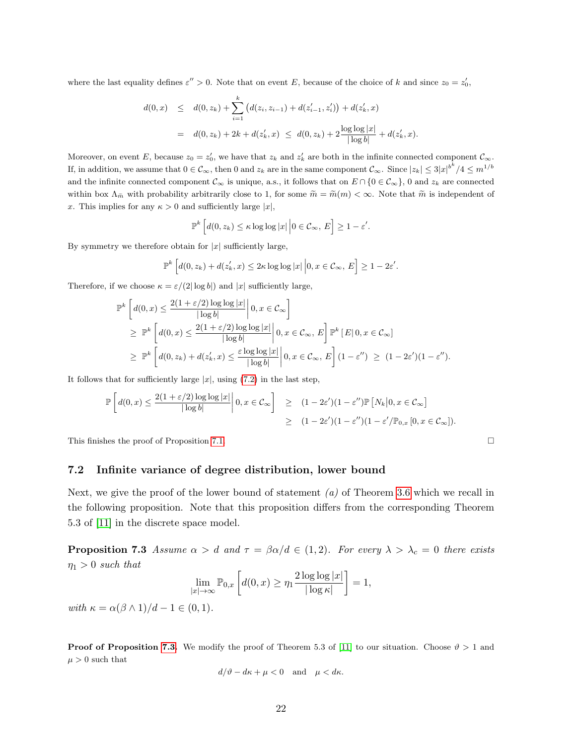where the last equality defines $\varepsilon'' > 0$. Note that on event $E$, because of the choice of $k$ and since $z_0 = z_0'$,

$$
\begin{aligned}
d(0,x) &\leq d(0,z_k) + \sum_{i=1}^{k} \left( d(z_i, z_{i-1}) + d(z_{i-1}', z_i') \right) + d(z_k', x) \\
&= d(0,z_k) + 2k + d(z_k', x) \;\leq\; d(0,z_k) + 2\frac{\log\log|x|}{|\log b|} + d(z_k', x).
\end{aligned}
$$

Moreover, on event $E$, because $z_0 = z_0'$, we have that $z_k$ and $z_k'$ are both in the infinite connected component $\mathcal{C}_\infty$. If, in addition, we assume that $0 \in \mathcal{C}_\infty$, then $0$ and $z_k$ are in the same component $\mathcal{C}_\infty$. Since $|z_k| \leq 3|x|^{b^k}/4 \leq m^{1/b}$ and the infinite connected component $\mathcal{C}_\infty$ is unique, a.s., it follows that on $E \cap \{0 \in \mathcal{C}_\infty\}$, $0$ and $z_k$ are connected within box $\Lambda_{\widetilde{m}}$ with probability arbitrarily close to 1, for some $\widetilde{m} = \widetilde{m}(m) < \infty$. Note that $\widetilde{m}$ is independent of $x$. This implies for any $\kappa > 0$ and sufficiently large $|x|$,

$$
\mathbb{P}^k \left[ d(0,z_k) \leq \kappa \log\log|x| \,\middle|\, 0 \in \mathcal{C}_\infty,\, E \right] \geq 1 - \varepsilon'.
$$

By symmetry we therefore obtain for $|x|$ sufficiently large,

$$
\mathbb{P}^k \left[ d(0,z_k) + d(z_k', x) \leq 2\kappa \log\log|x| \,\middle|\, 0, x \in \mathcal{C}_\infty,\, E \right] \geq 1 - 2\varepsilon'.
$$

Therefore, if we choose $\kappa = \varepsilon/(2|\log b|)$ and $|x|$ sufficiently large,

$$
\begin{aligned}
&\mathbb{P}^k \left[ d(0,x) \leq \frac{2(1+\varepsilon/2)\log\log|x|}{|\log b|} \,\middle|\, 0, x \in \mathcal{C}_\infty \right] \\
&\geq\; \mathbb{P}^k \left[ d(0,x) \leq \frac{2(1+\varepsilon/2)\log\log|x|}{|\log b|} \,\middle|\, 0, x \in \mathcal{C}_\infty,\, E \right] \mathbb{P}^k \left[ E \,|\, 0, x \in \mathcal{C}_\infty \right] \\
&\geq\; \mathbb{P}^k \left[ d(0,z_k) + d(z_k', x) \leq \frac{\varepsilon \log\log|x|}{|\log b|} \,\middle|\, 0, x \in \mathcal{C}_\infty,\, E \right] (1 - \varepsilon'') \;\geq\; (1-2\varepsilon')(1-\varepsilon'').
\end{aligned}
$$

It follows that for sufficiently large $|x|$, using (7.2) in the last step,

$$
\begin{aligned}
\mathbb{P}\left[ d(0,x) \leq \frac{2(1+\varepsilon/2)\log\log|x|}{|\log b|} \,\middle|\, 0, x \in \mathcal{C}_\infty \right] &\geq (1-2\varepsilon')(1-\varepsilon'')\mathbb{P}\left[ N_k \,|\, 0, x \in \mathcal{C}_\infty \right] \\
&\geq (1-2\varepsilon')(1-\varepsilon'')(1 - \varepsilon'/\mathbb{P}_{0,x}[0, x \in \mathcal{C}_\infty]).
\end{aligned}
$$

This finishes the proof of Proposition 7.1. $\square$

### 7.2 Infinite variance of degree distribution, lower bound

Next, we give the proof of the lower bound of statement *(a)* of Theorem 3.6 which we recall in the following proposition. Note that this proposition differs from the corresponding Theorem 5.3 of [11] in the discrete space model.

**Proposition 7.3** *Assume $\alpha > d$ and $\tau = \beta\alpha/d \in (1,2)$. For every $\lambda > \lambda_c = 0$ there exists $\eta_1 > 0$ such that*

$$
\lim_{|x|\to\infty} \mathbb{P}_{0,x}\left[ d(0,x) \geq \eta_1 \frac{2\log\log|x|}{|\log\kappa|} \right] = 1,
$$

*with $\kappa = \alpha(\beta \wedge 1)/d - 1 \in (0,1)$.*

**Proof of Proposition 7.3.** We modify the proof of Theorem 5.3 of [11] to our situation. Choose $\vartheta > 1$ and $\mu > 0$ such that

$$
d/\vartheta - d\kappa + \mu < 0 \quad \text{and} \quad \mu < d\kappa.
$$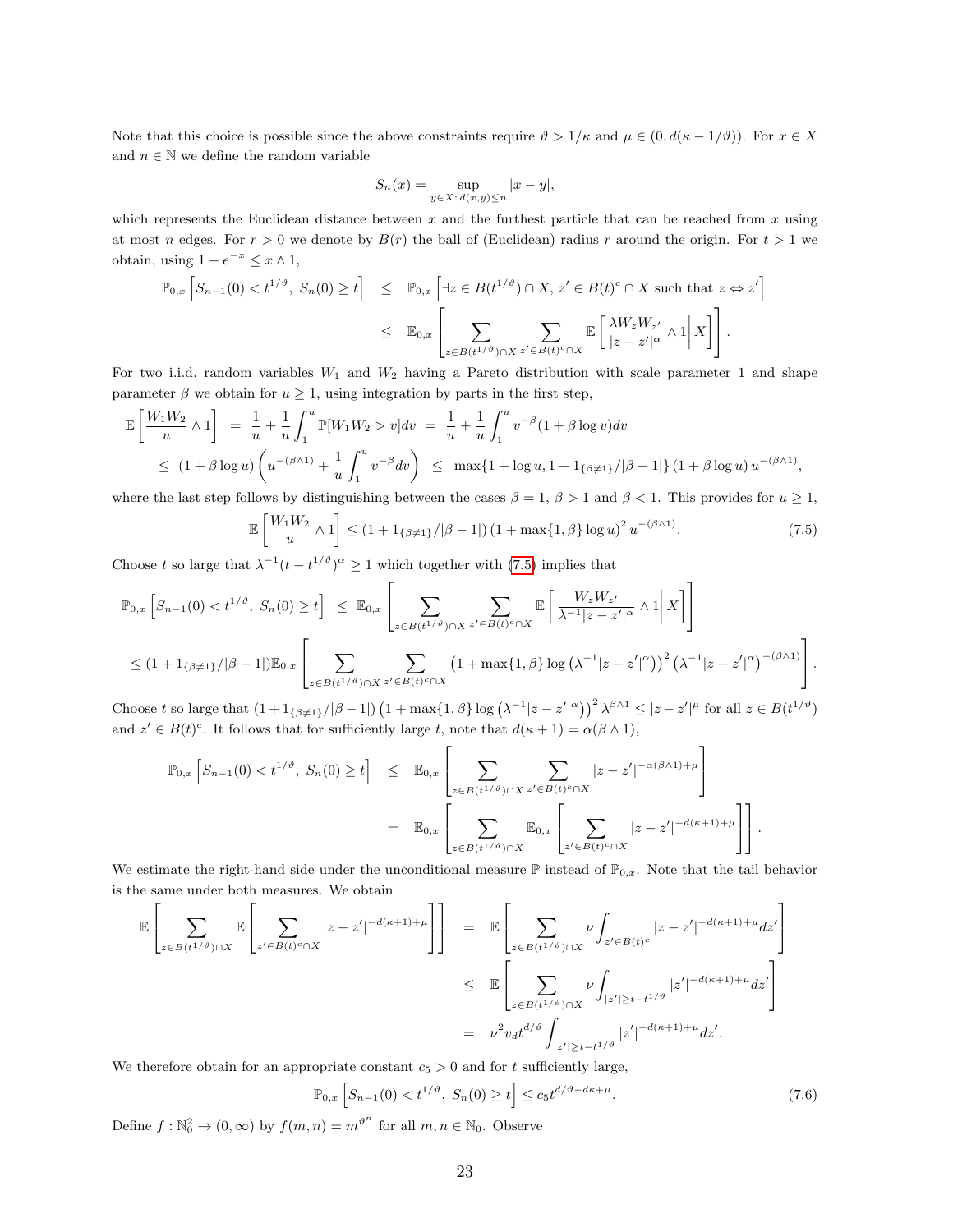Note that this choice is possible since the above constraints require $\vartheta > 1/\kappa$ and $\mu \in (0, d(\kappa - 1/\vartheta))$. For $x \in X$ and $n \in \mathbb{N}$ we define the random variable

$$S_n(x) = \sup_{y \in X:\, d(x,y) \le n} |x - y|,$$

which represents the Euclidean distance between $x$ and the furthest particle that can be reached from $x$ using at most $n$ edges. For $r > 0$ we denote by $B(r)$ the ball of (Euclidean) radius $r$ around the origin. For $t > 1$ we obtain, using $1 - e^{-x} \le x \wedge 1$,

$$\begin{aligned}
\mathbb{P}_{0,x}\left[S_{n-1}(0) < t^{1/\vartheta},\ S_n(0) \ge t\right] &\le \mathbb{P}_{0,x}\left[\exists z \in B(t^{1/\vartheta}) \cap X,\ z' \in B(t)^c \cap X \text{ such that } z \Leftrightarrow z'\right] \\
&\le \mathbb{E}_{0,x}\left[\sum_{z \in B(t^{1/\vartheta}) \cap X}\ \sum_{z' \in B(t)^c \cap X} \mathbb{E}\left[\frac{\lambda W_z W_{z'}}{|z - z'|^\alpha} \wedge 1 \middle| X\right]\right].
\end{aligned}$$

For two i.i.d. random variables $W_1$ and $W_2$ having a Pareto distribution with scale parameter 1 and shape parameter $\beta$ we obtain for $u \ge 1$, using integration by parts in the first step,

$$\begin{aligned}
\mathbb{E}\left[\frac{W_1 W_2}{u} \wedge 1\right] &= \frac{1}{u} + \frac{1}{u}\int_1^u \mathbb{P}[W_1 W_2 > v] dv \ = \ \frac{1}{u} + \frac{1}{u}\int_1^u v^{-\beta}(1 + \beta \log v) dv \\
&\le (1 + \beta \log u)\left(u^{-(\beta \wedge 1)} + \frac{1}{u}\int_1^u v^{-\beta} dv\right) \ \le \ \max\{1 + \log u, 1 + 1_{\{\beta \ne 1\}}/|\beta - 1|\}\,(1 + \beta \log u)\, u^{-(\beta \wedge 1)},
\end{aligned}$$

where the last step follows by distinguishing between the cases $\beta = 1$, $\beta > 1$ and $\beta < 1$. This provides for $u \ge 1$,

$$\mathbb{E}\left[\frac{W_1 W_2}{u} \wedge 1\right] \le (1 + 1_{\{\beta \ne 1\}}/|\beta - 1|)\,(1 + \max\{1, \beta\} \log u)^2\, u^{-(\beta \wedge 1)}. \tag{7.5}$$

Choose $t$ so large that $\lambda^{-1}(t - t^{1/\vartheta})^\alpha \ge 1$ which together with (7.5) implies that

$$\begin{aligned}
&\mathbb{P}_{0,x}\left[S_{n-1}(0) < t^{1/\vartheta},\ S_n(0) \ge t\right] \ \le \ \mathbb{E}_{0,x}\left[\sum_{z \in B(t^{1/\vartheta}) \cap X}\ \sum_{z' \in B(t)^c \cap X} \mathbb{E}\left[\frac{W_z W_{z'}}{\lambda^{-1}|z - z'|^\alpha} \wedge 1 \middle| X\right]\right] \\
&\le (1 + 1_{\{\beta \ne 1\}}/|\beta - 1|)\mathbb{E}_{0,x}\left[\sum_{z \in B(t^{1/\vartheta}) \cap X}\ \sum_{z' \in B(t)^c \cap X} \left(1 + \max\{1, \beta\} \log\left(\lambda^{-1}|z - z'|^\alpha\right)\right)^2 \left(\lambda^{-1}|z - z'|^\alpha\right)^{-(\beta \wedge 1)}\right].
\end{aligned}$$

Choose $t$ so large that $(1 + 1_{\{\beta \ne 1\}}/|\beta - 1|)\left(1 + \max\{1, \beta\} \log\left(\lambda^{-1}|z - z'|^\alpha\right)\right)^2 \lambda^{\beta \wedge 1} \le |z - z'|^\mu$ for all $z \in B(t^{1/\vartheta})$ and $z' \in B(t)^c$. It follows that for sufficiently large $t$, note that $d(\kappa + 1) = \alpha(\beta \wedge 1)$,

$$\begin{aligned}
\mathbb{P}_{0,x}\left[S_{n-1}(0) < t^{1/\vartheta},\ S_n(0) \ge t\right] &\le \mathbb{E}_{0,x}\left[\sum_{z \in B(t^{1/\vartheta}) \cap X}\ \sum_{z' \in B(t)^c \cap X} |z - z'|^{-\alpha(\beta \wedge 1) + \mu}\right] \\
&= \mathbb{E}_{0,x}\left[\sum_{z \in B(t^{1/\vartheta}) \cap X} \mathbb{E}_{0,x}\left[\sum_{z' \in B(t)^c \cap X} |z - z'|^{-d(\kappa + 1) + \mu}\right]\right].
\end{aligned}$$

We estimate the right-hand side under the unconditional measure $\mathbb{P}$ instead of $\mathbb{P}_{0,x}$. Note that the tail behavior is the same under both measures. We obtain

$$\begin{aligned}
\mathbb{E}\left[\sum_{z \in B(t^{1/\vartheta}) \cap X} \mathbb{E}\left[\sum_{z' \in B(t)^c \cap X} |z - z'|^{-d(\kappa + 1) + \mu}\right]\right] &= \mathbb{E}\left[\sum_{z \in B(t^{1/\vartheta}) \cap X} \nu \int_{z' \in B(t)^c} |z - z'|^{-d(\kappa + 1) + \mu} dz'\right] \\
&\le \mathbb{E}\left[\sum_{z \in B(t^{1/\vartheta}) \cap X} \nu \int_{|z'| \ge t - t^{1/\vartheta}} |z'|^{-d(\kappa + 1) + \mu} dz'\right] \\
&= \nu^2 v_d t^{d/\vartheta} \int_{|z'| \ge t - t^{1/\vartheta}} |z'|^{-d(\kappa + 1) + \mu} dz'.
\end{aligned}$$

We therefore obtain for an appropriate constant $c_5 > 0$ and for $t$ sufficiently large,

$$\mathbb{P}_{0,x}\left[S_{n-1}(0) < t^{1/\vartheta},\ S_n(0) \ge t\right] \le c_5 t^{d/\vartheta - d\kappa + \mu}. \tag{7.6}$$

Define $f : \mathbb{N}_0^2 \to (0, \infty)$ by $f(m, n) = m^{\vartheta^n}$ for all $m, n \in \mathbb{N}_0$. Observe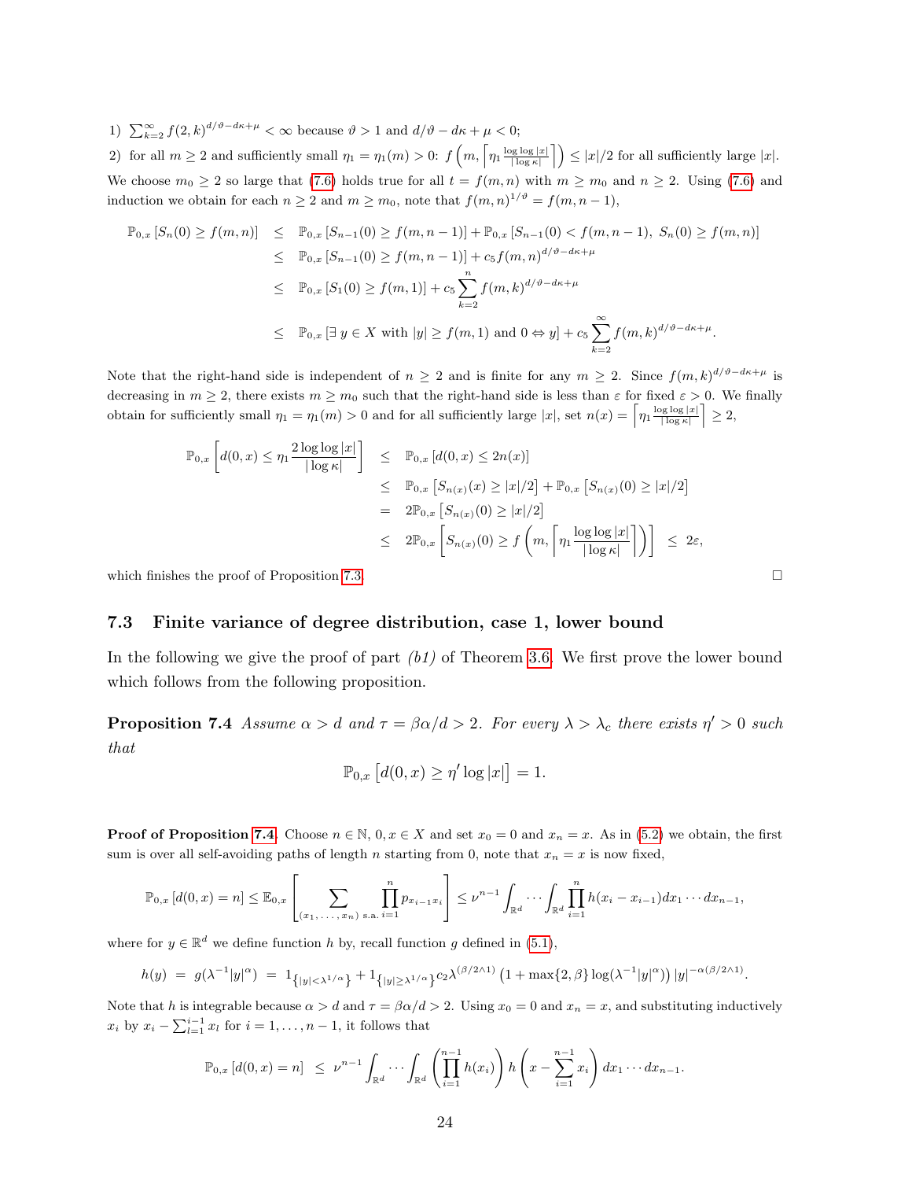1) $\sum_{k=2}^{\infty} f(2,k)^{d/\vartheta - d\kappa+\mu} < \infty$ because $\vartheta > 1$ and $d/\vartheta - d\kappa + \mu < 0$;

2) for all $m \geq 2$ and sufficiently small $\eta_1 = \eta_1(m) > 0$: $f\left(m, \left\lceil \eta_1 \frac{\log\log|x|}{|\log\kappa|}\right\rceil\right) \leq |x|/2$ for all sufficiently large $|x|$.

We choose $m_0 \geq 2$ so large that (7.6) holds true for all $t = f(m,n)$ with $m \geq m_0$ and $n \geq 2$. Using (7.6) and induction we obtain for each $n \geq 2$ and $m \geq m_0$, note that $f(m,n)^{1/\vartheta} = f(m, n-1)$,

$$\begin{aligned}
\mathbb{P}_{0,x}\left[S_n(0) \geq f(m,n)\right] &\leq \mathbb{P}_{0,x}\left[S_{n-1}(0) \geq f(m,n-1)\right] + \mathbb{P}_{0,x}\left[S_{n-1}(0) < f(m,n-1),\ S_n(0) \geq f(m,n)\right] \\
&\leq \mathbb{P}_{0,x}\left[S_{n-1}(0) \geq f(m,n-1)\right] + c_5 f(m,n)^{d/\vartheta - d\kappa+\mu} \\
&\leq \mathbb{P}_{0,x}\left[S_1(0) \geq f(m,1)\right] + c_5 \sum_{k=2}^{n} f(m,k)^{d/\vartheta - d\kappa+\mu} \\
&\leq \mathbb{P}_{0,x}\left[\exists\, y \in X \text{ with } |y| \geq f(m,1) \text{ and } 0 \Leftrightarrow y\right] + c_5 \sum_{k=2}^{\infty} f(m,k)^{d/\vartheta - d\kappa+\mu}.
\end{aligned}$$

Note that the right-hand side is independent of $n \geq 2$ and is finite for any $m \geq 2$. Since $f(m,k)^{d/\vartheta - d\kappa+\mu}$ is decreasing in $m \geq 2$, there exists $m \geq m_0$ such that the right-hand side is less than $\varepsilon$ for fixed $\varepsilon > 0$. We finally obtain for sufficiently small $\eta_1 = \eta_1(m) > 0$ and for all sufficiently large $|x|$, set $n(x) = \left\lceil \eta_1 \frac{\log\log|x|}{|\log\kappa|}\right\rceil \geq 2$,

$$\begin{aligned}
\mathbb{P}_{0,x}\left[d(0,x) \leq \eta_1 \frac{2\log\log|x|}{|\log\kappa|}\right] &\leq \mathbb{P}_{0,x}\left[d(0,x) \leq 2n(x)\right] \\
&\leq \mathbb{P}_{0,x}\left[S_{n(x)}(x) \geq |x|/2\right] + \mathbb{P}_{0,x}\left[S_{n(x)}(0) \geq |x|/2\right] \\
&= 2\mathbb{P}_{0,x}\left[S_{n(x)}(0) \geq |x|/2\right] \\
&\leq 2\mathbb{P}_{0,x}\left[S_{n(x)}(0) \geq f\left(m, \left\lceil \eta_1 \frac{\log\log|x|}{|\log\kappa|}\right\rceil\right)\right] \ \leq\ 2\varepsilon,
\end{aligned}$$

which finishes the proof of Proposition 7.3. $\square$

### 7.3 Finite variance of degree distribution, case 1, lower bound

In the following we give the proof of part *(b1)* of Theorem 3.6. We first prove the lower bound which follows from the following proposition.

**Proposition 7.4** *Assume $\alpha > d$ and $\tau = \beta\alpha/d > 2$. For every $\lambda > \lambda_c$ there exists $\eta' > 0$ such that*

$$\mathbb{P}_{0,x}\left[d(0,x) \geq \eta' \log|x|\right] = 1.$$

**Proof of Proposition 7.4.** Choose $n \in \mathbb{N}$, $0, x \in X$ and set $x_0 = 0$ and $x_n = x$. As in (5.2) we obtain, the first sum is over all self-avoiding paths of length $n$ starting from 0, note that $x_n = x$ is now fixed,

$$\mathbb{P}_{0,x}\left[d(0,x) = n\right] \leq \mathbb{E}_{0,x}\left[\sum_{(x_1,\ldots,x_n)\ \text{s.a.}} \prod_{i=1}^{n} p_{x_{i-1}x_i}\right] \leq \nu^{n-1} \int_{\mathbb{R}^d} \cdots \int_{\mathbb{R}^d} \prod_{i=1}^{n} h(x_i - x_{i-1}) dx_1 \cdots dx_{n-1},$$

where for $y \in \mathbb{R}^d$ we define function $h$ by, recall function $g$ defined in (5.1),

$$h(y) \ = \ g(\lambda^{-1}|y|^\alpha) \ = \ 1_{\{|y| < \lambda^{1/\alpha}\}} + 1_{\{|y| \geq \lambda^{1/\alpha}\}} c_2 \lambda^{(\beta/2 \wedge 1)} \left(1 + \max\{2,\beta\} \log(\lambda^{-1}|y|^\alpha)\right) |y|^{-\alpha(\beta/2\wedge 1)}.$$

Note that $h$ is integrable because $\alpha > d$ and $\tau = \beta\alpha/d > 2$. Using $x_0 = 0$ and $x_n = x$, and substituting inductively $x_i$ by $x_i - \sum_{l=1}^{i-1} x_l$ for $i = 1, \ldots, n-1$, it follows that

$$\mathbb{P}_{0,x}\left[d(0,x) = n\right] \ \leq \ \nu^{n-1} \int_{\mathbb{R}^d} \cdots \int_{\mathbb{R}^d} \left(\prod_{i=1}^{n-1} h(x_i)\right) h\left(x - \sum_{i=1}^{n-1} x_i\right) dx_1 \cdots dx_{n-1}.$$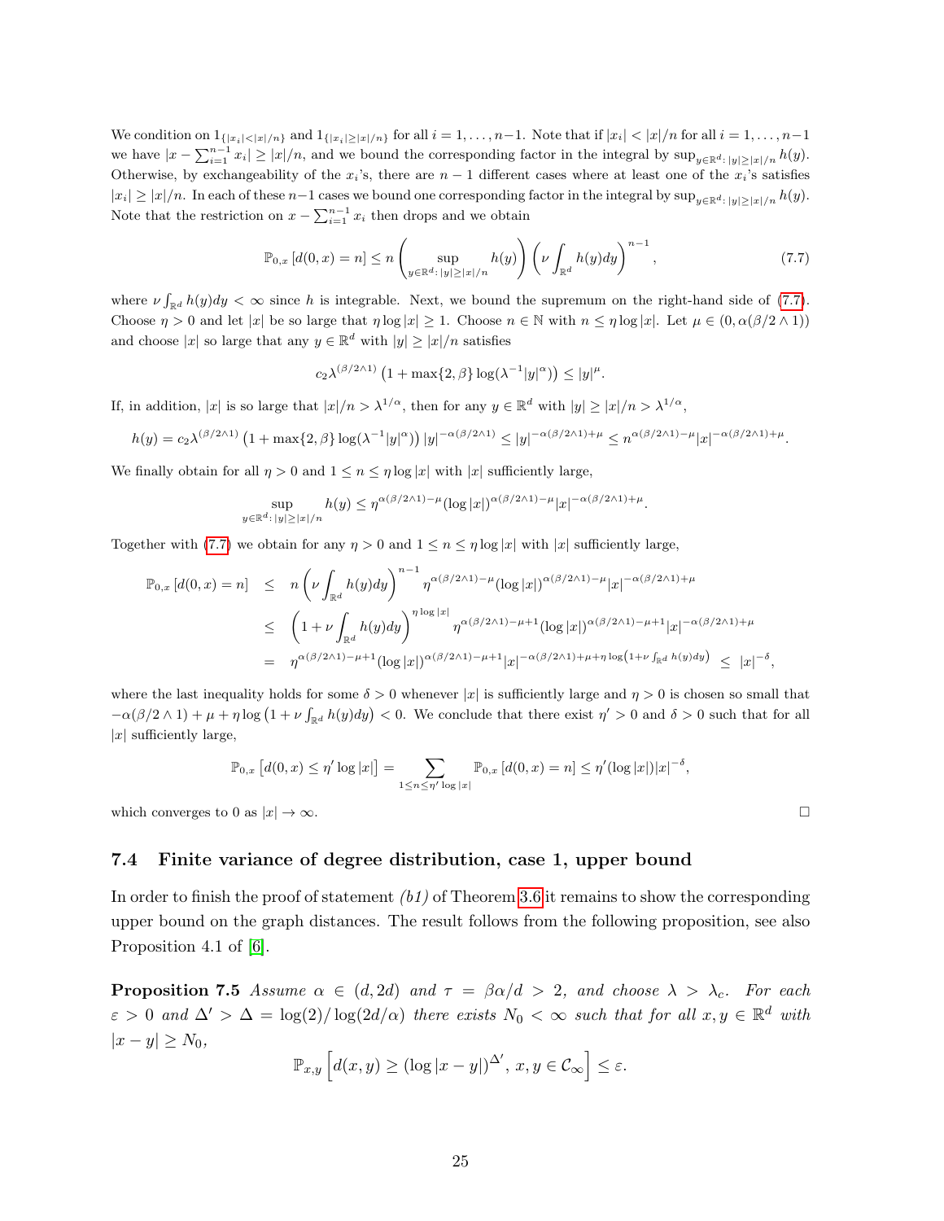We condition on $1_{\{|x_i|<|x|/n\}}$ and $1_{\{|x_i|\geq|x|/n\}}$ for all $i=1,\dots,n-1$. Note that if $|x_i|<|x|/n$ for all $i=1,\dots,n-1$ we have $|x-\sum_{i=1}^{n-1}x_i|\geq|x|/n$, and we bound the corresponding factor in the integral by $\sup_{y\in\mathbb{R}^d:\,|y|\geq|x|/n}h(y)$. Otherwise, by exchangeability of the $x_i$'s, there are $n-1$ different cases where at least one of the $x_i$'s satisfies $|x_i|\geq|x|/n$. In each of these $n-1$ cases we bound one corresponding factor in the integral by $\sup_{y\in\mathbb{R}^d:\,|y|\geq|x|/n}h(y)$. Note that the restriction on $x-\sum_{i=1}^{n-1}x_i$ then drops and we obtain

$$\mathbb{P}_{0,x}\left[d(0,x)=n\right]\leq n\left(\sup_{y\in\mathbb{R}^d:\,|y|\geq|x|/n}h(y)\right)\left(\nu\int_{\mathbb{R}^d}h(y)dy\right)^{n-1},\tag{7.7}$$

where $\nu\int_{\mathbb{R}^d}h(y)dy<\infty$ since $h$ is integrable. Next, we bound the supremum on the right-hand side of (7.7). Choose $\eta>0$ and let $|x|$ be so large that $\eta\log|x|\geq1$. Choose $n\in\mathbb{N}$ with $n\leq\eta\log|x|$. Let $\mu\in(0,\alpha(\beta/2\wedge1))$ and choose $|x|$ so large that any $y\in\mathbb{R}^d$ with $|y|\geq|x|/n$ satisfies

$$c_2\lambda^{(\beta/2\wedge1)}\left(1+\max\{2,\beta\}\log(\lambda^{-1}|y|^\alpha)\right)\leq|y|^\mu.$$

If, in addition, $|x|$ is so large that $|x|/n>\lambda^{1/\alpha}$, then for any $y\in\mathbb{R}^d$ with $|y|\geq|x|/n>\lambda^{1/\alpha}$,

$$h(y)=c_2\lambda^{(\beta/2\wedge1)}\left(1+\max\{2,\beta\}\log(\lambda^{-1}|y|^\alpha)\right)|y|^{-\alpha(\beta/2\wedge1)}\leq|y|^{-\alpha(\beta/2\wedge1)+\mu}\leq n^{\alpha(\beta/2\wedge1)-\mu}|x|^{-\alpha(\beta/2\wedge1)+\mu}.$$

We finally obtain for all $\eta>0$ and $1\leq n\leq\eta\log|x|$ with $|x|$ sufficiently large,

$$\sup_{y\in\mathbb{R}^d:\,|y|\geq|x|/n}h(y)\leq\eta^{\alpha(\beta/2\wedge1)-\mu}(\log|x|)^{\alpha(\beta/2\wedge1)-\mu}|x|^{-\alpha(\beta/2\wedge1)+\mu}.$$

Together with (7.7) we obtain for any $\eta>0$ and $1\leq n\leq\eta\log|x|$ with $|x|$ sufficiently large,

$$\begin{aligned}
\mathbb{P}_{0,x}\left[d(0,x)=n\right] &\leq n\left(\nu\int_{\mathbb{R}^d}h(y)dy\right)^{n-1}\eta^{\alpha(\beta/2\wedge1)-\mu}(\log|x|)^{\alpha(\beta/2\wedge1)-\mu}|x|^{-\alpha(\beta/2\wedge1)+\mu}\\
&\leq\left(1+\nu\int_{\mathbb{R}^d}h(y)dy\right)^{\eta\log|x|}\eta^{\alpha(\beta/2\wedge1)-\mu+1}(\log|x|)^{\alpha(\beta/2\wedge1)-\mu+1}|x|^{-\alpha(\beta/2\wedge1)+\mu}\\
&=\eta^{\alpha(\beta/2\wedge1)-\mu+1}(\log|x|)^{\alpha(\beta/2\wedge1)-\mu+1}|x|^{-\alpha(\beta/2\wedge1)+\mu+\eta\log\left(1+\nu\int_{\mathbb{R}^d}h(y)dy\right)}\ \leq\ |x|^{-\delta},
\end{aligned}$$

where the last inequality holds for some $\delta>0$ whenever $|x|$ is sufficiently large and $\eta>0$ is chosen so small that $-\alpha(\beta/2\wedge1)+\mu+\eta\log\left(1+\nu\int_{\mathbb{R}^d}h(y)dy\right)<0$. We conclude that there exist $\eta'>0$ and $\delta>0$ such that for all $|x|$ sufficiently large,

$$\mathbb{P}_{0,x}\left[d(0,x)\leq\eta'\log|x|\right]=\sum_{1\leq n\leq\eta'\log|x|}\mathbb{P}_{0,x}\left[d(0,x)=n\right]\leq\eta'(\log|x|)|x|^{-\delta},$$

which converges to 0 as $|x|\to\infty$. $\square$

### 7.4 Finite variance of degree distribution, case 1, upper bound

In order to finish the proof of statement *(b1)* of Theorem 3.6 it remains to show the corresponding upper bound on the graph distances. The result follows from the following proposition, see also Proposition 4.1 of [6].

**Proposition 7.5** *Assume $\alpha\in(d,2d)$ and $\tau=\beta\alpha/d>2$, and choose $\lambda>\lambda_c$. For each $\varepsilon>0$ and $\Delta'>\Delta=\log(2)/\log(2d/\alpha)$ there exists $N_0<\infty$ such that for all $x,y\in\mathbb{R}^d$ with $|x-y|\geq N_0$,*

$$\mathbb{P}_{x,y}\left[d(x,y)\geq(\log|x-y|)^{\Delta'},\ x,y\in\mathcal{C}_\infty\right]\leq\varepsilon.$$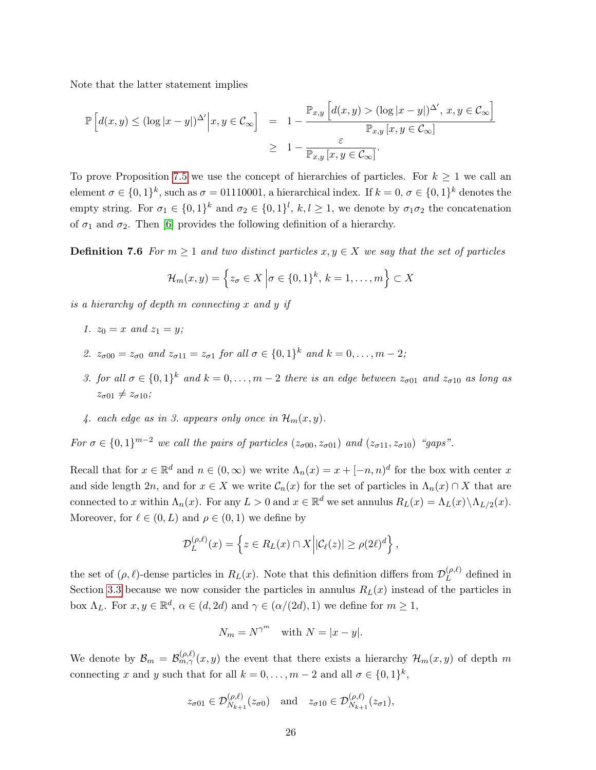Note that the latter statement implies

$$\mathbb{P}\left[d(x,y) \leq (\log|x-y|)^{\Delta'}\Big| x,y \in \mathcal{C}_\infty\right] = 1 - \frac{\mathbb{P}_{x,y}\left[d(x,y) > (\log|x-y|)^{\Delta'},\, x,y \in \mathcal{C}_\infty\right]}{\mathbb{P}_{x,y}\left[x,y \in \mathcal{C}_\infty\right]} \geq 1 - \frac{\varepsilon}{\mathbb{P}_{x,y}\left[x,y \in \mathcal{C}_\infty\right]}.$$

To prove Proposition 7.5 we use the concept of hierarchies of particles. For $k \geq 1$ we call an element $\sigma \in \{0,1\}^k$, such as $\sigma = 01110001$, a hierarchical index. If $k = 0$, $\sigma \in \{0,1\}^k$ denotes the empty string. For $\sigma_1 \in \{0,1\}^k$ and $\sigma_2 \in \{0,1\}^l$, $k, l \geq 1$, we denote by $\sigma_1\sigma_2$ the concatenation of $\sigma_1$ and $\sigma_2$. Then [6] provides the following definition of a hierarchy.

**Definition 7.6** *For $m \geq 1$ and two distinct particles $x, y \in X$ we say that the set of particles*

$$\mathcal{H}_m(x,y) = \left\{ z_\sigma \in X \,\Big|\, \sigma \in \{0,1\}^k,\, k = 1, \ldots, m \right\} \subset X$$

*is a hierarchy of depth $m$ connecting $x$ and $y$ if*

1. *$z_0 = x$ and $z_1 = y$;*
2. *$z_{\sigma 00} = z_{\sigma 0}$ and $z_{\sigma 11} = z_{\sigma 1}$ for all $\sigma \in \{0,1\}^k$ and $k = 0, \ldots, m-2$;*
3. *for all $\sigma \in \{0,1\}^k$ and $k = 0, \ldots, m-2$ there is an edge between $z_{\sigma 01}$ and $z_{\sigma 10}$ as long as $z_{\sigma 01} \neq z_{\sigma 10}$;*
4. *each edge as in 3. appears only once in $\mathcal{H}_m(x,y)$.*

*For $\sigma \in \{0,1\}^{m-2}$ we call the pairs of particles $(z_{\sigma 00}, z_{\sigma 01})$ and $(z_{\sigma 11}, z_{\sigma 10})$ "gaps".*

Recall that for $x \in \mathbb{R}^d$ and $n \in (0,\infty)$ we write $\Lambda_n(x) = x + [-n,n)^d$ for the box with center $x$ and side length $2n$, and for $x \in X$ we write $\mathcal{C}_n(x)$ for the set of particles in $\Lambda_n(x) \cap X$ that are connected to $x$ within $\Lambda_n(x)$. For any $L > 0$ and $x \in \mathbb{R}^d$ we set annulus $R_L(x) = \Lambda_L(x) \backslash \Lambda_{L/2}(x)$. Moreover, for $\ell \in (0, L)$ and $\rho \in (0,1)$ we define by

$$\mathcal{D}_L^{(\rho,\ell)}(x) = \left\{ z \in R_L(x) \cap X \,\Big|\, |\mathcal{C}_\ell(z)| \geq \rho(2\ell)^d \right\},$$

the set of $(\rho,\ell)$-dense particles in $R_L(x)$. Note that this definition differs from $\mathcal{D}_L^{(\rho,\ell)}$ defined in Section 3.3 because we now consider the particles in annulus $R_L(x)$ instead of the particles in box $\Lambda_L$. For $x, y \in \mathbb{R}^d$, $\alpha \in (d, 2d)$ and $\gamma \in (\alpha/(2d), 1)$ we define for $m \geq 1$,

$$N_m = N^{\gamma^m} \quad \text{with } N = |x-y|.$$

We denote by $\mathcal{B}_m = \mathcal{B}_{m,\gamma}^{(\rho,\ell)}(x,y)$ the event that there exists a hierarchy $\mathcal{H}_m(x,y)$ of depth $m$ connecting $x$ and $y$ such that for all $k = 0, \ldots, m-2$ and all $\sigma \in \{0,1\}^k$,

$$z_{\sigma 01} \in \mathcal{D}_{N_{k+1}}^{(\rho,\ell)}(z_{\sigma 0}) \quad \text{and} \quad z_{\sigma 10} \in \mathcal{D}_{N_{k+1}}^{(\rho,\ell)}(z_{\sigma 1}),$$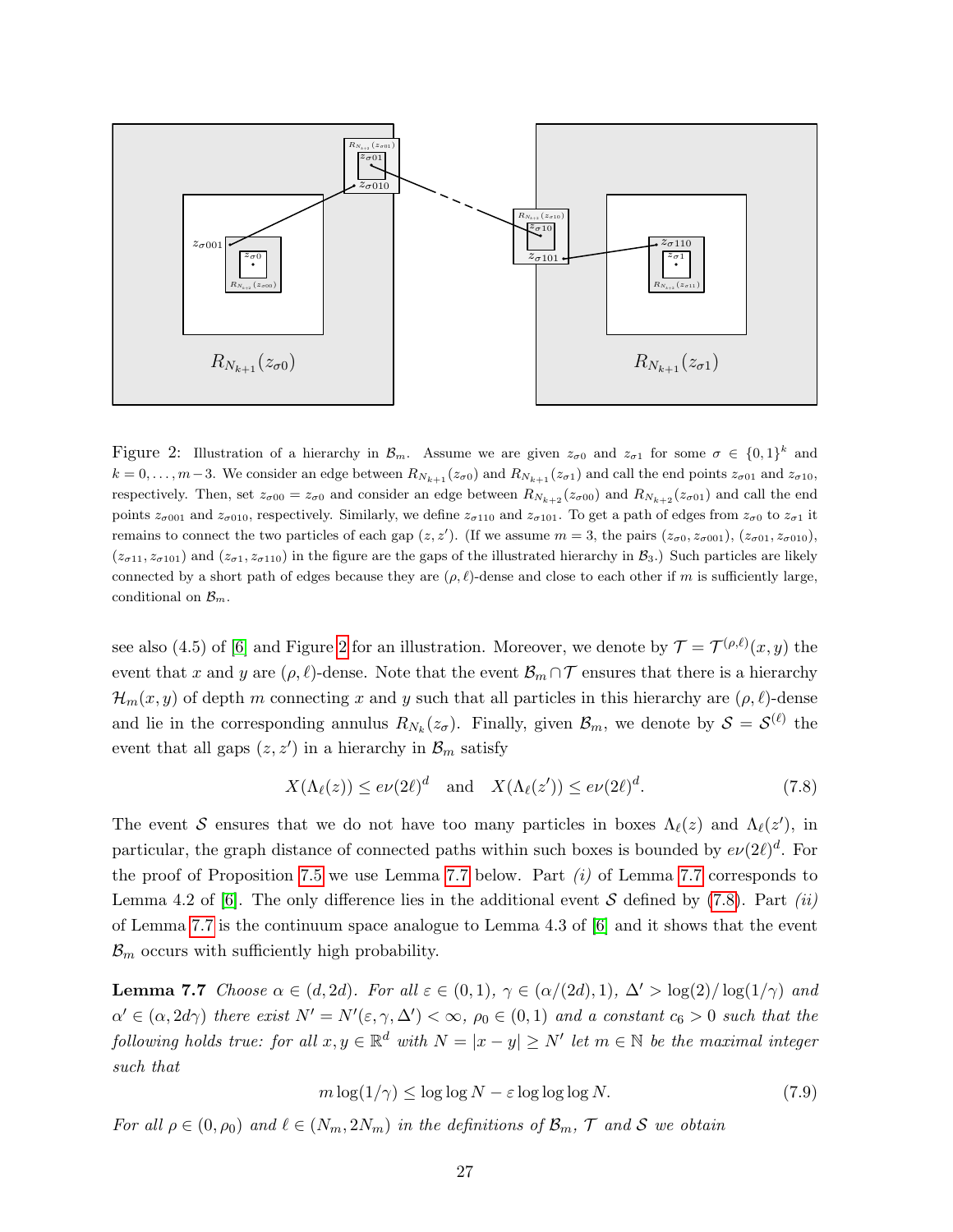Figure 2: Illustration of a hierarchy in $\mathcal{B}_m$. Assume we are given $z_{\sigma 0}$ and $z_{\sigma 1}$ for some $\sigma \in \{0,1\}^k$ and $k = 0, \dots, m-3$. We consider an edge between $R_{N_{k+1}}(z_{\sigma 0})$ and $R_{N_{k+1}}(z_{\sigma 1})$ and call the end points $z_{\sigma 01}$ and $z_{\sigma 10}$, respectively. Then, set $z_{\sigma 00} = z_{\sigma 0}$ and consider an edge between $R_{N_{k+2}}(z_{\sigma 00})$ and $R_{N_{k+2}}(z_{\sigma 01})$ and call the end points $z_{\sigma 001}$ and $z_{\sigma 010}$, respectively. Similarly, we define $z_{\sigma 110}$ and $z_{\sigma 101}$. To get a path of edges from $z_{\sigma 0}$ to $z_{\sigma 1}$ it remains to connect the two particles of each gap $(z, z')$. (If we assume $m = 3$, the pairs $(z_{\sigma 0}, z_{\sigma 001})$, $(z_{\sigma 01}, z_{\sigma 010})$, $(z_{\sigma 11}, z_{\sigma 101})$ and $(z_{\sigma 1}, z_{\sigma 110})$ in the figure are the gaps of the illustrated hierarchy in $\mathcal{B}_3$.) Such particles are likely connected by a short path of edges because they are $(\rho, \ell)$-dense and close to each other if $m$ is sufficiently large, conditional on $\mathcal{B}_m$.

see also (4.5) of [6] and Figure 2 for an illustration. Moreover, we denote by $\mathcal{T} = \mathcal{T}^{(\rho,\ell)}(x, y)$ the event that $x$ and $y$ are $(\rho, \ell)$-dense. Note that the event $\mathcal{B}_m \cap \mathcal{T}$ ensures that there is a hierarchy $\mathcal{H}_m(x, y)$ of depth $m$ connecting $x$ and $y$ such that all particles in this hierarchy are $(\rho, \ell)$-dense and lie in the corresponding annulus $R_{N_k}(z_\sigma)$. Finally, given $\mathcal{B}_m$, we denote by $\mathcal{S} = \mathcal{S}^{(\ell)}$ the event that all gaps $(z, z')$ in a hierarchy in $\mathcal{B}_m$ satisfy

$$X(\Lambda_\ell(z)) \le e\nu(2\ell)^d \quad \text{and} \quad X(\Lambda_\ell(z')) \le e\nu(2\ell)^d. \tag{7.8}$$

The event $\mathcal{S}$ ensures that we do not have too many particles in boxes $\Lambda_\ell(z)$ and $\Lambda_\ell(z')$, in particular, the graph distance of connected paths within such boxes is bounded by $e\nu(2\ell)^d$. For the proof of Proposition 7.5 we use Lemma 7.7 below. Part *(i)* of Lemma 7.7 corresponds to Lemma 4.2 of [6]. The only difference lies in the additional event $\mathcal{S}$ defined by (7.8). Part *(ii)* of Lemma 7.7 is the continuum space analogue to Lemma 4.3 of [6] and it shows that the event $\mathcal{B}_m$ occurs with sufficiently high probability.

**Lemma 7.7** *Choose $\alpha \in (d, 2d)$. For all $\varepsilon \in (0,1)$, $\gamma \in (\alpha/(2d), 1)$, $\Delta' > \log(2)/\log(1/\gamma)$ and $\alpha' \in (\alpha, 2d\gamma)$ there exist $N' = N'(\varepsilon, \gamma, \Delta') < \infty$, $\rho_0 \in (0,1)$ and a constant $c_6 > 0$ such that the following holds true: for all $x, y \in \mathbb{R}^d$ with $N = |x - y| \ge N'$ let $m \in \mathbb{N}$ be the maximal integer such that*

$$m \log(1/\gamma) \le \log\log N - \varepsilon \log\log\log N. \tag{7.9}$$

*For all $\rho \in (0, \rho_0)$ and $\ell \in (N_m, 2N_m)$ in the definitions of $\mathcal{B}_m$, $\mathcal{T}$ and $\mathcal{S}$ we obtain*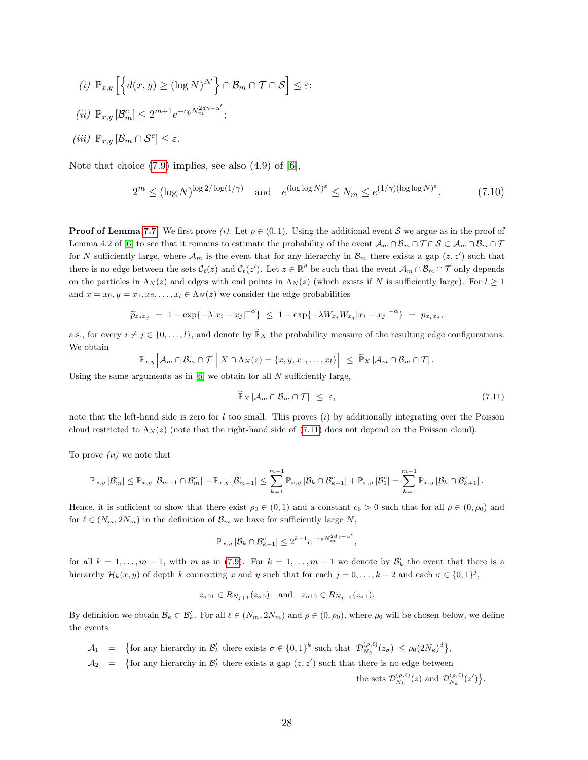*(i)* $\mathbb{P}_{x,y}\left[\left\{d(x,y) \geq (\log N)^{\Delta'}\right\} \cap \mathcal{B}_m \cap \mathcal{T} \cap \mathcal{S}\right] \leq \varepsilon$;

*(ii)* $\mathbb{P}_{x,y}\left[\mathcal{B}_m^c\right] \leq 2^{m+1} e^{-c_6 N_m^{2d\gamma - \alpha'}}$;

*(iii)* $\mathbb{P}_{x,y}\left[\mathcal{B}_m \cap \mathcal{S}^c\right] \leq \varepsilon$.

Note that choice (7.9) implies, see also (4.9) of [6],

$$2^m \leq (\log N)^{\log 2/\log(1/\gamma)} \quad \text{and} \quad e^{(\log\log N)^{\varepsilon}} \leq N_m \leq e^{(1/\gamma)(\log\log N)^{\varepsilon}}. \tag{7.10}$$

**Proof of Lemma 7.7.** We first prove *(i)*. Let $\rho \in (0,1)$. Using the additional event $\mathcal{S}$ we argue as in the proof of Lemma 4.2 of [6] to see that it remains to estimate the probability of the event $\mathcal{A}_m \cap \mathcal{B}_m \cap \mathcal{T} \cap \mathcal{S} \subset \mathcal{A}_m \cap \mathcal{B}_m \cap \mathcal{T}$ for $N$ sufficiently large, where $\mathcal{A}_m$ is the event that for any hierarchy in $\mathcal{B}_m$ there exists a gap $(z,z')$ such that there is no edge between the sets $\mathcal{C}_\ell(z)$ and $\mathcal{C}_\ell(z')$. Let $z \in \mathbb{R}^d$ be such that the event $\mathcal{A}_m \cap \mathcal{B}_m \cap \mathcal{T}$ only depends on the particles in $\Lambda_N(z)$ and edges with end points in $\Lambda_N(z)$ (which exists if $N$ is sufficiently large). For $l \geq 1$ and $x = x_0, y = x_1, x_2, \ldots, x_l \in \Lambda_N(z)$ we consider the edge probabilities

$$\widetilde{p}_{x_i x_j} \;=\; 1 - \exp\{-\lambda |x_i - x_j|^{-\alpha}\} \;\leq\; 1 - \exp\{-\lambda W_{x_i} W_{x_j} |x_i - x_j|^{-\alpha}\} \;=\; p_{x_i x_j},$$

a.s., for every $i \neq j \in \{0, \ldots, l\}$, and denote by $\widetilde{\mathbb{P}}_X$ the probability measure of the resulting edge configurations. We obtain

$$\mathbb{P}_{x,y}\Big[\mathcal{A}_m \cap \mathcal{B}_m \cap \mathcal{T} \;\Big|\; X \cap \Lambda_N(z) = \{x, y, x_1, \ldots, x_l\}\Big] \;\leq\; \widetilde{\mathbb{P}}_X\left[\mathcal{A}_m \cap \mathcal{B}_m \cap \mathcal{T}\right].$$

Using the same arguments as in [6] we obtain for all $N$ sufficiently large,

$$\widetilde{\mathbb{P}}_X\left[\mathcal{A}_m \cap \mathcal{B}_m \cap \mathcal{T}\right] \;\leq\; \varepsilon, \tag{7.11}$$

note that the left-hand side is zero for $l$ too small. This proves *(i)* by additionally integrating over the Poisson cloud restricted to $\Lambda_N(z)$ (note that the right-hand side of (7.11) does not depend on the Poisson cloud).

To prove *(ii)* we note that

$$\mathbb{P}_{x,y}\left[\mathcal{B}_m^c\right] \leq \mathbb{P}_{x,y}\left[\mathcal{B}_{m-1} \cap \mathcal{B}_m^c\right] + \mathbb{P}_{x,y}\left[\mathcal{B}_{m-1}^c\right] \leq \sum_{k=1}^{m-1} \mathbb{P}_{x,y}\left[\mathcal{B}_k \cap \mathcal{B}_{k+1}^c\right] + \mathbb{P}_{x,y}\left[\mathcal{B}_1^c\right] = \sum_{k=1}^{m-1} \mathbb{P}_{x,y}\left[\mathcal{B}_k \cap \mathcal{B}_{k+1}^c\right].$$

Hence, it is sufficient to show that there exist $\rho_0 \in (0,1)$ and a constant $c_6 > 0$ such that for all $\rho \in (0, \rho_0)$ and for $\ell \in (N_m, 2N_m)$ in the definition of $\mathcal{B}_m$ we have for sufficiently large $N$,

$$\mathbb{P}_{x,y}\left[\mathcal{B}_k \cap \mathcal{B}_{k+1}^c\right] \leq 2^{k+1} e^{-c_6 N_m^{2d\gamma - \alpha'}},$$

for all $k = 1, \ldots, m-1$, with $m$ as in (7.9). For $k = 1, \ldots, m-1$ we denote by $\mathcal{B}_k'$ the event that there is a hierarchy $\mathcal{H}_k(x,y)$ of depth $k$ connecting $x$ and $y$ such that for each $j = 0, \ldots, k-2$ and each $\sigma \in \{0,1\}^j$,

$$z_{\sigma 01} \in R_{N_{j+1}}(z_{\sigma 0}) \quad \text{and} \quad z_{\sigma 10} \in R_{N_{j+1}}(z_{\sigma 1}).$$

By definition we obtain $\mathcal{B}_k \subset \mathcal{B}_k'$. For all $\ell \in (N_m, 2N_m)$ and $\rho \in (0, \rho_0)$, where $\rho_0$ will be chosen below, we define the events

$$\begin{aligned}
\mathcal{A}_1 &= \left\{\text{for any hierarchy in } \mathcal{B}_k' \text{ there exists } \sigma \in \{0,1\}^k \text{ such that } |\mathcal{D}_{N_k}^{(\rho,\ell)}(z_\sigma)| \leq \rho_0 (2N_k)^d\right\},\\
\mathcal{A}_2 &= \big\{\text{for any hierarchy in } \mathcal{B}_k' \text{ there exists a gap } (z,z') \text{ such that there is no edge between}\\
&\qquad\qquad\qquad\qquad\qquad\qquad\qquad\qquad\qquad\qquad \text{the sets } \mathcal{D}_{N_k}^{(\rho,\ell)}(z) \text{ and } \mathcal{D}_{N_k}^{(\rho,\ell)}(z')\big\}.
\end{aligned}$$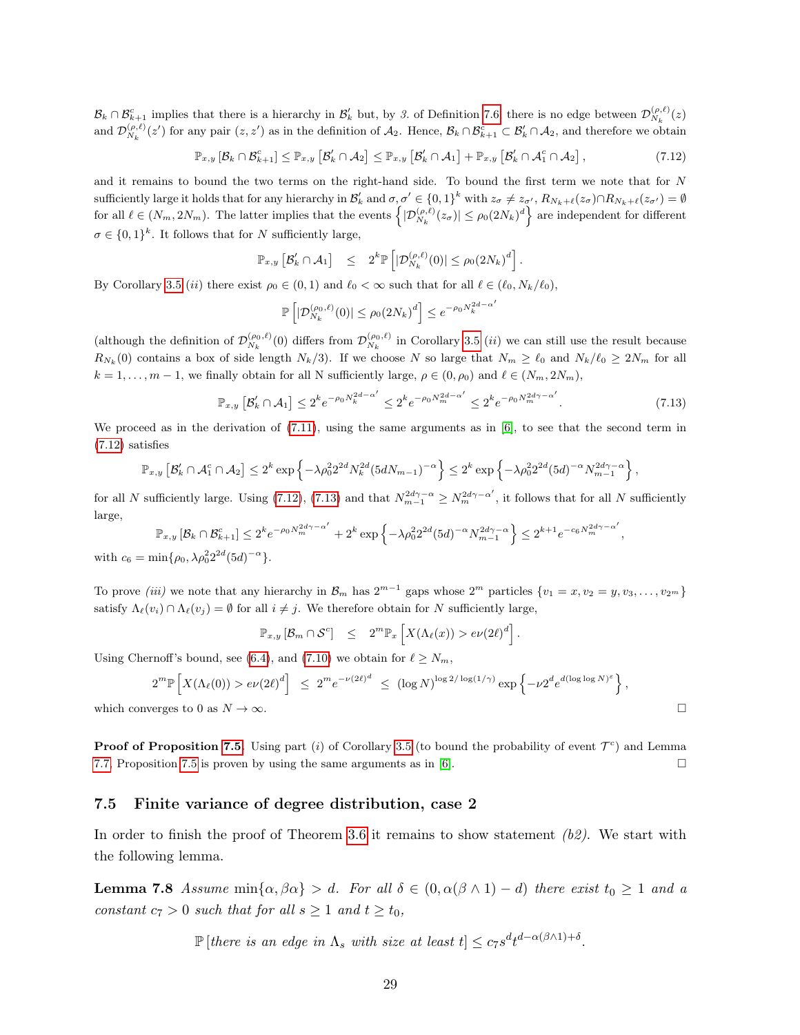$\mathcal{B}_k \cap \mathcal{B}_{k+1}^c$ implies that there is a hierarchy in $\mathcal{B}_k'$ but, by *3.* of Definition 7.6 there is no edge between $\mathcal{D}_{N_k}^{(\rho,\ell)}(z)$ and $\mathcal{D}_{N_k}^{(\rho,\ell)}(z')$ for any pair $(z,z')$ as in the definition of $\mathcal{A}_2$. Hence, $\mathcal{B}_k \cap \mathcal{B}_{k+1}^c \subset \mathcal{B}_k' \cap \mathcal{A}_2$, and therefore we obtain

$$\mathbb{P}_{x,y}\left[\mathcal{B}_k \cap \mathcal{B}_{k+1}^c\right] \leq \mathbb{P}_{x,y}\left[\mathcal{B}_k' \cap \mathcal{A}_2\right] \leq \mathbb{P}_{x,y}\left[\mathcal{B}_k' \cap \mathcal{A}_1\right] + \mathbb{P}_{x,y}\left[\mathcal{B}_k' \cap \mathcal{A}_1^c \cap \mathcal{A}_2\right], \tag{7.12}$$

and it remains to bound the two terms on the right-hand side. To bound the first term we note that for $N$ sufficiently large it holds that for any hierarchy in $\mathcal{B}_k'$ and $\sigma, \sigma' \in \{0,1\}^k$ with $z_\sigma \neq z_{\sigma'}$, $R_{N_k+\ell}(z_\sigma) \cap R_{N_k+\ell}(z_{\sigma'}) = \emptyset$ for all $\ell \in (N_m, 2N_m)$. The latter implies that the events $\left\{|\mathcal{D}_{N_k}^{(\rho,\ell)}(z_\sigma)| \leq \rho_0 (2N_k)^d\right\}$ are independent for different $\sigma \in \{0,1\}^k$. It follows that for $N$ sufficiently large,

$$\mathbb{P}_{x,y}\left[\mathcal{B}_k' \cap \mathcal{A}_1\right] \quad \leq \quad 2^k \mathbb{P}\left[|\mathcal{D}_{N_k}^{(\rho,\ell)}(0)| \leq \rho_0 (2N_k)^d\right].$$

By Corollary 3.5 *(ii)* there exist $\rho_0 \in (0,1)$ and $\ell_0 < \infty$ such that for all $\ell \in (\ell_0, N_k/\ell_0)$,

$$\mathbb{P}\left[|\mathcal{D}_{N_k}^{(\rho_0,\ell)}(0)| \leq \rho_0 (2N_k)^d\right] \leq e^{-\rho_0 N_k^{2d-\alpha'}}$$

(although the definition of $\mathcal{D}_{N_k}^{(\rho_0,\ell)}(0)$ differs from $\mathcal{D}_{N_k}^{(\rho_0,\ell)}$ in Corollary 3.5 *(ii)* we can still use the result because $R_{N_k}(0)$ contains a box of side length $N_k/3$). If we choose $N$ so large that $N_m \geq \ell_0$ and $N_k/\ell_0 \geq 2N_m$ for all $k = 1, \ldots, m-1$, we finally obtain for all N sufficiently large, $\rho \in (0, \rho_0)$ and $\ell \in (N_m, 2N_m)$,

$$\mathbb{P}_{x,y}\left[\mathcal{B}_k' \cap \mathcal{A}_1\right] \leq 2^k e^{-\rho_0 N_k^{2d-\alpha'}} \leq 2^k e^{-\rho_0 N_m^{2d-\alpha'}} \leq 2^k e^{-\rho_0 N_m^{2d\gamma-\alpha'}}. \tag{7.13}$$

We proceed as in the derivation of (7.11), using the same arguments as in [6], to see that the second term in (7.12) satisfies

$$\mathbb{P}_{x,y}\left[\mathcal{B}_k' \cap \mathcal{A}_1^c \cap \mathcal{A}_2\right] \leq 2^k \exp\left\{-\lambda \rho_0^2 2^{2d} N_k^{2d} (5dN_{m-1})^{-\alpha}\right\} \leq 2^k \exp\left\{-\lambda \rho_0^2 2^{2d} (5d)^{-\alpha} N_{m-1}^{2d\gamma-\alpha}\right\},$$

for all $N$ sufficiently large. Using (7.12), (7.13) and that $N_{m-1}^{2d\gamma-\alpha} \geq N_m^{2d\gamma-\alpha'}$, it follows that for all $N$ sufficiently large,

$$\mathbb{P}_{x,y}\left[\mathcal{B}_k \cap \mathcal{B}_{k+1}^c\right] \leq 2^k e^{-\rho_0 N_m^{2d\gamma-\alpha'}} + 2^k \exp\left\{-\lambda \rho_0^2 2^{2d} (5d)^{-\alpha} N_{m-1}^{2d\gamma-\alpha}\right\} \leq 2^{k+1} e^{-c_6 N_m^{2d\gamma-\alpha'}},$$

with $c_6 = \min\{\rho_0, \lambda \rho_0^2 2^{2d} (5d)^{-\alpha}\}$.

To prove *(iii)* we note that any hierarchy in $\mathcal{B}_m$ has $2^{m-1}$ gaps whose $2^m$ particles $\{v_1 = x, v_2 = y, v_3, \ldots, v_{2^m}\}$ satisfy $\Lambda_\ell(v_i) \cap \Lambda_\ell(v_j) = \emptyset$ for all $i \neq j$. We therefore obtain for N sufficiently large,

$$\mathbb{P}_{x,y}\left[\mathcal{B}_m \cap \mathcal{S}^c\right] \quad \leq \quad 2^m \mathbb{P}_x\left[X(\Lambda_\ell(x)) > e\nu (2\ell)^d\right].$$

Using Chernoff's bound, see (6.4), and (7.10) we obtain for $\ell \geq N_m$,

$$2^m \mathbb{P}\left[X(\Lambda_\ell(0)) > e\nu (2\ell)^d\right] \quad \leq \quad 2^m e^{-\nu (2\ell)^d} \quad \leq \quad (\log N)^{\log 2/\log(1/\gamma)} \exp\left\{-\nu 2^d e^{d(\log\log N)^\varepsilon}\right\},$$

which converges to 0 as $N \to \infty$. $\square$

**Proof of Proposition 7.5.** Using part *(i)* of Corollary 3.5 (to bound the probability of event $\mathcal{T}^c$) and Lemma 7.7, Proposition 7.5 is proven by using the same arguments as in [6]. $\square$

### 7.5 Finite variance of degree distribution, case 2

In order to finish the proof of Theorem 3.6 it remains to show statement *(b2)*. We start with the following lemma.

**Lemma 7.8** *Assume* $\min\{\alpha, \beta\alpha\} > d$. *For all* $\delta \in (0, \alpha(\beta \wedge 1) - d)$ *there exist* $t_0 \geq 1$ *and a constant* $c_7 > 0$ *such that for all* $s \geq 1$ *and* $t \geq t_0$,

$$\mathbb{P}\left[\textit{there is an edge in } \Lambda_s \textit{ with size at least } t\right] \leq c_7 s^d t^{d-\alpha(\beta\wedge 1)+\delta}.$$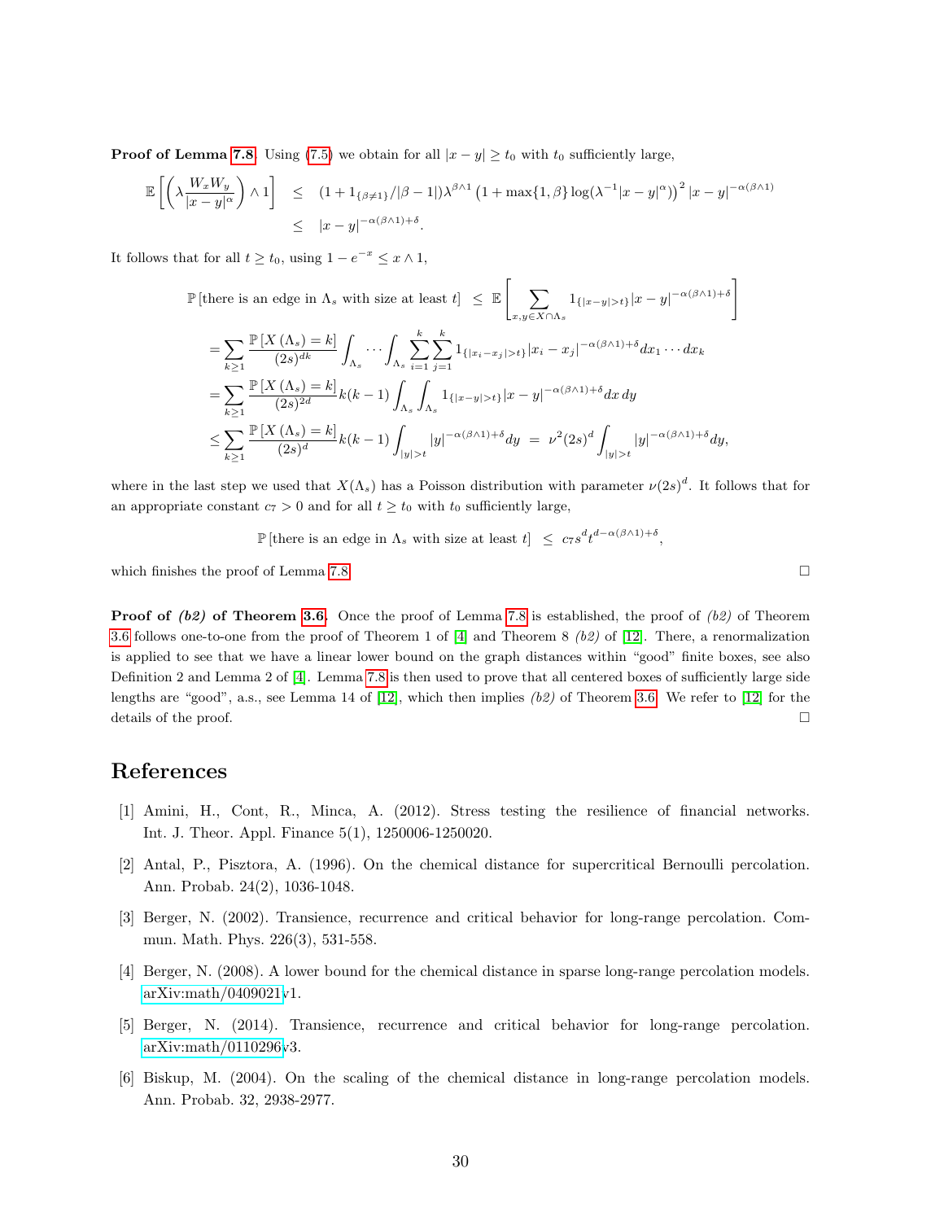**Proof of Lemma 7.8.** Using (7.5) we obtain for all $|x-y| \geq t_0$ with $t_0$ sufficiently large,

$$
\begin{aligned}
\mathbb{E}\left[\left(\lambda \frac{W_x W_y}{|x-y|^\alpha}\right) \wedge 1\right] &\leq (1 + 1_{\{\beta \neq 1\}}/|\beta - 1|)\lambda^{\beta \wedge 1}\left(1 + \max\{1, \beta\} \log(\lambda^{-1}|x-y|^\alpha)\right)^2 |x-y|^{-\alpha(\beta \wedge 1)} \\
&\leq |x-y|^{-\alpha(\beta \wedge 1) + \delta}.
\end{aligned}
$$

It follows that for all $t \geq t_0$, using $1 - e^{-x} \leq x \wedge 1$,

$$
\begin{aligned}
&\mathbb{P}\left[\text{there is an edge in } \Lambda_s \text{ with size at least } t\right] \;\leq\; \mathbb{E}\left[\sum_{x,y \in X \cap \Lambda_s} 1_{\{|x-y|>t\}} |x-y|^{-\alpha(\beta\wedge 1)+\delta}\right] \\
&= \sum_{k \geq 1} \frac{\mathbb{P}\left[X(\Lambda_s) = k\right]}{(2s)^{dk}} \int_{\Lambda_s} \cdots \int_{\Lambda_s} \sum_{i=1}^{k} \sum_{j=1}^{k} 1_{\{|x_i - x_j|>t\}} |x_i - x_j|^{-\alpha(\beta \wedge 1)+\delta} dx_1 \cdots dx_k \\
&= \sum_{k \geq 1} \frac{\mathbb{P}\left[X(\Lambda_s) = k\right]}{(2s)^{2d}} k(k-1) \int_{\Lambda_s} \int_{\Lambda_s} 1_{\{|x-y|>t\}} |x-y|^{-\alpha(\beta\wedge 1)+\delta} dx\, dy \\
&\leq \sum_{k \geq 1} \frac{\mathbb{P}\left[X(\Lambda_s) = k\right]}{(2s)^{d}} k(k-1) \int_{|y|>t} |y|^{-\alpha(\beta\wedge 1)+\delta} dy \;=\; \nu^2 (2s)^d \int_{|y|>t} |y|^{-\alpha(\beta\wedge 1)+\delta} dy,
\end{aligned}
$$

where in the last step we used that $X(\Lambda_s)$ has a Poisson distribution with parameter $\nu(2s)^d$. It follows that for an appropriate constant $c_7 > 0$ and for all $t \geq t_0$ with $t_0$ sufficiently large,

$$
\mathbb{P}\left[\text{there is an edge in } \Lambda_s \text{ with size at least } t\right] \;\leq\; c_7 s^d t^{d - \alpha(\beta\wedge 1)+\delta},
$$

which finishes the proof of Lemma 7.8. □

**Proof of *(b2)* of Theorem 3.6.** Once the proof of Lemma 7.8 is established, the proof of *(b2)* of Theorem 3.6 follows one-to-one from the proof of Theorem 1 of [4] and Theorem 8 *(b2)* of [12]. There, a renormalization is applied to see that we have a linear lower bound on the graph distances within "good" finite boxes, see also Definition 2 and Lemma 2 of [4]. Lemma 7.8 is then used to prove that all centered boxes of sufficiently large side lengths are "good", a.s., see Lemma 14 of [12], which then implies *(b2)* of Theorem 3.6. We refer to [12] for the details of the proof. □

# References

[1] Amini, H., Cont, R., Minca, A. (2012). Stress testing the resilience of financial networks. Int. J. Theor. Appl. Finance 5(1), 1250006-1250020.

[2] Antal, P., Pisztora, A. (1996). On the chemical distance for supercritical Bernoulli percolation. Ann. Probab. 24(2), 1036-1048.

[3] Berger, N. (2002). Transience, recurrence and critical behavior for long-range percolation. Commun. Math. Phys. 226(3), 531-558.

[4] Berger, N. (2008). A lower bound for the chemical distance in sparse long-range percolation models. arXiv:math/0409021v1.

[5] Berger, N. (2014). Transience, recurrence and critical behavior for long-range percolation. arXiv:math/0110296v3.

[6] Biskup, M. (2004). On the scaling of the chemical distance in long-range percolation models. Ann. Probab. 32, 2938-2977.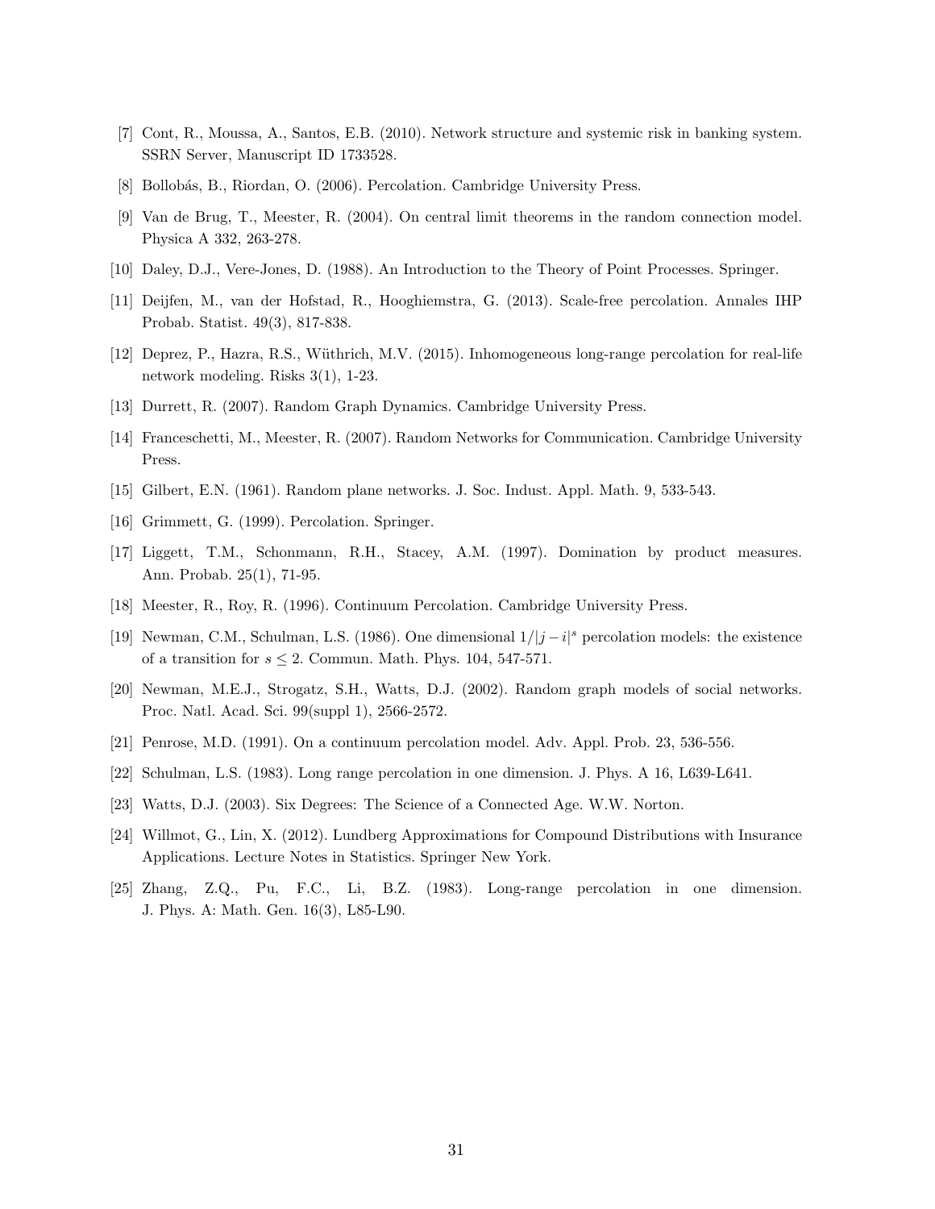[7] Cont, R., Moussa, A., Santos, E.B. (2010). Network structure and systemic risk in banking system. SSRN Server, Manuscript ID 1733528.

[8] Bollobás, B., Riordan, O. (2006). Percolation. Cambridge University Press.

[9] Van de Brug, T., Meester, R. (2004). On central limit theorems in the random connection model. Physica A 332, 263-278.

[10] Daley, D.J., Vere-Jones, D. (1988). An Introduction to the Theory of Point Processes. Springer.

[11] Deijfen, M., van der Hofstad, R., Hooghiemstra, G. (2013). Scale-free percolation. Annales IHP Probab. Statist. 49(3), 817-838.

[12] Deprez, P., Hazra, R.S., Wüthrich, M.V. (2015). Inhomogeneous long-range percolation for real-life network modeling. Risks 3(1), 1-23.

[13] Durrett, R. (2007). Random Graph Dynamics. Cambridge University Press.

[14] Franceschetti, M., Meester, R. (2007). Random Networks for Communication. Cambridge University Press.

[15] Gilbert, E.N. (1961). Random plane networks. J. Soc. Indust. Appl. Math. 9, 533-543.

[16] Grimmett, G. (1999). Percolation. Springer.

[17] Liggett, T.M., Schonmann, R.H., Stacey, A.M. (1997). Domination by product measures. Ann. Probab. 25(1), 71-95.

[18] Meester, R., Roy, R. (1996). Continuum Percolation. Cambridge University Press.

[19] Newman, C.M., Schulman, L.S. (1986). One dimensional $1/|j-i|^s$ percolation models: the existence of a transition for $s \leq 2$. Commun. Math. Phys. 104, 547-571.

[20] Newman, M.E.J., Strogatz, S.H., Watts, D.J. (2002). Random graph models of social networks. Proc. Natl. Acad. Sci. 99(suppl 1), 2566-2572.

[21] Penrose, M.D. (1991). On a continuum percolation model. Adv. Appl. Prob. 23, 536-556.

[22] Schulman, L.S. (1983). Long range percolation in one dimension. J. Phys. A 16, L639-L641.

[23] Watts, D.J. (2003). Six Degrees: The Science of a Connected Age. W.W. Norton.

[24] Willmot, G., Lin, X. (2012). Lundberg Approximations for Compound Distributions with Insurance Applications. Lecture Notes in Statistics. Springer New York.

[25] Zhang, Z.Q., Pu, F.C., Li, B.Z. (1983). Long-range percolation in one dimension. J. Phys. A: Math. Gen. 16(3), L85-L90.